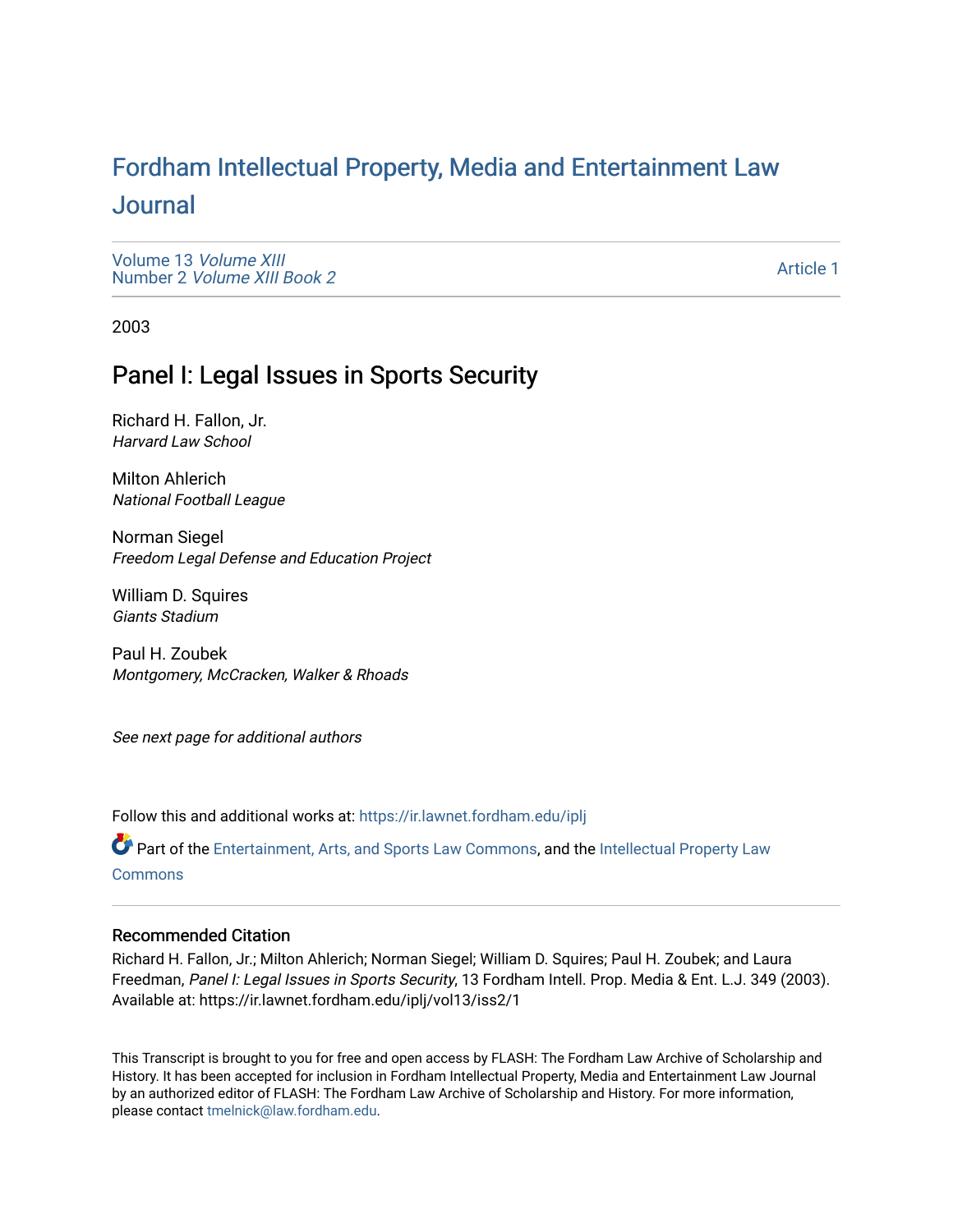# Fordham Intellectual Property, Media and Entertainment Law Journal

Volume 13 *Volume XIII*
Number 2 *Volume XIII Book 2*

Article 1

2003

## Panel I: Legal Issues in Sports Security

Richard H. Fallon, Jr.
*Harvard Law School*

Milton Ahlerich
*National Football League*

Norman Siegel
*Freedom Legal Defense and Education Project*

William D. Squires
*Giants Stadium*

Paul H. Zoubek
*Montgomery, McCracken, Walker & Rhoads*

*See next page for additional authors*

Follow this and additional works at: https://ir.lawnet.fordham.edu/iplj

Part of the Entertainment, Arts, and Sports Law Commons, and the Intellectual Property Law Commons

### Recommended Citation

Richard H. Fallon, Jr.; Milton Ahlerich; Norman Siegel; William D. Squires; Paul H. Zoubek; and Laura Freedman, *Panel I: Legal Issues in Sports Security*, 13 Fordham Intell. Prop. Media & Ent. L.J. 349 (2003).
Available at: https://ir.lawnet.fordham.edu/iplj/vol13/iss2/1

This Transcript is brought to you for free and open access by FLASH: The Fordham Law Archive of Scholarship and History. It has been accepted for inclusion in Fordham Intellectual Property, Media and Entertainment Law Journal by an authorized editor of FLASH: The Fordham Law Archive of Scholarship and History. For more information, please contact tmelnick@law.fordham.edu.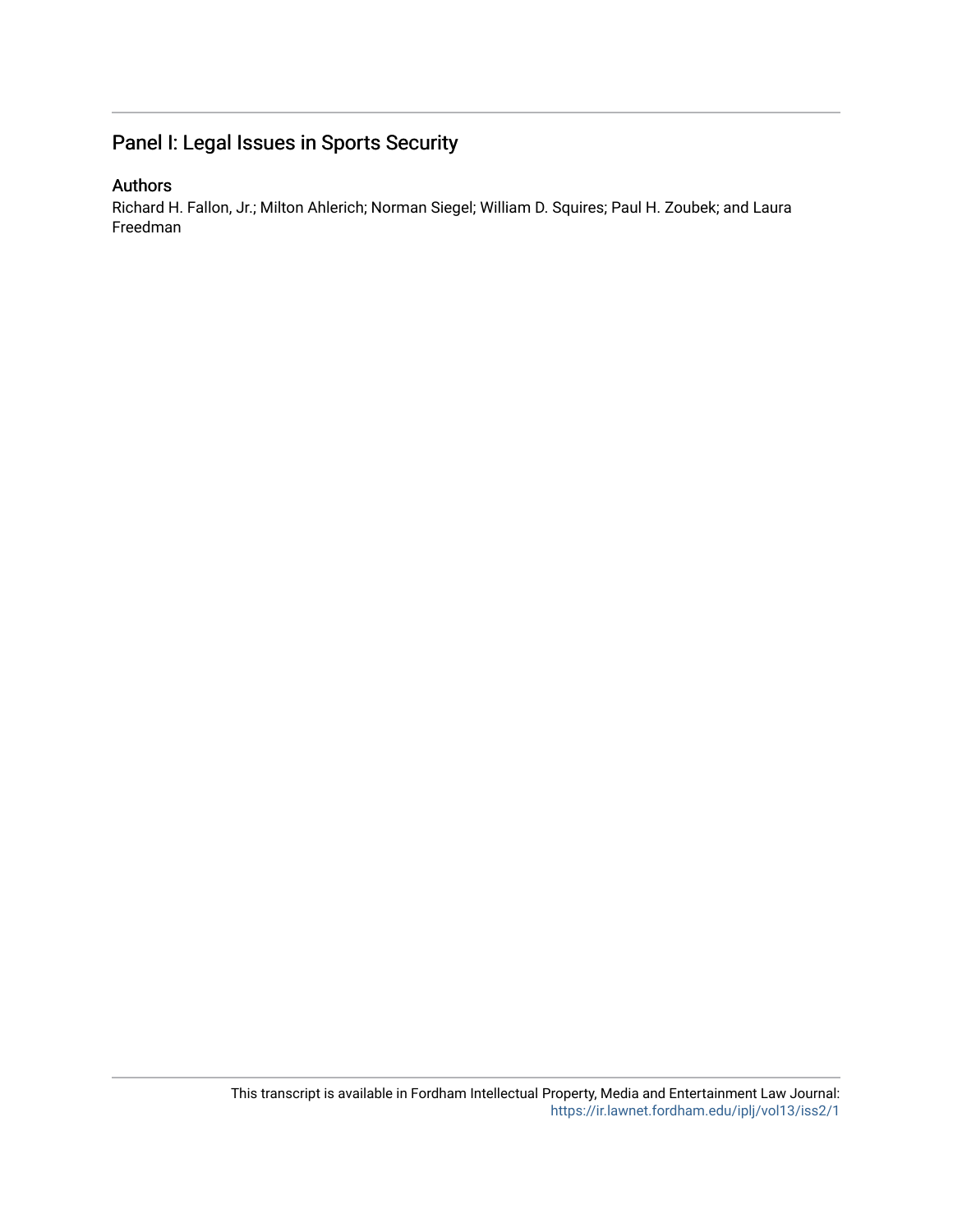# Panel I: Legal Issues in Sports Security

## Authors

Richard H. Fallon, Jr.; Milton Ahlerich; Norman Siegel; William D. Squires; Paul H. Zoubek; and Laura Freedman

This transcript is available in Fordham Intellectual Property, Media and Entertainment Law Journal: https://ir.lawnet.fordham.edu/iplj/vol13/iss2/1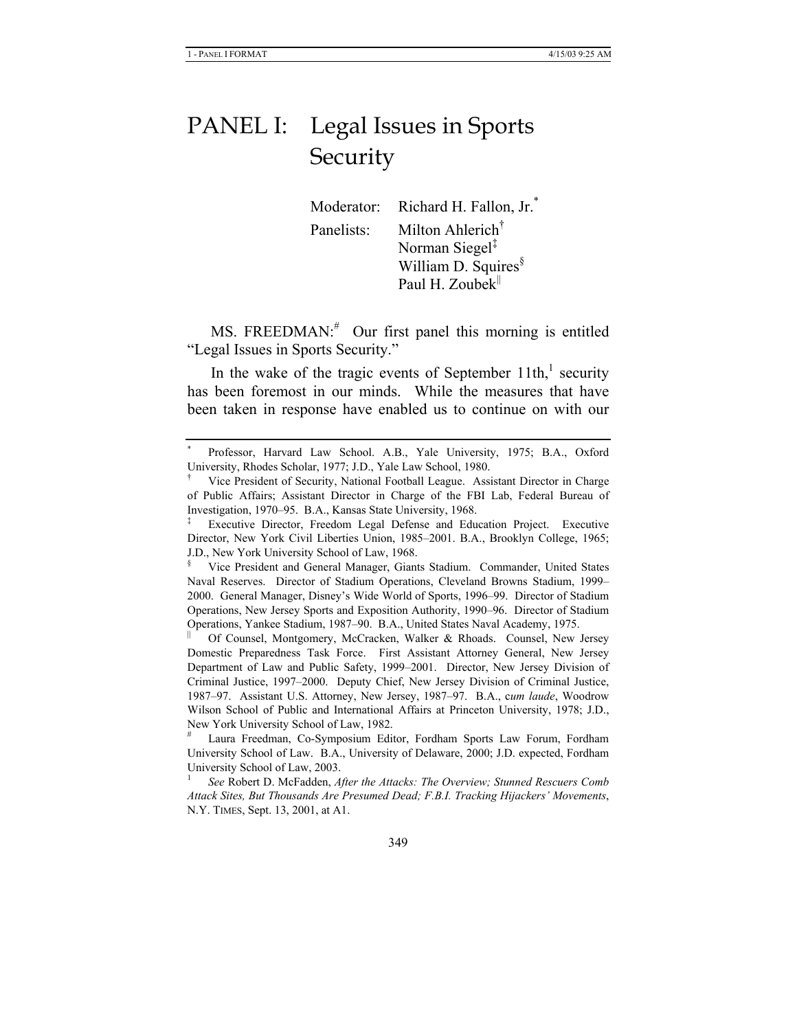# PANEL I: Legal Issues in Sports Security

Moderator: Richard H. Fallon, Jr.[*]

Panelists: Milton Ahlerich[†]
Norman Siegel[‡]
William D. Squires[§]
Paul H. Zoubek[||]

MS. FREEDMAN:[#] Our first panel this morning is entitled "Legal Issues in Sports Security."

In the wake of the tragic events of September 11th,[1] security has been foremost in our minds. While the measures that have been taken in response have enabled us to continue on with our

---

[*] Professor, Harvard Law School. A.B., Yale University, 1975; B.A., Oxford University, Rhodes Scholar, 1977; J.D., Yale Law School, 1980.

[†] Vice President of Security, National Football League. Assistant Director in Charge of Public Affairs; Assistant Director in Charge of the FBI Lab, Federal Bureau of Investigation, 1970–95. B.A., Kansas State University, 1968.

[‡] Executive Director, Freedom Legal Defense and Education Project. Executive Director, New York Civil Liberties Union, 1985–2001. B.A., Brooklyn College, 1965; J.D., New York University School of Law, 1968.

[§] Vice President and General Manager, Giants Stadium. Commander, United States Naval Reserves. Director of Stadium Operations, Cleveland Browns Stadium, 1999–2000. General Manager, Disney's Wide World of Sports, 1996–99. Director of Stadium Operations, New Jersey Sports and Exposition Authority, 1990–96. Director of Stadium Operations, Yankee Stadium, 1987–90. B.A., United States Naval Academy, 1975.

[||] Of Counsel, Montgomery, McCracken, Walker & Rhoads. Counsel, New Jersey Domestic Preparedness Task Force. First Assistant Attorney General, New Jersey Department of Law and Public Safety, 1999–2001. Director, New Jersey Division of Criminal Justice, 1997–2000. Deputy Chief, New Jersey Division of Criminal Justice, 1987–97. Assistant U.S. Attorney, New Jersey, 1987–97. B.A., c*um laude*, Woodrow Wilson School of Public and International Affairs at Princeton University, 1978; J.D., New York University School of Law, 1982.

[#] Laura Freedman, Co-Symposium Editor, Fordham Sports Law Forum, Fordham University School of Law. B.A., University of Delaware, 2000; J.D. expected, Fordham University School of Law, 2003.

[1] *See* Robert D. McFadden, *After the Attacks: The Overview; Stunned Rescuers Comb Attack Sites, But Thousands Are Presumed Dead; F.B.I. Tracking Hijackers' Movements*, N.Y. TIMES, Sept. 13, 2001, at A1.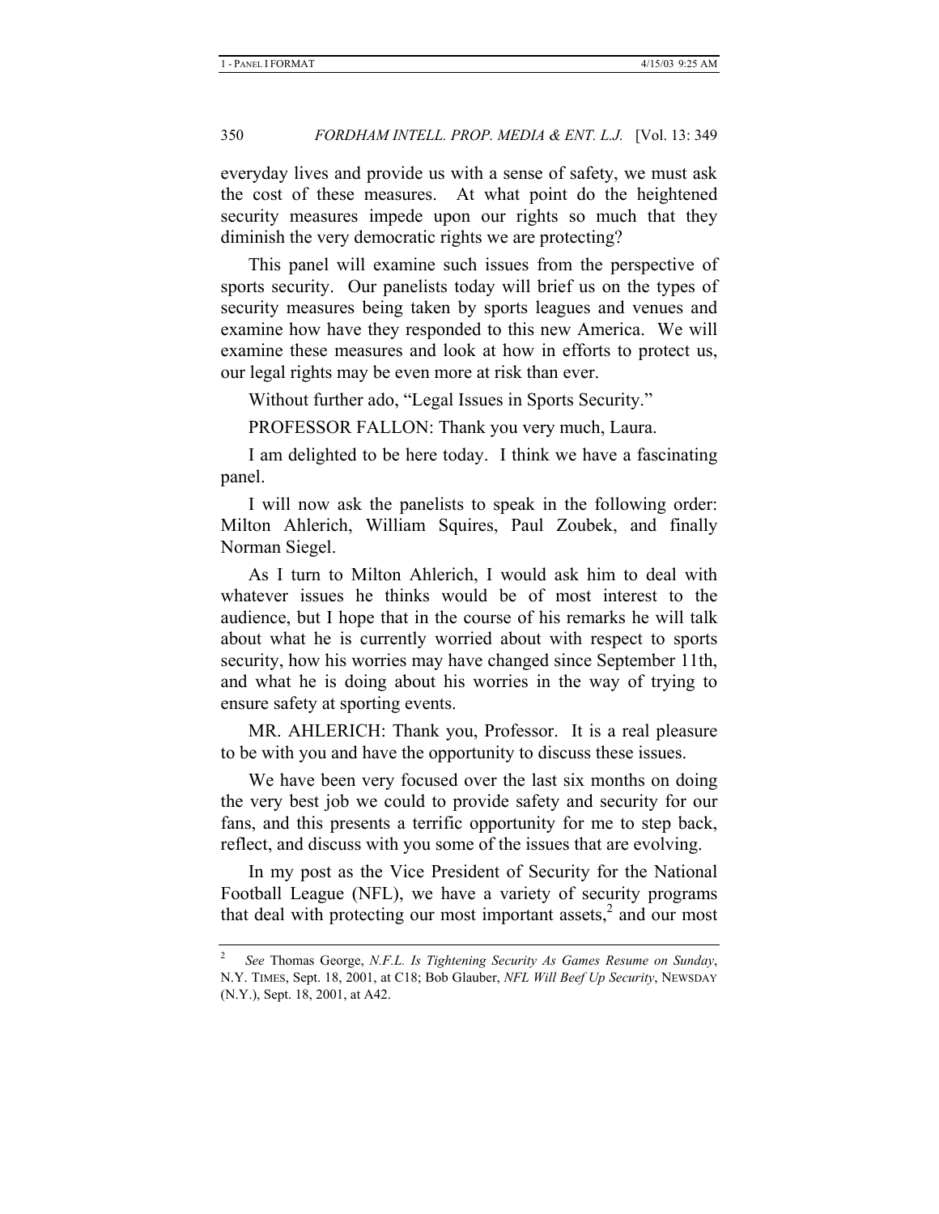everyday lives and provide us with a sense of safety, we must ask the cost of these measures. At what point do the heightened security measures impede upon our rights so much that they diminish the very democratic rights we are protecting?

This panel will examine such issues from the perspective of sports security. Our panelists today will brief us on the types of security measures being taken by sports leagues and venues and examine how have they responded to this new America. We will examine these measures and look at how in efforts to protect us, our legal rights may be even more at risk than ever.

Without further ado, "Legal Issues in Sports Security."

PROFESSOR FALLON: Thank you very much, Laura.

I am delighted to be here today. I think we have a fascinating panel.

I will now ask the panelists to speak in the following order: Milton Ahlerich, William Squires, Paul Zoubek, and finally Norman Siegel.

As I turn to Milton Ahlerich, I would ask him to deal with whatever issues he thinks would be of most interest to the audience, but I hope that in the course of his remarks he will talk about what he is currently worried about with respect to sports security, how his worries may have changed since September 11th, and what he is doing about his worries in the way of trying to ensure safety at sporting events.

MR. AHLERICH: Thank you, Professor. It is a real pleasure to be with you and have the opportunity to discuss these issues.

We have been very focused over the last six months on doing the very best job we could to provide safety and security for our fans, and this presents a terrific opportunity for me to step back, reflect, and discuss with you some of the issues that are evolving.

In my post as the Vice President of Security for the National Football League (NFL), we have a variety of security programs that deal with protecting our most important assets,[2] and our most

---

[2] *See* Thomas George, *N.F.L. Is Tightening Security As Games Resume on Sunday*, N.Y. TIMES, Sept. 18, 2001, at C18; Bob Glauber, *NFL Will Beef Up Security*, NEWSDAY (N.Y.), Sept. 18, 2001, at A42.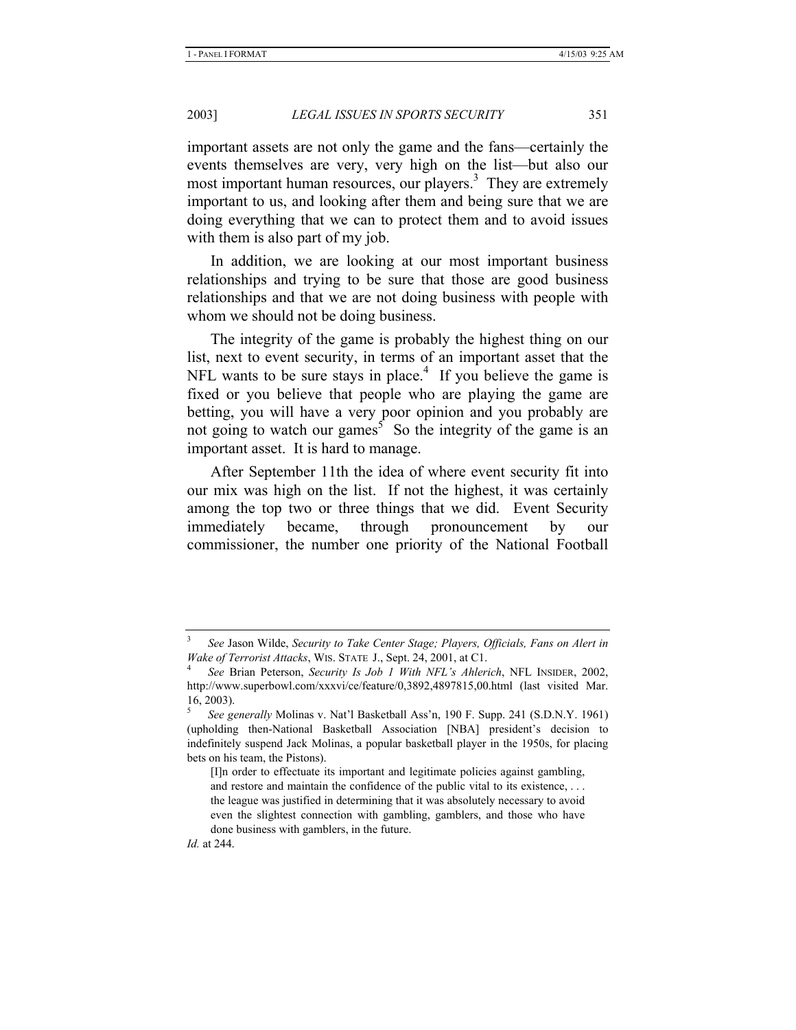important assets are not only the game and the fans—certainly the events themselves are very, very high on the list—but also our most important human resources, our players.[3] They are extremely important to us, and looking after them and being sure that we are doing everything that we can to protect them and to avoid issues with them is also part of my job.

In addition, we are looking at our most important business relationships and trying to be sure that those are good business relationships and that we are not doing business with people with whom we should not be doing business.

The integrity of the game is probably the highest thing on our list, next to event security, in terms of an important asset that the NFL wants to be sure stays in place.[4] If you believe the game is fixed or you believe that people who are playing the game are betting, you will have a very poor opinion and you probably are not going to watch our games[5] So the integrity of the game is an important asset. It is hard to manage.

After September 11th the idea of where event security fit into our mix was high on the list. If not the highest, it was certainly among the top two or three things that we did. Event Security immediately became, through pronouncement by our commissioner, the number one priority of the National Football

---

[3] *See* Jason Wilde, *Security to Take Center Stage; Players, Officials, Fans on Alert in Wake of Terrorist Attacks*, WIS. STATE J., Sept. 24, 2001, at C1.

[4] *See* Brian Peterson, *Security Is Job 1 With NFL's Ahlerich*, NFL INSIDER, 2002, http://www.superbowl.com/xxxvi/ce/feature/0,3892,4897815,00.html (last visited Mar. 16, 2003).

[5] *See generally* Molinas v. Nat'l Basketball Ass'n, 190 F. Supp. 241 (S.D.N.Y. 1961) (upholding then-National Basketball Association [NBA] president's decision to indefinitely suspend Jack Molinas, a popular basketball player in the 1950s, for placing bets on his team, the Pistons).

> [I]n order to effectuate its important and legitimate policies against gambling, and restore and maintain the confidence of the public vital to its existence, . . . the league was justified in determining that it was absolutely necessary to avoid even the slightest connection with gambling, gamblers, and those who have done business with gamblers, in the future.

*Id.* at 244.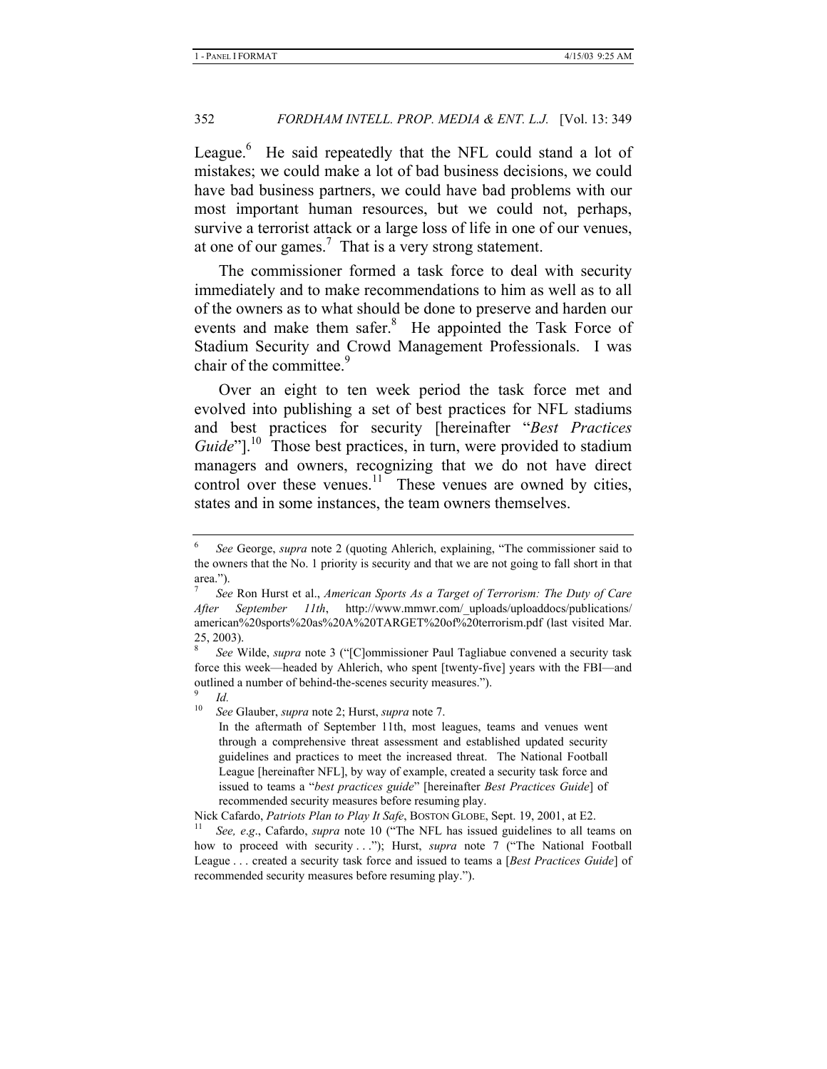League.[6] He said repeatedly that the NFL could stand a lot of mistakes; we could make a lot of bad business decisions, we could have bad business partners, we could have bad problems with our most important human resources, but we could not, perhaps, survive a terrorist attack or a large loss of life in one of our venues, at one of our games.[7] That is a very strong statement.

The commissioner formed a task force to deal with security immediately and to make recommendations to him as well as to all of the owners as to what should be done to preserve and harden our events and make them safer.[8] He appointed the Task Force of Stadium Security and Crowd Management Professionals. I was chair of the committee.[9]

Over an eight to ten week period the task force met and evolved into publishing a set of best practices for NFL stadiums and best practices for security [hereinafter "*Best Practices Guide*"].[10] Those best practices, in turn, were provided to stadium managers and owners, recognizing that we do not have direct control over these venues.[11] These venues are owned by cities, states and in some instances, the team owners themselves.

---

[6] *See* George, *supra* note 2 (quoting Ahlerich, explaining, "The commissioner said to the owners that the No. 1 priority is security and that we are not going to fall short in that area.").

[7] *See* Ron Hurst et al., *American Sports As a Target of Terrorism: The Duty of Care After September 11th*, http://www.mmwr.com/_uploads/uploaddocs/publications/american%20sports%20as%20A%20TARGET%20of%20terrorism.pdf (last visited Mar. 25, 2003).

[8] *See* Wilde, *supra* note 3 ("[C]ommissioner Paul Tagliabue convened a security task force this week—headed by Ahlerich, who spent [twenty-five] years with the FBI—and outlined a number of behind-the-scenes security measures.").

[9] *Id.*

[10] *See* Glauber, *supra* note 2; Hurst, *supra* note 7.

> In the aftermath of September 11th, most leagues, teams and venues went through a comprehensive threat assessment and established updated security guidelines and practices to meet the increased threat. The National Football League [hereinafter NFL], by way of example, created a security task force and issued to teams a "*best practices guide*" [hereinafter *Best Practices Guide*] of recommended security measures before resuming play.

Nick Cafardo, *Patriots Plan to Play It Safe*, BOSTON GLOBE, Sept. 19, 2001, at E2.

[11] *See, e.g*., Cafardo, *supra* note 10 ("The NFL has issued guidelines to all teams on how to proceed with security . . ."); Hurst, *supra* note 7 ("The National Football League . . . created a security task force and issued to teams a [*Best Practices Guide*] of recommended security measures before resuming play.").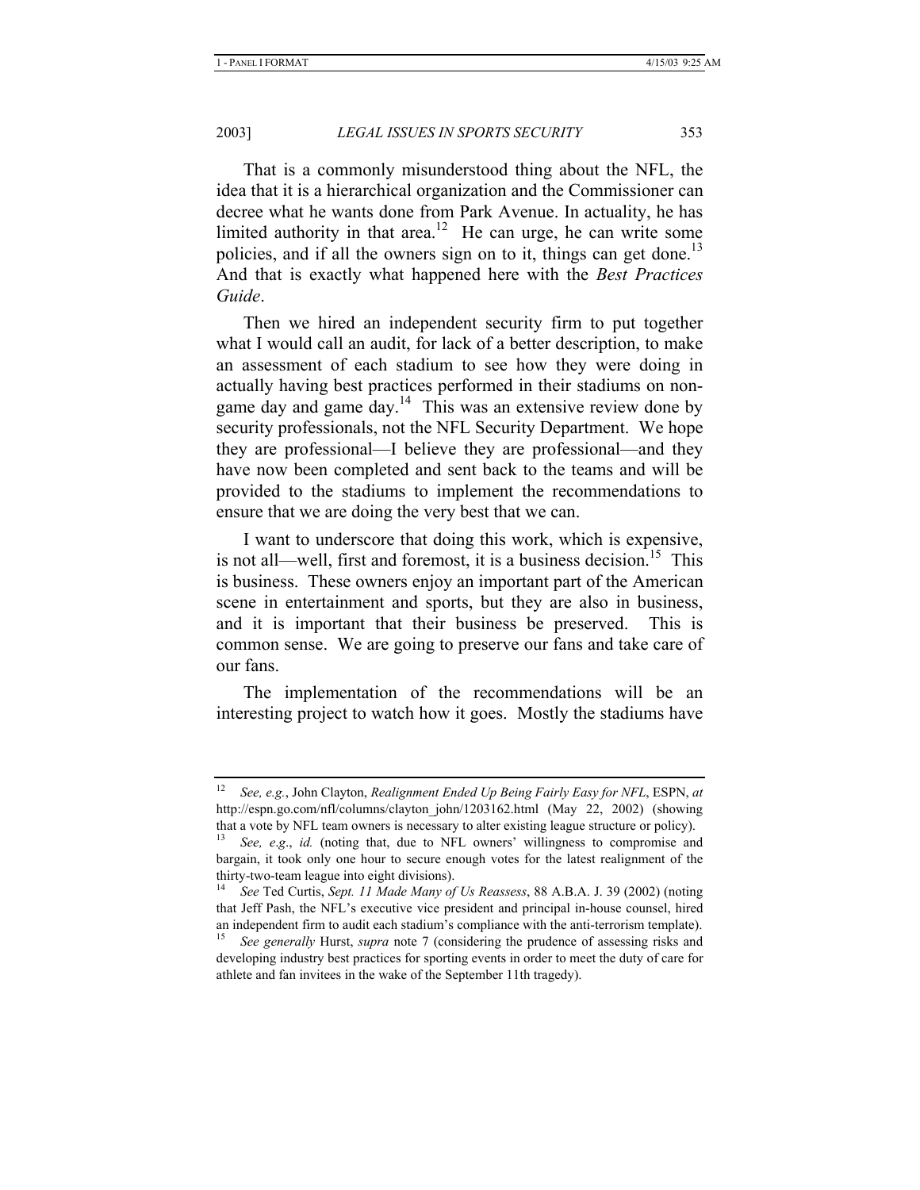That is a commonly misunderstood thing about the NFL, the idea that it is a hierarchical organization and the Commissioner can decree what he wants done from Park Avenue. In actuality, he has limited authority in that area.[12] He can urge, he can write some policies, and if all the owners sign on to it, things can get done.[13] And that is exactly what happened here with the *Best Practices Guide*.

Then we hired an independent security firm to put together what I would call an audit, for lack of a better description, to make an assessment of each stadium to see how they were doing in actually having best practices performed in their stadiums on non-game day and game day.[14] This was an extensive review done by security professionals, not the NFL Security Department. We hope they are professional—I believe they are professional—and they have now been completed and sent back to the teams and will be provided to the stadiums to implement the recommendations to ensure that we are doing the very best that we can.

I want to underscore that doing this work, which is expensive, is not all—well, first and foremost, it is a business decision.[15] This is business. These owners enjoy an important part of the American scene in entertainment and sports, but they are also in business, and it is important that their business be preserved. This is common sense. We are going to preserve our fans and take care of our fans.

The implementation of the recommendations will be an interesting project to watch how it goes. Mostly the stadiums have

---

[12] *See, e.g.*, John Clayton, *Realignment Ended Up Being Fairly Easy for NFL*, ESPN, *at* http://espn.go.com/nfl/columns/clayton_john/1203162.html (May 22, 2002) (showing that a vote by NFL team owners is necessary to alter existing league structure or policy).

[13] *See, e.g.*, *id.* (noting that, due to NFL owners' willingness to compromise and bargain, it took only one hour to secure enough votes for the latest realignment of the thirty-two-team league into eight divisions).

[14] *See* Ted Curtis, *Sept. 11 Made Many of Us Reassess*, 88 A.B.A. J. 39 (2002) (noting that Jeff Pash, the NFL's executive vice president and principal in-house counsel, hired an independent firm to audit each stadium's compliance with the anti-terrorism template).

[15] *See generally* Hurst, *supra* note 7 (considering the prudence of assessing risks and developing industry best practices for sporting events in order to meet the duty of care for athlete and fan invitees in the wake of the September 11th tragedy).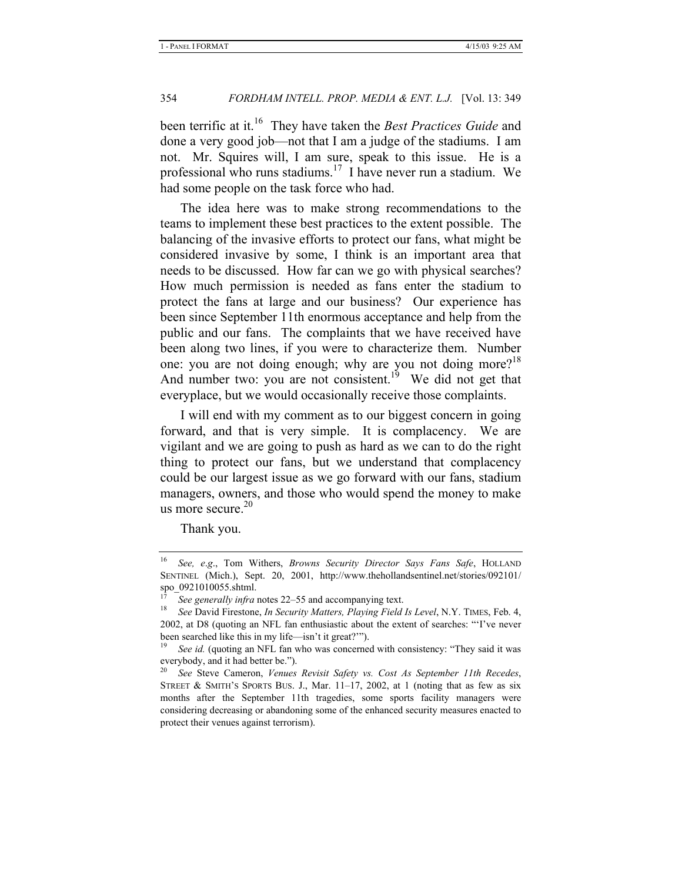been terrific at it.[16] They have taken the *Best Practices Guide* and done a very good job—not that I am a judge of the stadiums. I am not. Mr. Squires will, I am sure, speak to this issue. He is a professional who runs stadiums.[17] I have never run a stadium. We had some people on the task force who had.

The idea here was to make strong recommendations to the teams to implement these best practices to the extent possible. The balancing of the invasive efforts to protect our fans, what might be considered invasive by some, I think is an important area that needs to be discussed. How far can we go with physical searches? How much permission is needed as fans enter the stadium to protect the fans at large and our business? Our experience has been since September 11th enormous acceptance and help from the public and our fans. The complaints that we have received have been along two lines, if you were to characterize them. Number one: you are not doing enough; why are you not doing more?[18] And number two: you are not consistent.[19] We did not get that everyplace, but we would occasionally receive those complaints.

I will end with my comment as to our biggest concern in going forward, and that is very simple. It is complacency. We are vigilant and we are going to push as hard as we can to do the right thing to protect our fans, but we understand that complacency could be our largest issue as we go forward with our fans, stadium managers, owners, and those who would spend the money to make us more secure.[20]

Thank you.

---

[16] *See, e.g.*, Tom Withers, *Browns Security Director Says Fans Safe*, HOLLAND SENTINEL (Mich.), Sept. 20, 2001, http://www.thehollandsentinel.net/stories/092101/spo_0921010055.shtml.

[17] *See generally infra* notes 22–55 and accompanying text.

[18] *See* David Firestone, *In Security Matters, Playing Field Is Level*, N.Y. TIMES, Feb. 4, 2002, at D8 (quoting an NFL fan enthusiastic about the extent of searches: "'I've never been searched like this in my life—isn't it great?'").

[19] *See id.* (quoting an NFL fan who was concerned with consistency: "They said it was everybody, and it had better be.").

[20] *See* Steve Cameron, *Venues Revisit Safety vs. Cost As September 11th Recedes*, STREET & SMITH'S SPORTS BUS. J., Mar. 11–17, 2002, at 1 (noting that as few as six months after the September 11th tragedies, some sports facility managers were considering decreasing or abandoning some of the enhanced security measures enacted to protect their venues against terrorism).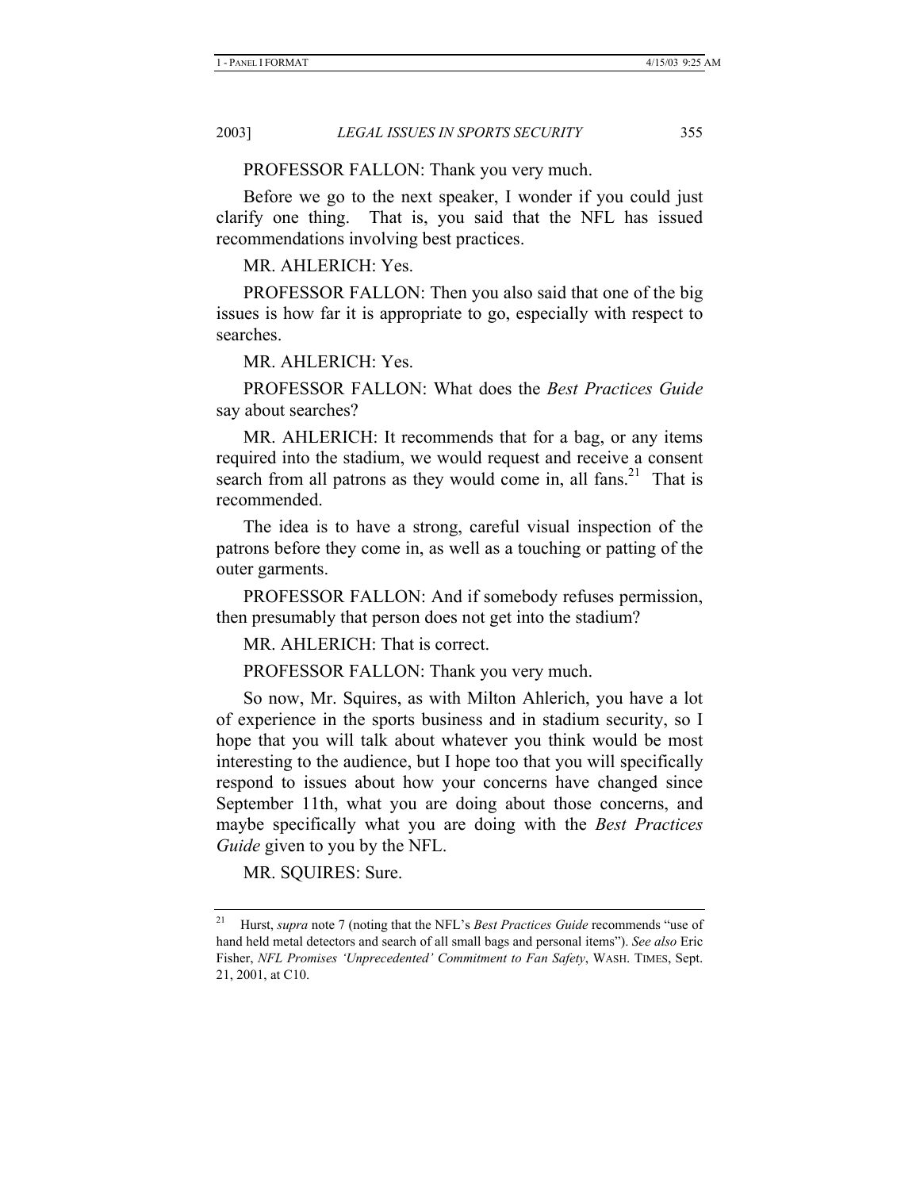PROFESSOR FALLON: Thank you very much.

Before we go to the next speaker, I wonder if you could just clarify one thing. That is, you said that the NFL has issued recommendations involving best practices.

MR. AHLERICH: Yes.

PROFESSOR FALLON: Then you also said that one of the big issues is how far it is appropriate to go, especially with respect to searches.

MR. AHLERICH: Yes.

PROFESSOR FALLON: What does the *Best Practices Guide* say about searches?

MR. AHLERICH: It recommends that for a bag, or any items required into the stadium, we would request and receive a consent search from all patrons as they would come in, all fans.[21] That is recommended.

The idea is to have a strong, careful visual inspection of the patrons before they come in, as well as a touching or patting of the outer garments.

PROFESSOR FALLON: And if somebody refuses permission, then presumably that person does not get into the stadium?

MR. AHLERICH: That is correct.

PROFESSOR FALLON: Thank you very much.

So now, Mr. Squires, as with Milton Ahlerich, you have a lot of experience in the sports business and in stadium security, so I hope that you will talk about whatever you think would be most interesting to the audience, but I hope too that you will specifically respond to issues about how your concerns have changed since September 11th, what you are doing about those concerns, and maybe specifically what you are doing with the *Best Practices Guide* given to you by the NFL.

MR. SQUIRES: Sure.

---

[21] Hurst, *supra* note 7 (noting that the NFL's *Best Practices Guide* recommends "use of hand held metal detectors and search of all small bags and personal items"). *See also* Eric Fisher, *NFL Promises 'Unprecedented' Commitment to Fan Safety*, WASH. TIMES, Sept. 21, 2001, at C10.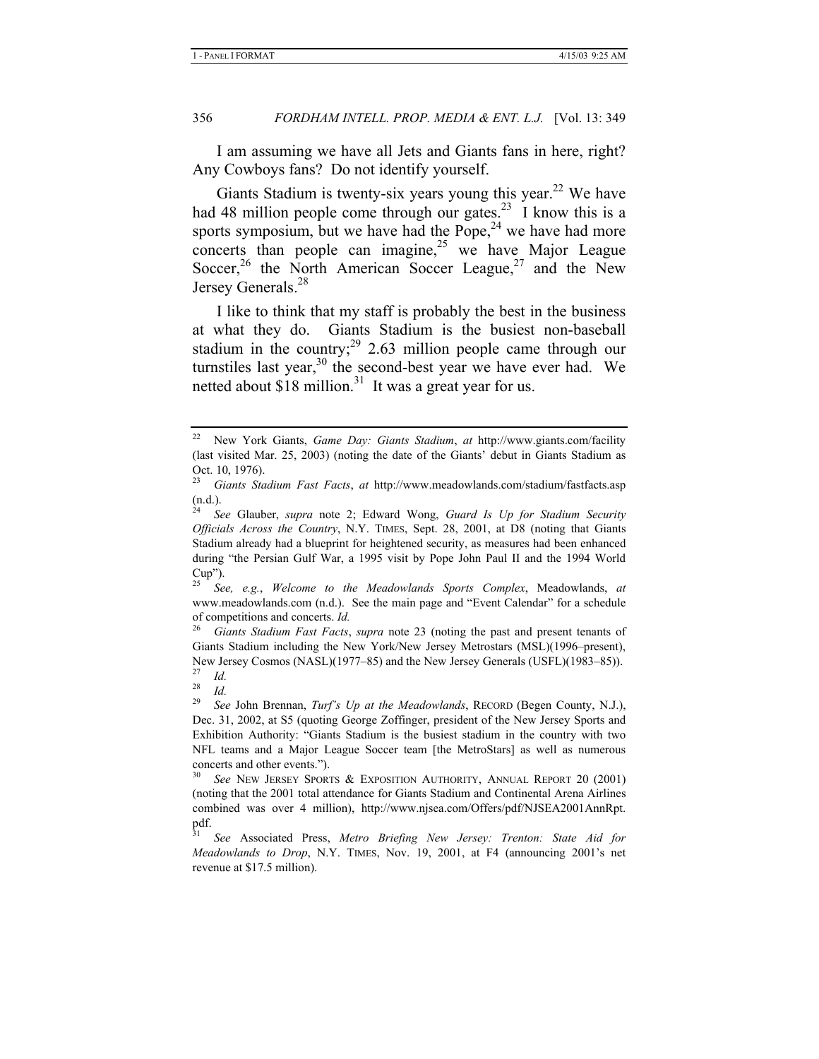I am assuming we have all Jets and Giants fans in here, right? Any Cowboys fans? Do not identify yourself.

Giants Stadium is twenty-six years young this year.[22] We have had 48 million people come through our gates.[23] I know this is a sports symposium, but we have had the Pope,[24] we have had more concerts than people can imagine,[25] we have Major League Soccer,[26] the North American Soccer League,[27] and the New Jersey Generals.[28]

I like to think that my staff is probably the best in the business at what they do. Giants Stadium is the busiest non-baseball stadium in the country;[29] 2.63 million people came through our turnstiles last year,[30] the second-best year we have ever had. We netted about $18 million.[31] It was a great year for us.

---

[22] New York Giants, *Game Day: Giants Stadium*, *at* http://www.giants.com/facility (last visited Mar. 25, 2003) (noting the date of the Giants' debut in Giants Stadium as Oct. 10, 1976).

[23] *Giants Stadium Fast Facts*, *at* http://www.meadowlands.com/stadium/fastfacts.asp (n.d.).

[24] *See* Glauber, *supra* note 2; Edward Wong, *Guard Is Up for Stadium Security Officials Across the Country*, N.Y. TIMES, Sept. 28, 2001, at D8 (noting that Giants Stadium already had a blueprint for heightened security, as measures had been enhanced during "the Persian Gulf War, a 1995 visit by Pope John Paul II and the 1994 World Cup").

[25] *See, e.g.*, *Welcome to the Meadowlands Sports Complex*, Meadowlands, *at* www.meadowlands.com (n.d.). See the main page and "Event Calendar" for a schedule of competitions and concerts. *Id.*

[26] *Giants Stadium Fast Facts*, *supra* note 23 (noting the past and present tenants of Giants Stadium including the New York/New Jersey Metrostars (MSL)(1996–present), New Jersey Cosmos (NASL)(1977–85) and the New Jersey Generals (USFL)(1983–85)).

[27] *Id.*

[28] *Id.*

[29] *See* John Brennan, *Turf's Up at the Meadowlands*, RECORD (Begen County, N.J.), Dec. 31, 2002, at S5 (quoting George Zoffinger, president of the New Jersey Sports and Exhibition Authority: "Giants Stadium is the busiest stadium in the country with two NFL teams and a Major League Soccer team [the MetroStars] as well as numerous concerts and other events.").

[30] *See* NEW JERSEY SPORTS & EXPOSITION AUTHORITY, ANNUAL REPORT 20 (2001) (noting that the 2001 total attendance for Giants Stadium and Continental Arena Airlines combined was over 4 million), http://www.njsea.com/Offers/pdf/NJSEA2001AnnRpt.pdf.

[31] *See* Associated Press, *Metro Briefing New Jersey: Trenton: State Aid for Meadowlands to Drop*, N.Y. TIMES, Nov. 19, 2001, at F4 (announcing 2001's net revenue at $17.5 million).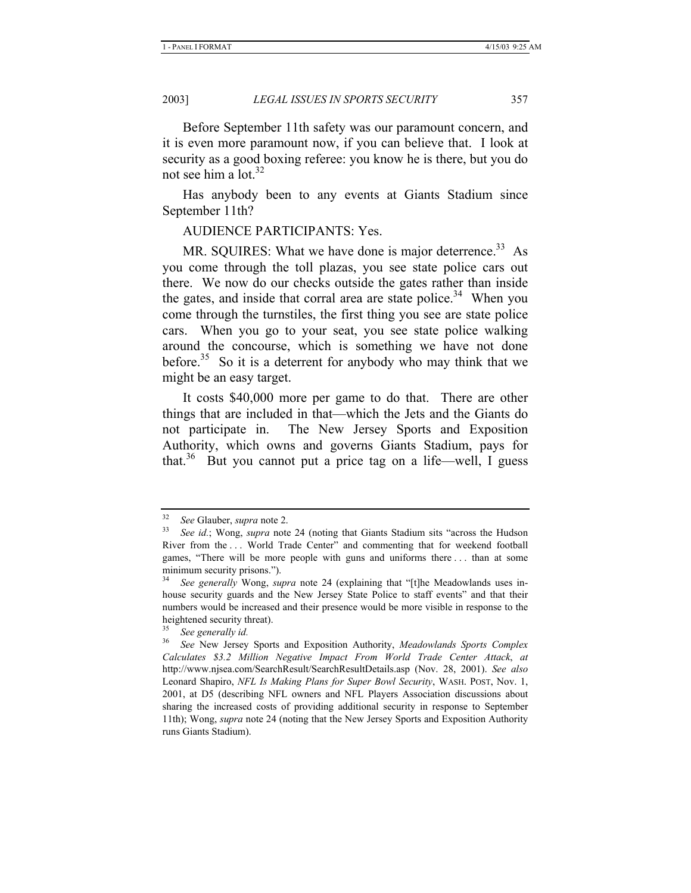Before September 11th safety was our paramount concern, and it is even more paramount now, if you can believe that. I look at security as a good boxing referee: you know he is there, but you do not see him a lot.[32]

Has anybody been to any events at Giants Stadium since September 11th?

AUDIENCE PARTICIPANTS: Yes.

MR. SQUIRES: What we have done is major deterrence.[33] As you come through the toll plazas, you see state police cars out there. We now do our checks outside the gates rather than inside the gates, and inside that corral area are state police.[34] When you come through the turnstiles, the first thing you see are state police cars. When you go to your seat, you see state police walking around the concourse, which is something we have not done before.[35] So it is a deterrent for anybody who may think that we might be an easy target.

It costs $40,000 more per game to do that. There are other things that are included in that—which the Jets and the Giants do not participate in. The New Jersey Sports and Exposition Authority, which owns and governs Giants Stadium, pays for that.[36] But you cannot put a price tag on a life—well, I guess

---

[32] *See* Glauber, *supra* note 2.

[33] *See id.*; Wong, *supra* note 24 (noting that Giants Stadium sits "across the Hudson River from the . . . World Trade Center" and commenting that for weekend football games, "There will be more people with guns and uniforms there . . . than at some minimum security prisons.").

[34] *See generally* Wong, *supra* note 24 (explaining that "[t]he Meadowlands uses in-house security guards and the New Jersey State Police to staff events" and that their numbers would be increased and their presence would be more visible in response to the heightened security threat).

[35] *See generally id.*

[36] *See* New Jersey Sports and Exposition Authority, *Meadowlands Sports Complex Calculates $3.2 Million Negative Impact From World Trade Center Attack*, *at* http://www.njsea.com/SearchResult/SearchResultDetails.asp (Nov. 28, 2001). *See also* Leonard Shapiro, *NFL Is Making Plans for Super Bowl Security*, WASH. POST, Nov. 1, 2001, at D5 (describing NFL owners and NFL Players Association discussions about sharing the increased costs of providing additional security in response to September 11th); Wong, *supra* note 24 (noting that the New Jersey Sports and Exposition Authority runs Giants Stadium).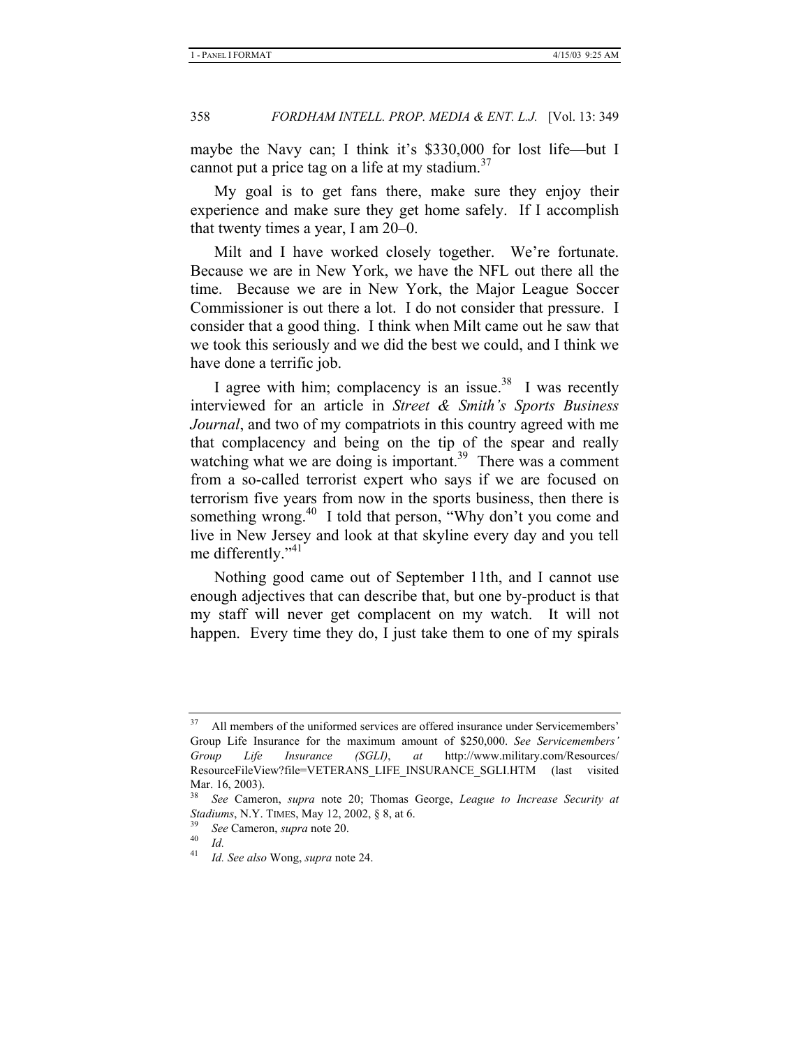maybe the Navy can; I think it's $330,000 for lost life—but I cannot put a price tag on a life at my stadium.[37]

My goal is to get fans there, make sure they enjoy their experience and make sure they get home safely. If I accomplish that twenty times a year, I am 20–0.

Milt and I have worked closely together. We're fortunate. Because we are in New York, we have the NFL out there all the time. Because we are in New York, the Major League Soccer Commissioner is out there a lot. I do not consider that pressure. I consider that a good thing. I think when Milt came out he saw that we took this seriously and we did the best we could, and I think we have done a terrific job.

I agree with him; complacency is an issue.[38] I was recently interviewed for an article in *Street & Smith's Sports Business Journal*, and two of my compatriots in this country agreed with me that complacency and being on the tip of the spear and really watching what we are doing is important.[39] There was a comment from a so-called terrorist expert who says if we are focused on terrorism five years from now in the sports business, then there is something wrong.[40] I told that person, "Why don't you come and live in New Jersey and look at that skyline every day and you tell me differently."[41]

Nothing good came out of September 11th, and I cannot use enough adjectives that can describe that, but one by-product is that my staff will never get complacent on my watch. It will not happen. Every time they do, I just take them to one of my spirals

---

[37] All members of the uniformed services are offered insurance under Servicemembers' Group Life Insurance for the maximum amount of $250,000. *See Servicemembers' Group Life Insurance (SGLI)*, *at* http://www.military.com/Resources/ResourceFileView?file=VETERANS_LIFE_INSURANCE_SGLI.HTM (last visited Mar. 16, 2003).

[38] *See* Cameron, *supra* note 20; Thomas George, *League to Increase Security at Stadiums*, N.Y. TIMES, May 12, 2002, § 8, at 6.

[39] *See* Cameron, *supra* note 20.

[40] *Id.*

[41] *Id. See also* Wong, *supra* note 24.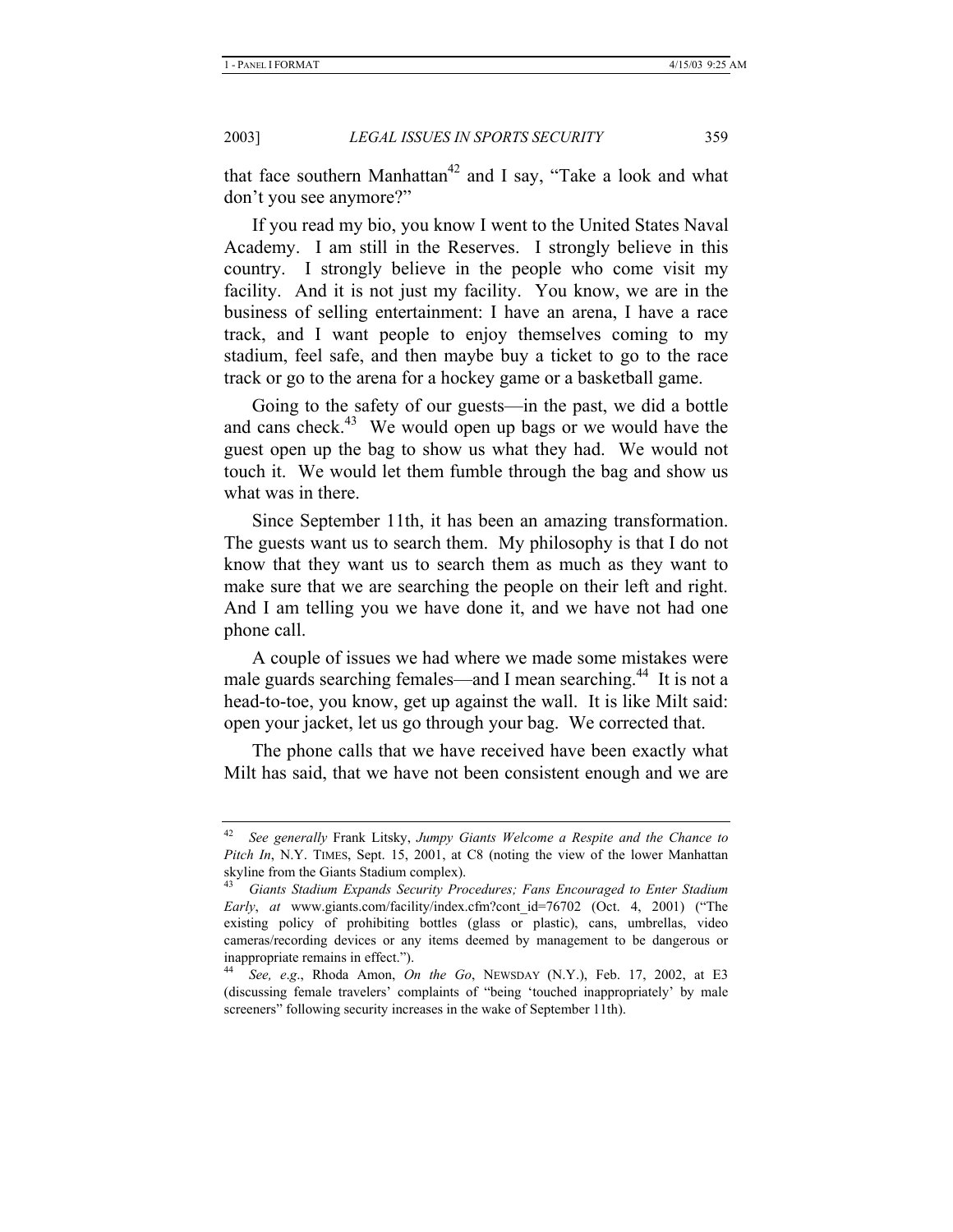that face southern Manhattan[42] and I say, "Take a look and what don't you see anymore?"

If you read my bio, you know I went to the United States Naval Academy. I am still in the Reserves. I strongly believe in this country. I strongly believe in the people who come visit my facility. And it is not just my facility. You know, we are in the business of selling entertainment: I have an arena, I have a race track, and I want people to enjoy themselves coming to my stadium, feel safe, and then maybe buy a ticket to go to the race track or go to the arena for a hockey game or a basketball game.

Going to the safety of our guests—in the past, we did a bottle and cans check.[43] We would open up bags or we would have the guest open up the bag to show us what they had. We would not touch it. We would let them fumble through the bag and show us what was in there.

Since September 11th, it has been an amazing transformation. The guests want us to search them. My philosophy is that I do not know that they want us to search them as much as they want to make sure that we are searching the people on their left and right. And I am telling you we have done it, and we have not had one phone call.

A couple of issues we had where we made some mistakes were male guards searching females—and I mean searching.[44] It is not a head-to-toe, you know, get up against the wall. It is like Milt said: open your jacket, let us go through your bag. We corrected that.

The phone calls that we have received have been exactly what Milt has said, that we have not been consistent enough and we are

---

[42] *See generally* Frank Litsky, *Jumpy Giants Welcome a Respite and the Chance to Pitch In*, N.Y. TIMES, Sept. 15, 2001, at C8 (noting the view of the lower Manhattan skyline from the Giants Stadium complex).

[43] *Giants Stadium Expands Security Procedures; Fans Encouraged to Enter Stadium Early*, *at* www.giants.com/facility/index.cfm?cont_id=76702 (Oct. 4, 2001) ("The existing policy of prohibiting bottles (glass or plastic), cans, umbrellas, video cameras/recording devices or any items deemed by management to be dangerous or inappropriate remains in effect.").

[44] *See, e.g.*, Rhoda Amon, *On the Go*, NEWSDAY (N.Y.), Feb. 17, 2002, at E3 (discussing female travelers' complaints of "being 'touched inappropriately' by male screeners" following security increases in the wake of September 11th).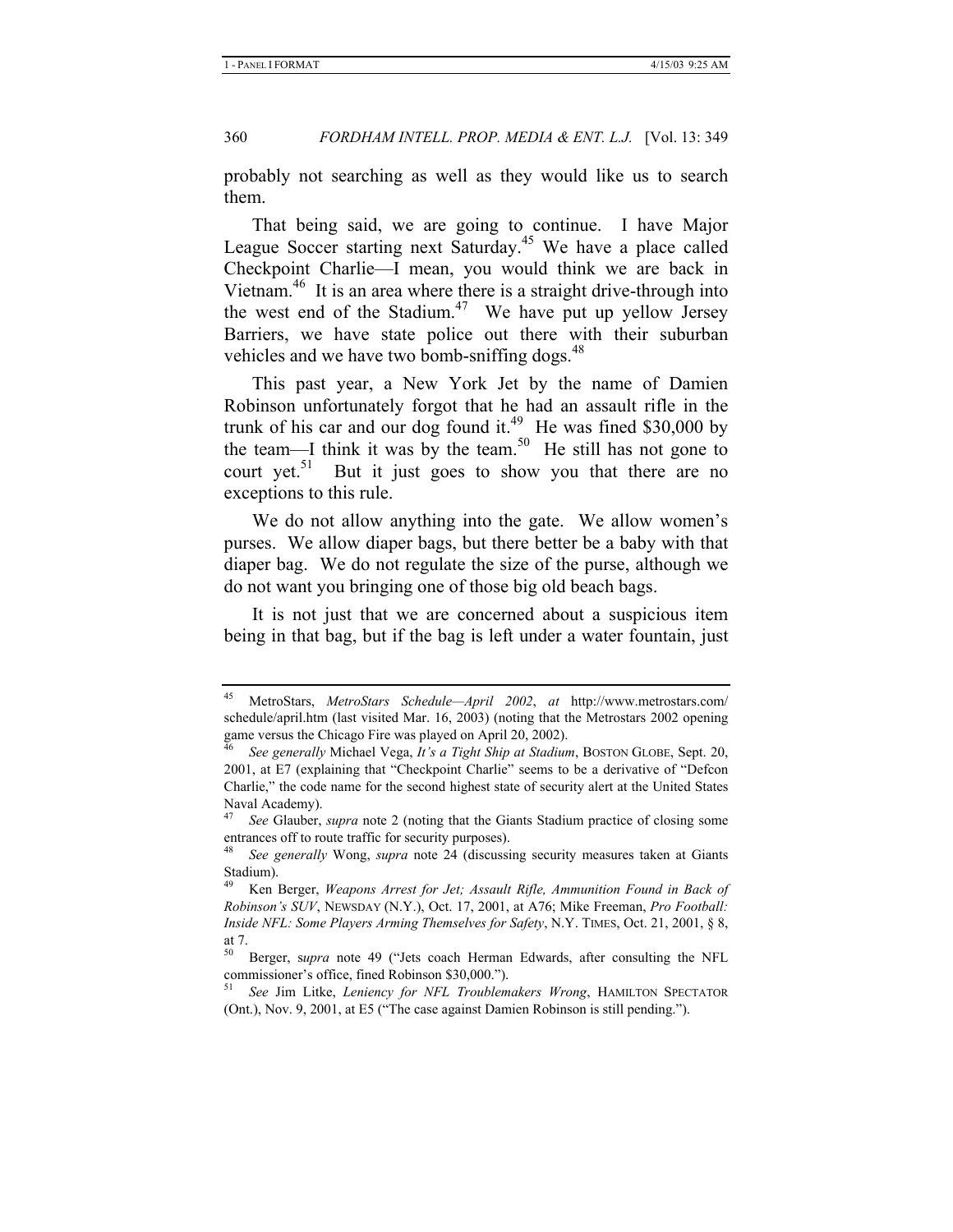probably not searching as well as they would like us to search them.

That being said, we are going to continue. I have Major League Soccer starting next Saturday.[45] We have a place called Checkpoint Charlie—I mean, you would think we are back in Vietnam.[46] It is an area where there is a straight drive-through into the west end of the Stadium.[47] We have put up yellow Jersey Barriers, we have state police out there with their suburban vehicles and we have two bomb-sniffing dogs.[48]

This past year, a New York Jet by the name of Damien Robinson unfortunately forgot that he had an assault rifle in the trunk of his car and our dog found it.[49] He was fined $30,000 by the team—I think it was by the team.[50] He still has not gone to court yet.[51] But it just goes to show you that there are no exceptions to this rule.

We do not allow anything into the gate. We allow women's purses. We allow diaper bags, but there better be a baby with that diaper bag. We do not regulate the size of the purse, although we do not want you bringing one of those big old beach bags.

It is not just that we are concerned about a suspicious item being in that bag, but if the bag is left under a water fountain, just

---

[45] MetroStars, *MetroStars Schedule—April 2002*, *at* http://www.metrostars.com/schedule/april.htm (last visited Mar. 16, 2003) (noting that the Metrostars 2002 opening game versus the Chicago Fire was played on April 20, 2002).

[46] *See generally* Michael Vega, *It's a Tight Ship at Stadium*, BOSTON GLOBE, Sept. 20, 2001, at E7 (explaining that "Checkpoint Charlie" seems to be a derivative of "Defcon Charlie," the code name for the second highest state of security alert at the United States Naval Academy).

[47] *See* Glauber, *supra* note 2 (noting that the Giants Stadium practice of closing some entrances off to route traffic for security purposes).

[48] *See generally* Wong, *supra* note 24 (discussing security measures taken at Giants Stadium).

[49] Ken Berger, *Weapons Arrest for Jet; Assault Rifle, Ammunition Found in Back of Robinson's SUV*, NEWSDAY (N.Y.), Oct. 17, 2001, at A76; Mike Freeman, *Pro Football: Inside NFL: Some Players Arming Themselves for Safety*, N.Y. TIMES, Oct. 21, 2001, § 8, at 7.

[50] Berger, s*upra* note 49 ("Jets coach Herman Edwards, after consulting the NFL commissioner's office, fined Robinson $30,000.").

[51] *See* Jim Litke, *Leniency for NFL Troublemakers Wrong*, HAMILTON SPECTATOR (Ont.), Nov. 9, 2001, at E5 ("The case against Damien Robinson is still pending.").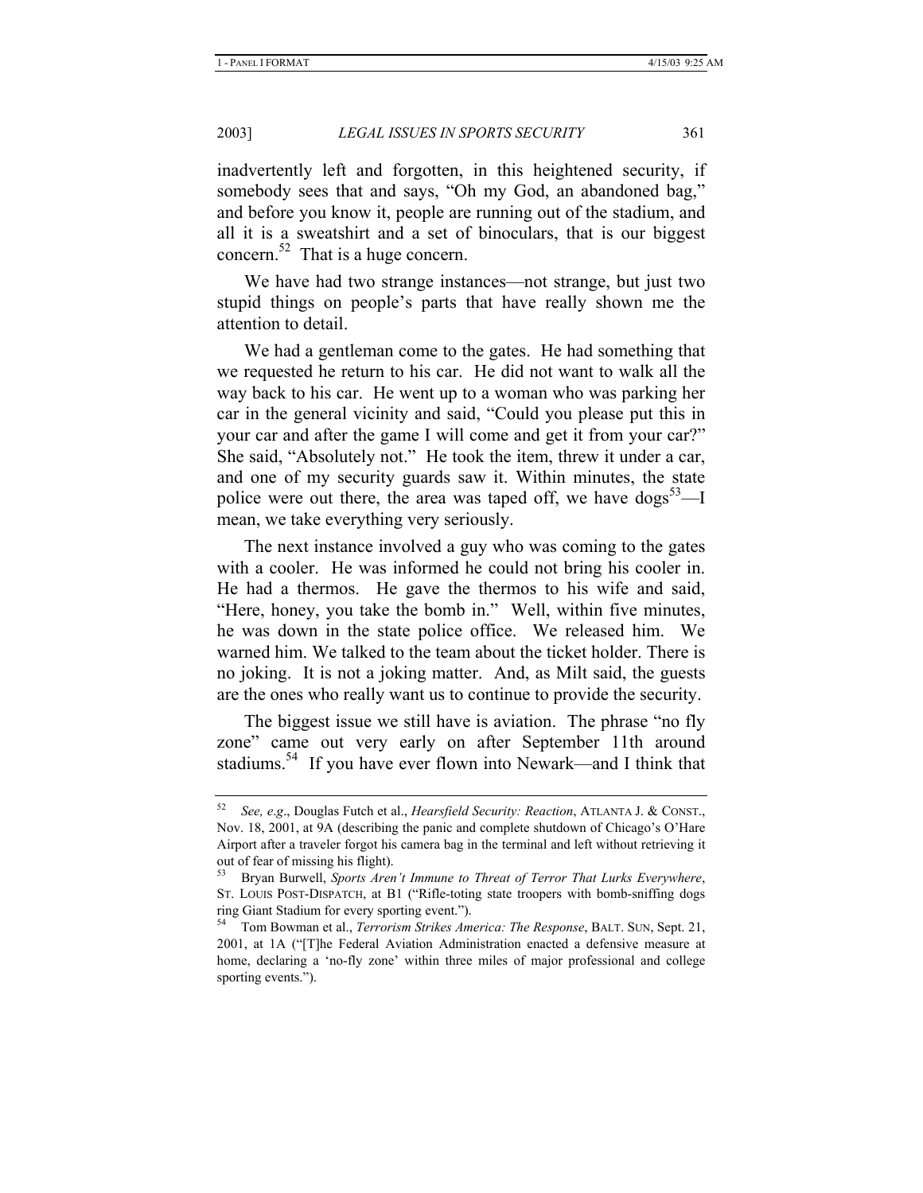inadvertently left and forgotten, in this heightened security, if somebody sees that and says, "Oh my God, an abandoned bag," and before you know it, people are running out of the stadium, and all it is a sweatshirt and a set of binoculars, that is our biggest concern.[52] That is a huge concern.

We have had two strange instances—not strange, but just two stupid things on people's parts that have really shown me the attention to detail.

We had a gentleman come to the gates. He had something that we requested he return to his car. He did not want to walk all the way back to his car. He went up to a woman who was parking her car in the general vicinity and said, "Could you please put this in your car and after the game I will come and get it from your car?" She said, "Absolutely not." He took the item, threw it under a car, and one of my security guards saw it. Within minutes, the state police were out there, the area was taped off, we have dogs[53]—I mean, we take everything very seriously.

The next instance involved a guy who was coming to the gates with a cooler. He was informed he could not bring his cooler in. He had a thermos. He gave the thermos to his wife and said, "Here, honey, you take the bomb in." Well, within five minutes, he was down in the state police office. We released him. We warned him. We talked to the team about the ticket holder. There is no joking. It is not a joking matter. And, as Milt said, the guests are the ones who really want us to continue to provide the security.

The biggest issue we still have is aviation. The phrase "no fly zone" came out very early on after September 11th around stadiums.[54] If you have ever flown into Newark—and I think that

---

[52] *See, e.g.*, Douglas Futch et al., *Hearsfield Security: Reaction*, ATLANTA J. & CONST., Nov. 18, 2001, at 9A (describing the panic and complete shutdown of Chicago's O'Hare Airport after a traveler forgot his camera bag in the terminal and left without retrieving it out of fear of missing his flight).

[53] Bryan Burwell, *Sports Aren't Immune to Threat of Terror That Lurks Everywhere*, ST. LOUIS POST-DISPATCH, at B1 ("Rifle-toting state troopers with bomb-sniffing dogs ring Giant Stadium for every sporting event.").

[54] Tom Bowman et al., *Terrorism Strikes America: The Response*, BALT. SUN, Sept. 21, 2001, at 1A ("[T]he Federal Aviation Administration enacted a defensive measure at home, declaring a 'no-fly zone' within three miles of major professional and college sporting events.").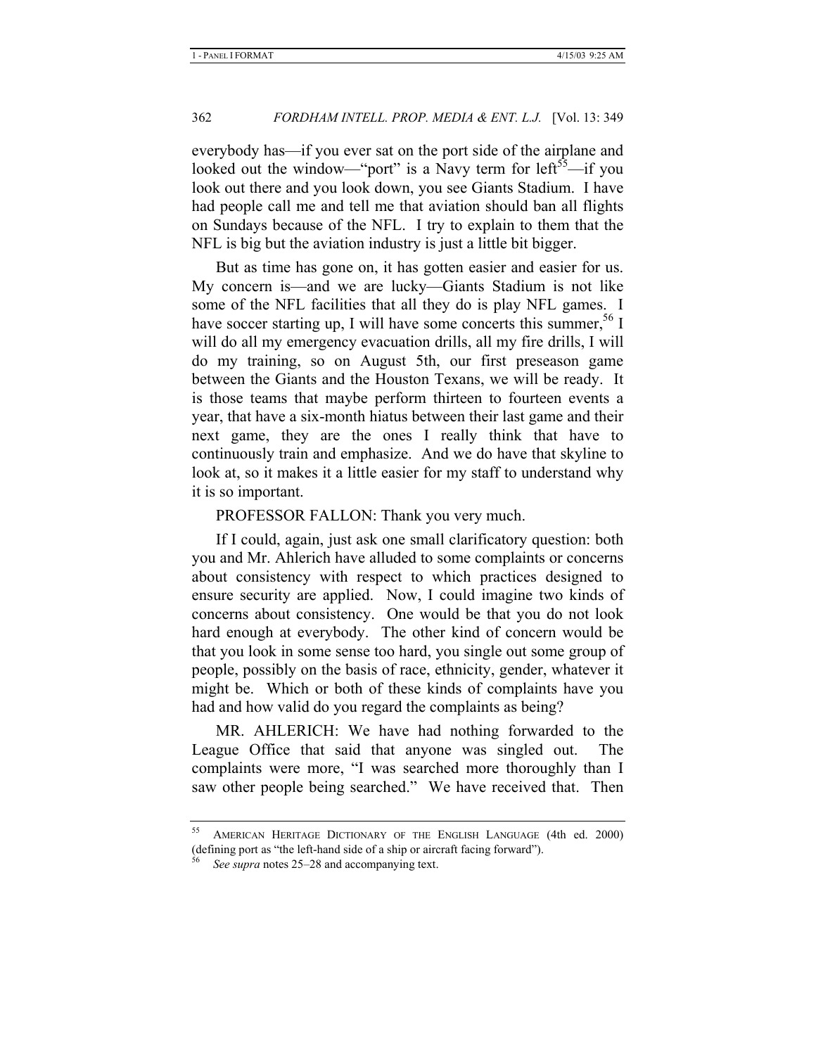everybody has—if you ever sat on the port side of the airplane and looked out the window—"port" is a Navy term for left[55]—if you look out there and you look down, you see Giants Stadium. I have had people call me and tell me that aviation should ban all flights on Sundays because of the NFL. I try to explain to them that the NFL is big but the aviation industry is just a little bit bigger.

But as time has gone on, it has gotten easier and easier for us. My concern is—and we are lucky—Giants Stadium is not like some of the NFL facilities that all they do is play NFL games. I have soccer starting up, I will have some concerts this summer,[56] I will do all my emergency evacuation drills, all my fire drills, I will do my training, so on August 5th, our first preseason game between the Giants and the Houston Texans, we will be ready. It is those teams that maybe perform thirteen to fourteen events a year, that have a six-month hiatus between their last game and their next game, they are the ones I really think that have to continuously train and emphasize. And we do have that skyline to look at, so it makes it a little easier for my staff to understand why it is so important.

PROFESSOR FALLON: Thank you very much.

If I could, again, just ask one small clarificatory question: both you and Mr. Ahlerich have alluded to some complaints or concerns about consistency with respect to which practices designed to ensure security are applied. Now, I could imagine two kinds of concerns about consistency. One would be that you do not look hard enough at everybody. The other kind of concern would be that you look in some sense too hard, you single out some group of people, possibly on the basis of race, ethnicity, gender, whatever it might be. Which or both of these kinds of complaints have you had and how valid do you regard the complaints as being?

MR. AHLERICH: We have had nothing forwarded to the League Office that said that anyone was singled out. The complaints were more, "I was searched more thoroughly than I saw other people being searched." We have received that. Then

---

[55] AMERICAN HERITAGE DICTIONARY OF THE ENGLISH LANGUAGE (4th ed. 2000) (defining port as "the left-hand side of a ship or aircraft facing forward").

[56] *See supra* notes 25–28 and accompanying text.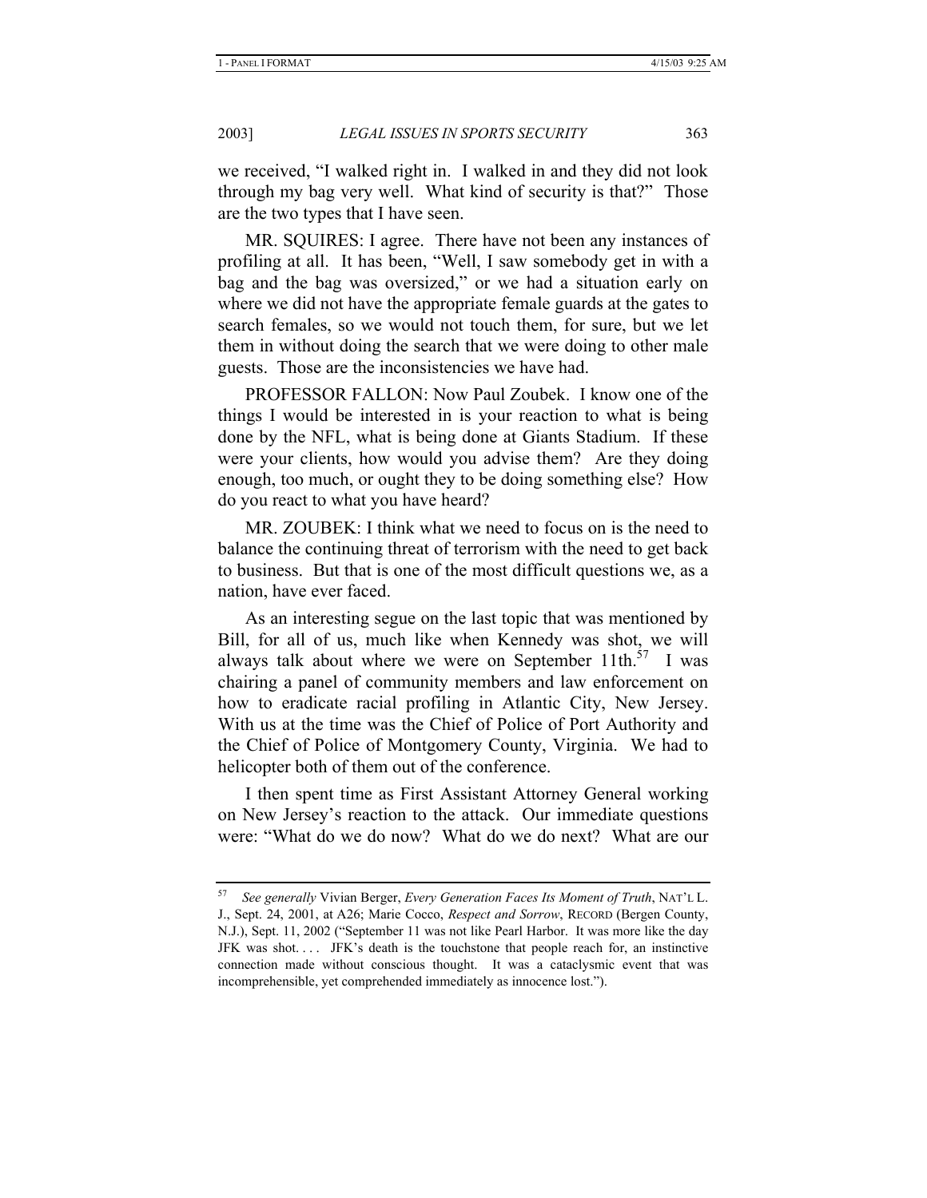we received, "I walked right in. I walked in and they did not look through my bag very well. What kind of security is that?" Those are the two types that I have seen.

MR. SQUIRES: I agree. There have not been any instances of profiling at all. It has been, "Well, I saw somebody get in with a bag and the bag was oversized," or we had a situation early on where we did not have the appropriate female guards at the gates to search females, so we would not touch them, for sure, but we let them in without doing the search that we were doing to other male guests. Those are the inconsistencies we have had.

PROFESSOR FALLON: Now Paul Zoubek. I know one of the things I would be interested in is your reaction to what is being done by the NFL, what is being done at Giants Stadium. If these were your clients, how would you advise them? Are they doing enough, too much, or ought they to be doing something else? How do you react to what you have heard?

MR. ZOUBEK: I think what we need to focus on is the need to balance the continuing threat of terrorism with the need to get back to business. But that is one of the most difficult questions we, as a nation, have ever faced.

As an interesting segue on the last topic that was mentioned by Bill, for all of us, much like when Kennedy was shot, we will always talk about where we were on September 11th.[57] I was chairing a panel of community members and law enforcement on how to eradicate racial profiling in Atlantic City, New Jersey. With us at the time was the Chief of Police of Port Authority and the Chief of Police of Montgomery County, Virginia. We had to helicopter both of them out of the conference.

I then spent time as First Assistant Attorney General working on New Jersey's reaction to the attack. Our immediate questions were: "What do we do now? What do we do next? What are our

---

[57] *See generally* Vivian Berger, *Every Generation Faces Its Moment of Truth*, NAT'L L. J., Sept. 24, 2001, at A26; Marie Cocco, *Respect and Sorrow*, RECORD (Bergen County, N.J.), Sept. 11, 2002 ("September 11 was not like Pearl Harbor. It was more like the day JFK was shot. . . . JFK's death is the touchstone that people reach for, an instinctive connection made without conscious thought. It was a cataclysmic event that was incomprehensible, yet comprehended immediately as innocence lost.").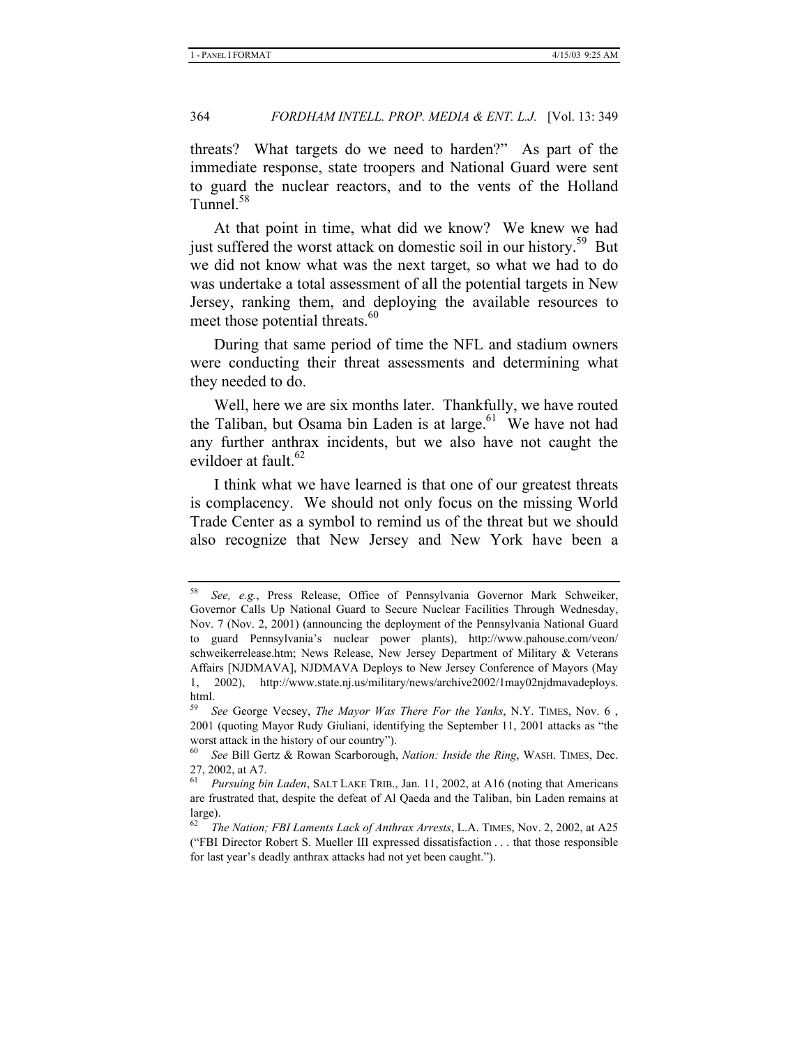threats? What targets do we need to harden?" As part of the immediate response, state troopers and National Guard were sent to guard the nuclear reactors, and to the vents of the Holland Tunnel.[58]

At that point in time, what did we know? We knew we had just suffered the worst attack on domestic soil in our history.[59] But we did not know what was the next target, so what we had to do was undertake a total assessment of all the potential targets in New Jersey, ranking them, and deploying the available resources to meet those potential threats.[60]

During that same period of time the NFL and stadium owners were conducting their threat assessments and determining what they needed to do.

Well, here we are six months later. Thankfully, we have routed the Taliban, but Osama bin Laden is at large.[61] We have not had any further anthrax incidents, but we also have not caught the evildoer at fault.[62]

I think what we have learned is that one of our greatest threats is complacency. We should not only focus on the missing World Trade Center as a symbol to remind us of the threat but we should also recognize that New Jersey and New York have been a

---

[58] *See, e.g.*, Press Release, Office of Pennsylvania Governor Mark Schweiker, Governor Calls Up National Guard to Secure Nuclear Facilities Through Wednesday, Nov. 7 (Nov. 2, 2001) (announcing the deployment of the Pennsylvania National Guard to guard Pennsylvania's nuclear power plants), http://www.pahouse.com/veon/schweikerrelease.htm; News Release, New Jersey Department of Military & Veterans Affairs [NJDMAVA], NJDMAVA Deploys to New Jersey Conference of Mayors (May 1, 2002), http://www.state.nj.us/military/news/archive2002/1may02njdmavadeploys.html.

[59] *See* George Vecsey, *The Mayor Was There For the Yanks*, N.Y. TIMES, Nov. 6 , 2001 (quoting Mayor Rudy Giuliani, identifying the September 11, 2001 attacks as "the worst attack in the history of our country").

[60] *See* Bill Gertz & Rowan Scarborough, *Nation: Inside the Ring*, WASH. TIMES, Dec. 27, 2002, at A7.

[61] *Pursuing bin Laden*, SALT LAKE TRIB., Jan. 11, 2002, at A16 (noting that Americans are frustrated that, despite the defeat of Al Qaeda and the Taliban, bin Laden remains at large).

[62] *The Nation; FBI Laments Lack of Anthrax Arrests*, L.A. TIMES, Nov. 2, 2002, at A25 ("FBI Director Robert S. Mueller III expressed dissatisfaction . . . that those responsible for last year's deadly anthrax attacks had not yet been caught.").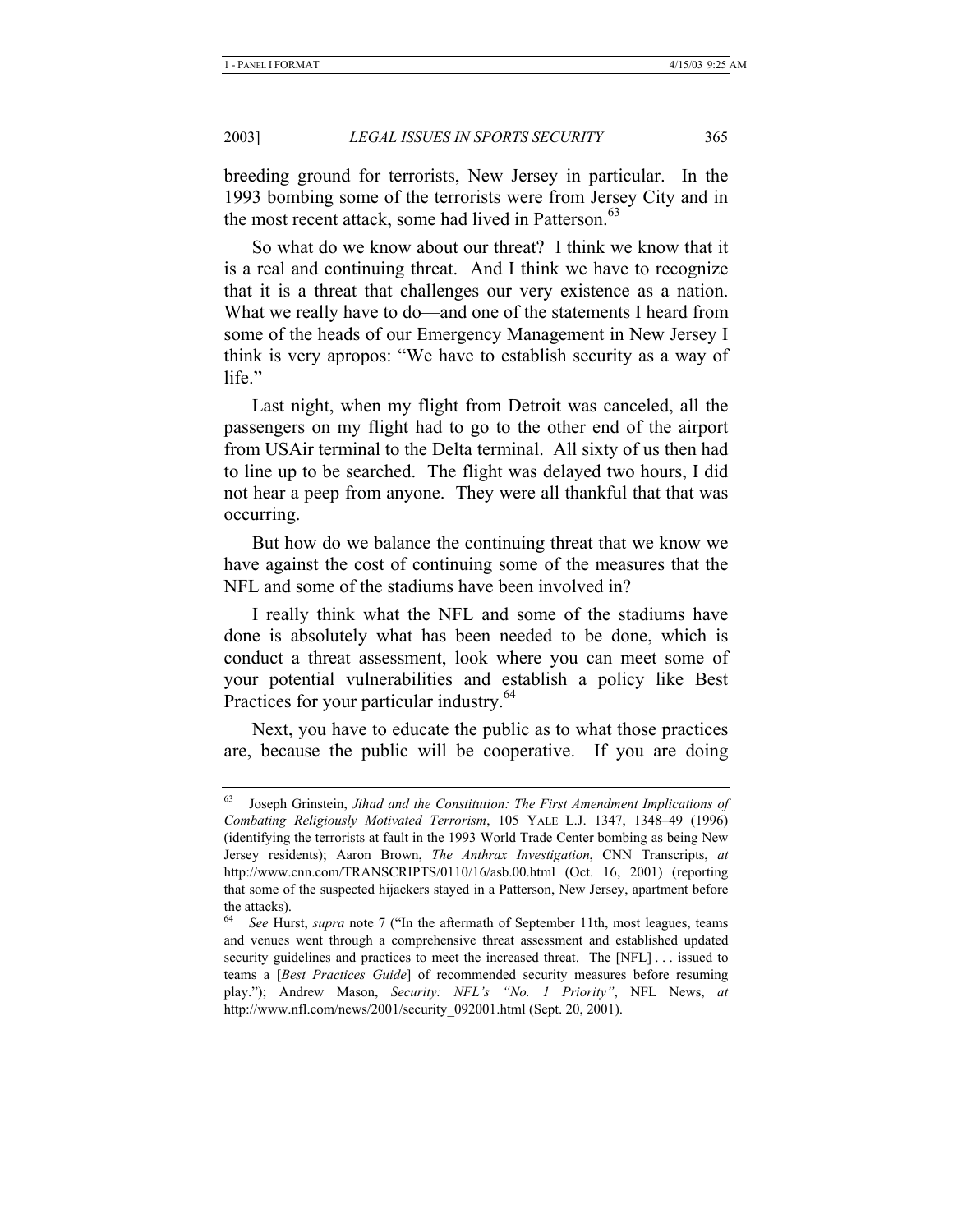breeding ground for terrorists, New Jersey in particular. In the 1993 bombing some of the terrorists were from Jersey City and in the most recent attack, some had lived in Patterson.[63]

So what do we know about our threat? I think we know that it is a real and continuing threat. And I think we have to recognize that it is a threat that challenges our very existence as a nation. What we really have to do—and one of the statements I heard from some of the heads of our Emergency Management in New Jersey I think is very apropos: "We have to establish security as a way of life."

Last night, when my flight from Detroit was canceled, all the passengers on my flight had to go to the other end of the airport from USAir terminal to the Delta terminal. All sixty of us then had to line up to be searched. The flight was delayed two hours, I did not hear a peep from anyone. They were all thankful that that was occurring.

But how do we balance the continuing threat that we know we have against the cost of continuing some of the measures that the NFL and some of the stadiums have been involved in?

I really think what the NFL and some of the stadiums have done is absolutely what has been needed to be done, which is conduct a threat assessment, look where you can meet some of your potential vulnerabilities and establish a policy like Best Practices for your particular industry.[64]

Next, you have to educate the public as to what those practices are, because the public will be cooperative. If you are doing

---

[63] Joseph Grinstein, *Jihad and the Constitution: The First Amendment Implications of Combating Religiously Motivated Terrorism*, 105 YALE L.J. 1347, 1348–49 (1996) (identifying the terrorists at fault in the 1993 World Trade Center bombing as being New Jersey residents); Aaron Brown, *The Anthrax Investigation*, CNN Transcripts, *at* http://www.cnn.com/TRANSCRIPTS/0110/16/asb.00.html (Oct. 16, 2001) (reporting that some of the suspected hijackers stayed in a Patterson, New Jersey, apartment before the attacks).

[64] *See* Hurst, *supra* note 7 ("In the aftermath of September 11th, most leagues, teams and venues went through a comprehensive threat assessment and established updated security guidelines and practices to meet the increased threat. The [NFL] . . . issued to teams a [*Best Practices Guide*] of recommended security measures before resuming play."); Andrew Mason, *Security: NFL's "No. 1 Priority"*, NFL News, *at* http://www.nfl.com/news/2001/security_092001.html (Sept. 20, 2001).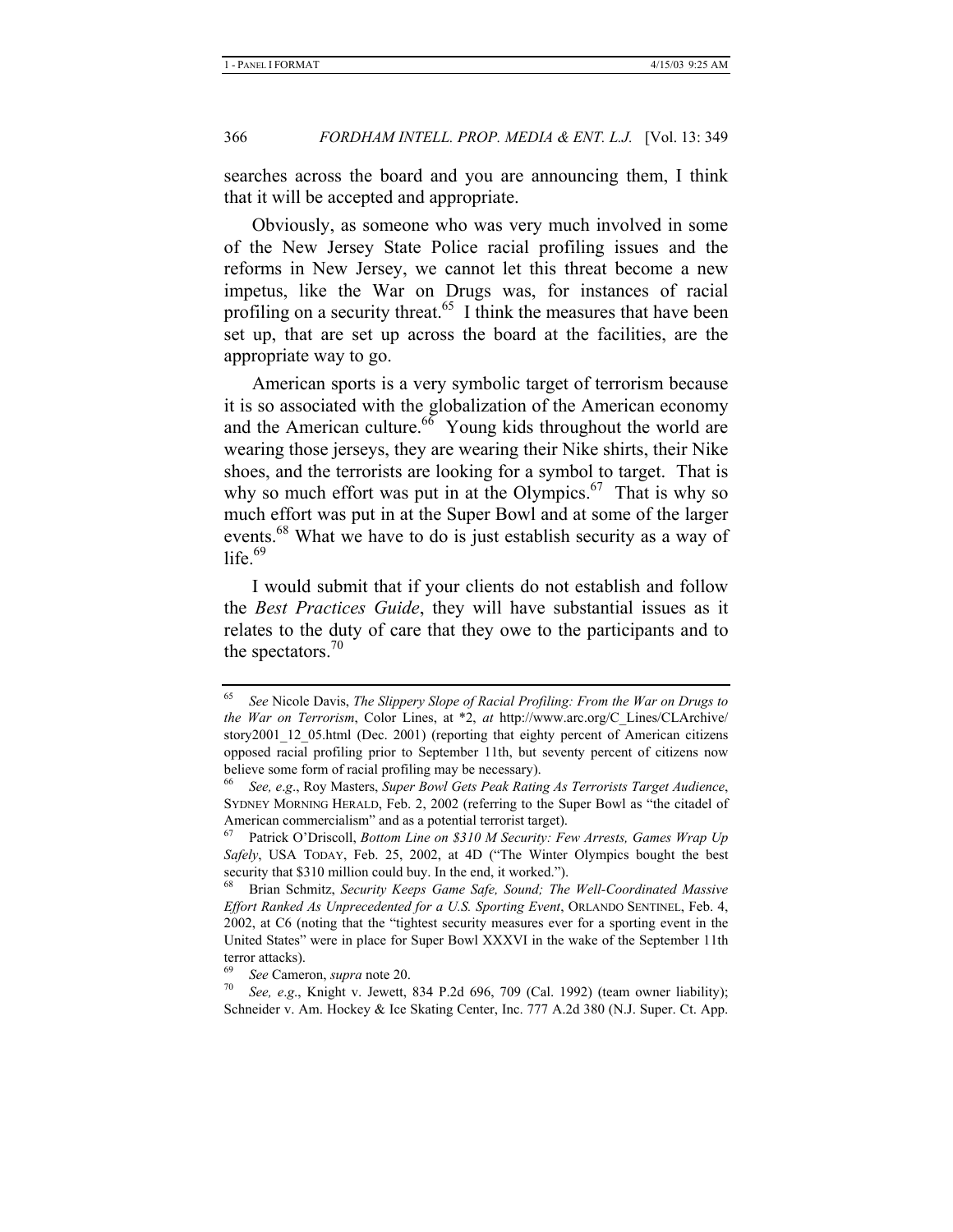searches across the board and you are announcing them, I think that it will be accepted and appropriate.

Obviously, as someone who was very much involved in some of the New Jersey State Police racial profiling issues and the reforms in New Jersey, we cannot let this threat become a new impetus, like the War on Drugs was, for instances of racial profiling on a security threat.[65] I think the measures that have been set up, that are set up across the board at the facilities, are the appropriate way to go.

American sports is a very symbolic target of terrorism because it is so associated with the globalization of the American economy and the American culture.[66] Young kids throughout the world are wearing those jerseys, they are wearing their Nike shirts, their Nike shoes, and the terrorists are looking for a symbol to target. That is why so much effort was put in at the Olympics.[67] That is why so much effort was put in at the Super Bowl and at some of the larger events.[68] What we have to do is just establish security as a way of life.[69]

I would submit that if your clients do not establish and follow the *Best Practices Guide*, they will have substantial issues as it relates to the duty of care that they owe to the participants and to the spectators.[70]

---

[65] *See* Nicole Davis, *The Slippery Slope of Racial Profiling: From the War on Drugs to the War on Terrorism*, Color Lines, at *2, *at* http://www.arc.org/C_Lines/CLArchive/story2001_12_05.html (Dec. 2001) (reporting that eighty percent of American citizens opposed racial profiling prior to September 11th, but seventy percent of citizens now believe some form of racial profiling may be necessary).

[66] *See, e.g*., Roy Masters, *Super Bowl Gets Peak Rating As Terrorists Target Audience*, SYDNEY MORNING HERALD, Feb. 2, 2002 (referring to the Super Bowl as "the citadel of American commercialism" and as a potential terrorist target).

[67] Patrick O'Driscoll, *Bottom Line on $310 M Security: Few Arrests, Games Wrap Up Safely*, USA TODAY, Feb. 25, 2002, at 4D ("The Winter Olympics bought the best security that $310 million could buy. In the end, it worked.").

[68] Brian Schmitz, *Security Keeps Game Safe, Sound; The Well-Coordinated Massive Effort Ranked As Unprecedented for a U.S. Sporting Event*, ORLANDO SENTINEL, Feb. 4, 2002, at C6 (noting that the "tightest security measures ever for a sporting event in the United States" were in place for Super Bowl XXXVI in the wake of the September 11th terror attacks).

[69] *See* Cameron, *supra* note 20.

[70] *See, e.g*., Knight v. Jewett, 834 P.2d 696, 709 (Cal. 1992) (team owner liability); Schneider v. Am. Hockey & Ice Skating Center, Inc. 777 A.2d 380 (N.J. Super. Ct. App.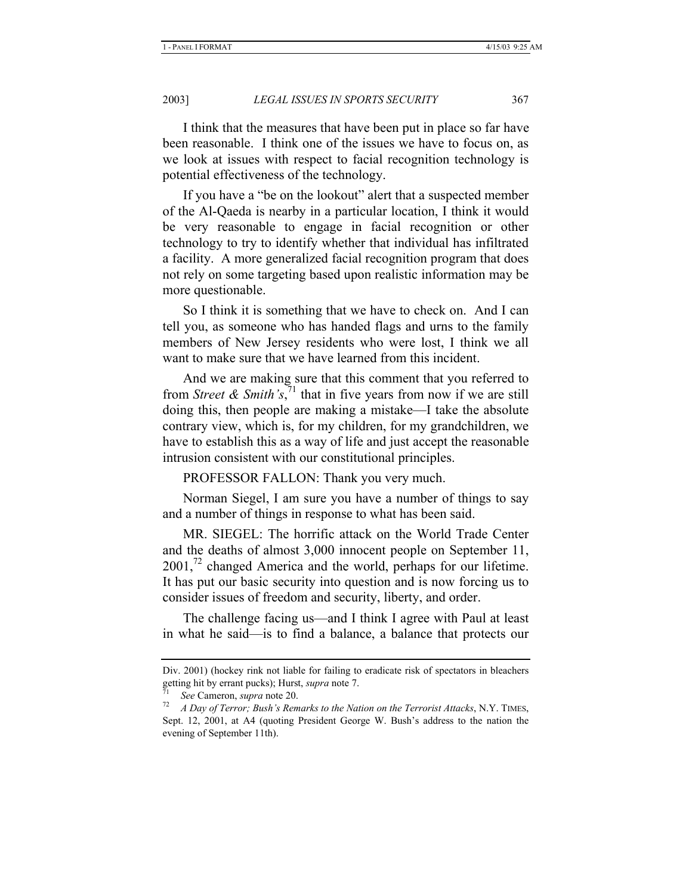I think that the measures that have been put in place so far have been reasonable. I think one of the issues we have to focus on, as we look at issues with respect to facial recognition technology is potential effectiveness of the technology.

If you have a "be on the lookout" alert that a suspected member of the Al-Qaeda is nearby in a particular location, I think it would be very reasonable to engage in facial recognition or other technology to try to identify whether that individual has infiltrated a facility. A more generalized facial recognition program that does not rely on some targeting based upon realistic information may be more questionable.

So I think it is something that we have to check on. And I can tell you, as someone who has handed flags and urns to the family members of New Jersey residents who were lost, I think we all want to make sure that we have learned from this incident.

And we are making sure that this comment that you referred to from *Street & Smith's*,[71] that in five years from now if we are still doing this, then people are making a mistake—I take the absolute contrary view, which is, for my children, for my grandchildren, we have to establish this as a way of life and just accept the reasonable intrusion consistent with our constitutional principles.

PROFESSOR FALLON: Thank you very much.

Norman Siegel, I am sure you have a number of things to say and a number of things in response to what has been said.

MR. SIEGEL: The horrific attack on the World Trade Center and the deaths of almost 3,000 innocent people on September 11, 2001,[72] changed America and the world, perhaps for our lifetime. It has put our basic security into question and is now forcing us to consider issues of freedom and security, liberty, and order.

The challenge facing us—and I think I agree with Paul at least in what he said—is to find a balance, a balance that protects our

---

Div. 2001) (hockey rink not liable for failing to eradicate risk of spectators in bleachers getting hit by errant pucks); Hurst, *supra* note 7.

[71] *See* Cameron, *supra* note 20.

[72] *A Day of Terror; Bush's Remarks to the Nation on the Terrorist Attacks*, N.Y. TIMES, Sept. 12, 2001, at A4 (quoting President George W. Bush's address to the nation the evening of September 11th).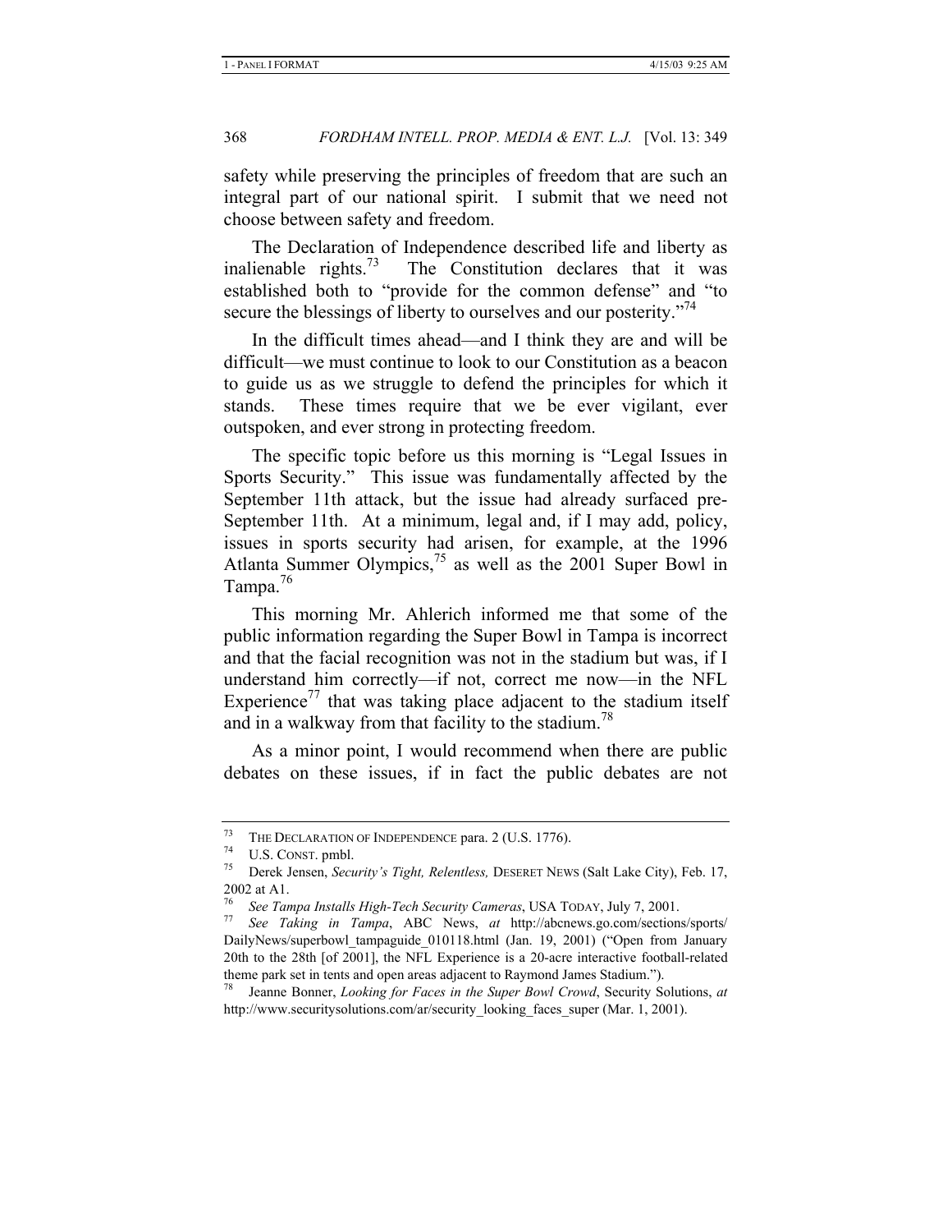safety while preserving the principles of freedom that are such an integral part of our national spirit. I submit that we need not choose between safety and freedom.

The Declaration of Independence described life and liberty as inalienable rights.[73] The Constitution declares that it was established both to "provide for the common defense" and "to secure the blessings of liberty to ourselves and our posterity."[74]

In the difficult times ahead—and I think they are and will be difficult—we must continue to look to our Constitution as a beacon to guide us as we struggle to defend the principles for which it stands. These times require that we be ever vigilant, ever outspoken, and ever strong in protecting freedom.

The specific topic before us this morning is "Legal Issues in Sports Security." This issue was fundamentally affected by the September 11th attack, but the issue had already surfaced pre-September 11th. At a minimum, legal and, if I may add, policy, issues in sports security had arisen, for example, at the 1996 Atlanta Summer Olympics,[75] as well as the 2001 Super Bowl in Tampa.[76]

This morning Mr. Ahlerich informed me that some of the public information regarding the Super Bowl in Tampa is incorrect and that the facial recognition was not in the stadium but was, if I understand him correctly—if not, correct me now—in the NFL Experience[77] that was taking place adjacent to the stadium itself and in a walkway from that facility to the stadium.[78]

As a minor point, I would recommend when there are public debates on these issues, if in fact the public debates are not

---

[73] THE DECLARATION OF INDEPENDENCE para. 2 (U.S. 1776).

[74] U.S. CONST. pmbl.

[75] Derek Jensen, *Security's Tight, Relentless,* DESERET NEWS (Salt Lake City), Feb. 17, 2002 at A1.

[76] *See Tampa Installs High-Tech Security Cameras*, USA TODAY, July 7, 2001.

[77] *See Taking in Tampa*, ABC News, *at* http://abcnews.go.com/sections/sports/DailyNews/superbowl_tampaguide_010118.html (Jan. 19, 2001) ("Open from January 20th to the 28th [of 2001], the NFL Experience is a 20-acre interactive football-related theme park set in tents and open areas adjacent to Raymond James Stadium.").

[78] Jeanne Bonner, *Looking for Faces in the Super Bowl Crowd*, Security Solutions, *at* http://www.securitysolutions.com/ar/security_looking_faces_super (Mar. 1, 2001).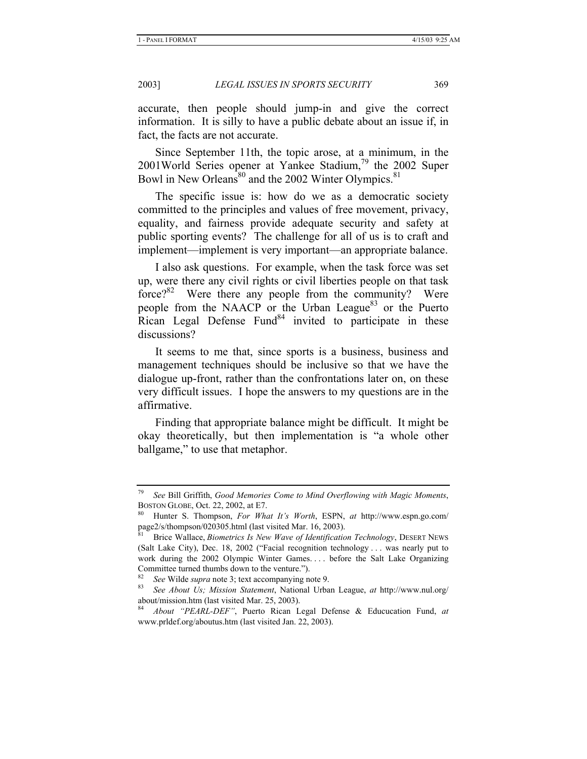accurate, then people should jump-in and give the correct information. It is silly to have a public debate about an issue if, in fact, the facts are not accurate.

Since September 11th, the topic arose, at a minimum, in the 2001World Series opener at Yankee Stadium,[79] the 2002 Super Bowl in New Orleans[80] and the 2002 Winter Olympics.[81]

The specific issue is: how do we as a democratic society committed to the principles and values of free movement, privacy, equality, and fairness provide adequate security and safety at public sporting events? The challenge for all of us is to craft and implement—implement is very important—an appropriate balance.

I also ask questions. For example, when the task force was set up, were there any civil rights or civil liberties people on that task force?[82] Were there any people from the community? Were people from the NAACP or the Urban League[83] or the Puerto Rican Legal Defense Fund[84] invited to participate in these discussions?

It seems to me that, since sports is a business, business and management techniques should be inclusive so that we have the dialogue up-front, rather than the confrontations later on, on these very difficult issues. I hope the answers to my questions are in the affirmative.

Finding that appropriate balance might be difficult. It might be okay theoretically, but then implementation is "a whole other ballgame," to use that metaphor.

---

[79] *See* Bill Griffith, *Good Memories Come to Mind Overflowing with Magic Moments*, BOSTON GLOBE, Oct. 22, 2002, at E7.

[80] Hunter S. Thompson, *For What It's Worth*, ESPN, *at* http://www.espn.go.com/page2/s/thompson/020305.html (last visited Mar. 16, 2003).

[81] Brice Wallace, *Biometrics Is New Wave of Identification Technology*, DESERT NEWS (Salt Lake City), Dec. 18, 2002 ("Facial recognition technology . . . was nearly put to work during the 2002 Olympic Winter Games. . . . before the Salt Lake Organizing Committee turned thumbs down to the venture.").

[82] *See* Wilde *supra* note 3; text accompanying note 9.

[83] *See About Us; Mission Statement*, National Urban League, *at* http://www.nul.org/about/mission.htm (last visited Mar. 25, 2003).

[84] *About "PEARL-DEF"*, Puerto Rican Legal Defense & Educucation Fund, *at* www.prldef.org/aboutus.htm (last visited Jan. 22, 2003).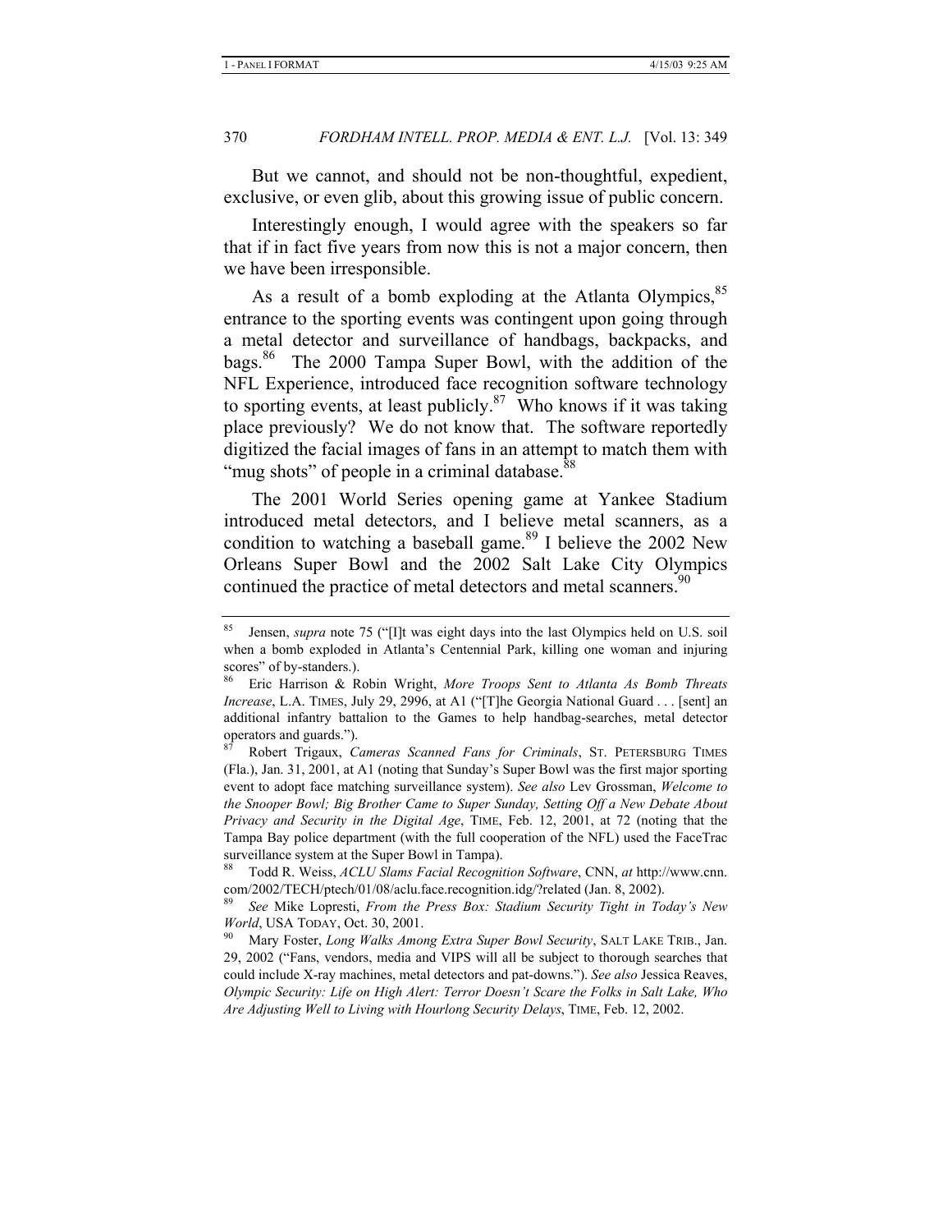But we cannot, and should not be non-thoughtful, expedient, exclusive, or even glib, about this growing issue of public concern.

Interestingly enough, I would agree with the speakers so far that if in fact five years from now this is not a major concern, then we have been irresponsible.

As a result of a bomb exploding at the Atlanta Olympics,[85] entrance to the sporting events was contingent upon going through a metal detector and surveillance of handbags, backpacks, and bags.[86] The 2000 Tampa Super Bowl, with the addition of the NFL Experience, introduced face recognition software technology to sporting events, at least publicly.[87] Who knows if it was taking place previously? We do not know that. The software reportedly digitized the facial images of fans in an attempt to match them with "mug shots" of people in a criminal database.[88]

The 2001 World Series opening game at Yankee Stadium introduced metal detectors, and I believe metal scanners, as a condition to watching a baseball game.[89] I believe the 2002 New Orleans Super Bowl and the 2002 Salt Lake City Olympics continued the practice of metal detectors and metal scanners.[90]

---

[85] Jensen, *supra* note 75 ("[I]t was eight days into the last Olympics held on U.S. soil when a bomb exploded in Atlanta's Centennial Park, killing one woman and injuring scores" of by-standers.).

[86] Eric Harrison & Robin Wright, *More Troops Sent to Atlanta As Bomb Threats Increase*, L.A. TIMES, July 29, 2996, at A1 ("[T]he Georgia National Guard . . . [sent] an additional infantry battalion to the Games to help handbag-searches, metal detector operators and guards.").

[87] Robert Trigaux, *Cameras Scanned Fans for Criminals*, ST. PETERSBURG TIMES (Fla.), Jan. 31, 2001, at A1 (noting that Sunday's Super Bowl was the first major sporting event to adopt face matching surveillance system). *See also* Lev Grossman, *Welcome to the Snooper Bowl; Big Brother Came to Super Sunday, Setting Off a New Debate About Privacy and Security in the Digital Age*, TIME, Feb. 12, 2001, at 72 (noting that the Tampa Bay police department (with the full cooperation of the NFL) used the FaceTrac surveillance system at the Super Bowl in Tampa).

[88] Todd R. Weiss, *ACLU Slams Facial Recognition Software*, CNN, *at* http://www.cnn.com/2002/TECH/ptech/01/08/aclu.face.recognition.idg/?related (Jan. 8, 2002).

[89] *See* Mike Lopresti, *From the Press Box: Stadium Security Tight in Today's New World*, USA TODAY, Oct. 30, 2001.

[90] Mary Foster, *Long Walks Among Extra Super Bowl Security*, SALT LAKE TRIB., Jan. 29, 2002 ("Fans, vendors, media and VIPS will all be subject to thorough searches that could include X-ray machines, metal detectors and pat-downs."). *See also* Jessica Reaves, *Olympic Security: Life on High Alert: Terror Doesn't Scare the Folks in Salt Lake, Who Are Adjusting Well to Living with Hourlong Security Delays*, TIME, Feb. 12, 2002.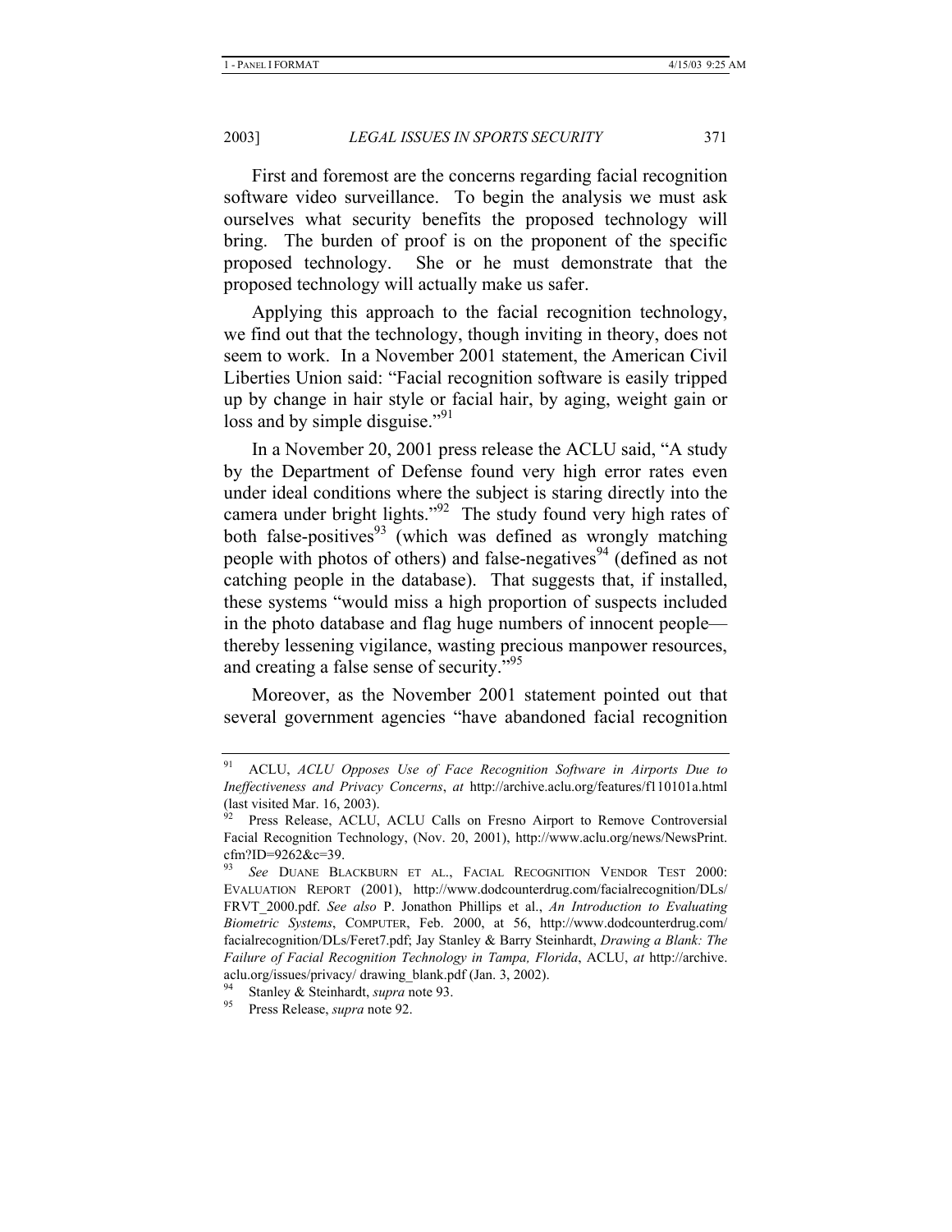First and foremost are the concerns regarding facial recognition software video surveillance. To begin the analysis we must ask ourselves what security benefits the proposed technology will bring. The burden of proof is on the proponent of the specific proposed technology. She or he must demonstrate that the proposed technology will actually make us safer.

Applying this approach to the facial recognition technology, we find out that the technology, though inviting in theory, does not seem to work. In a November 2001 statement, the American Civil Liberties Union said: "Facial recognition software is easily tripped up by change in hair style or facial hair, by aging, weight gain or loss and by simple disguise."[91]

In a November 20, 2001 press release the ACLU said, "A study by the Department of Defense found very high error rates even under ideal conditions where the subject is staring directly into the camera under bright lights."[92] The study found very high rates of both false-positives[93] (which was defined as wrongly matching people with photos of others) and false-negatives[94] (defined as not catching people in the database). That suggests that, if installed, these systems "would miss a high proportion of suspects included in the photo database and flag huge numbers of innocent people—thereby lessening vigilance, wasting precious manpower resources, and creating a false sense of security."[95]

Moreover, as the November 2001 statement pointed out that several government agencies "have abandoned facial recognition

---

[91] ACLU, *ACLU Opposes Use of Face Recognition Software in Airports Due to Ineffectiveness and Privacy Concerns*, *at* http://archive.aclu.org/features/f110101a.html (last visited Mar. 16, 2003).

[92] Press Release, ACLU, ACLU Calls on Fresno Airport to Remove Controversial Facial Recognition Technology, (Nov. 20, 2001), http://www.aclu.org/news/NewsPrint.cfm?ID=9262&c=39.

[93] *See* DUANE BLACKBURN ET AL., FACIAL RECOGNITION VENDOR TEST 2000: EVALUATION REPORT (2001), http://www.dodcounterdrug.com/facialrecognition/DLs/FRVT_2000.pdf. *See also* P. Jonathon Phillips et al., *An Introduction to Evaluating Biometric Systems*, COMPUTER, Feb. 2000, at 56, http://www.dodcounterdrug.com/facialrecognition/DLs/Feret7.pdf; Jay Stanley & Barry Steinhardt, *Drawing a Blank: The Failure of Facial Recognition Technology in Tampa, Florida*, ACLU, *at* http://archive.aclu.org/issues/privacy/ drawing_blank.pdf (Jan. 3, 2002).

[94] Stanley & Steinhardt, *supra* note 93.

[95] Press Release, *supra* note 92.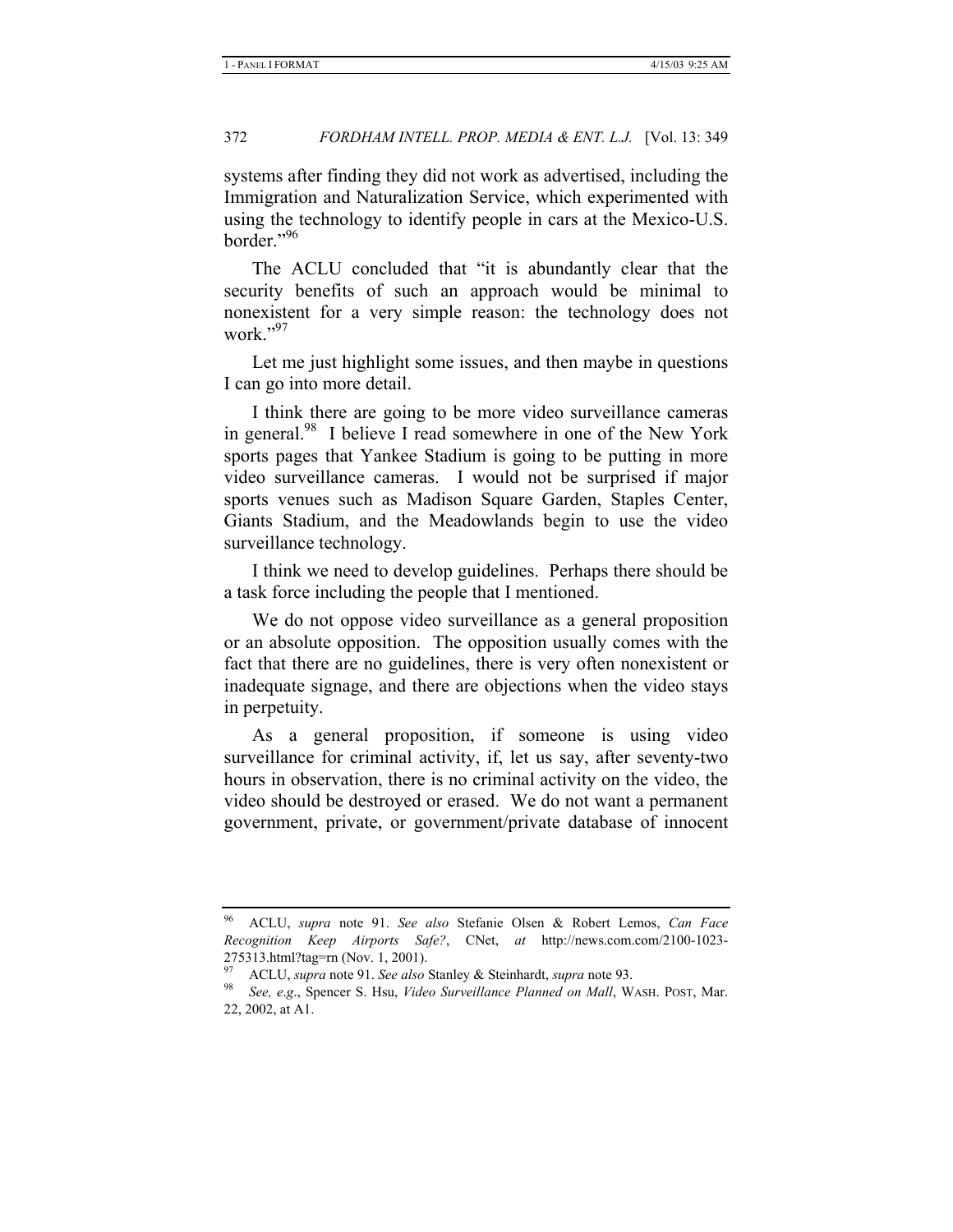systems after finding they did not work as advertised, including the Immigration and Naturalization Service, which experimented with using the technology to identify people in cars at the Mexico-U.S. border."[96]

The ACLU concluded that "it is abundantly clear that the security benefits of such an approach would be minimal to nonexistent for a very simple reason: the technology does not work."[97]

Let me just highlight some issues, and then maybe in questions I can go into more detail.

I think there are going to be more video surveillance cameras in general.[98] I believe I read somewhere in one of the New York sports pages that Yankee Stadium is going to be putting in more video surveillance cameras. I would not be surprised if major sports venues such as Madison Square Garden, Staples Center, Giants Stadium, and the Meadowlands begin to use the video surveillance technology.

I think we need to develop guidelines. Perhaps there should be a task force including the people that I mentioned.

We do not oppose video surveillance as a general proposition or an absolute opposition. The opposition usually comes with the fact that there are no guidelines, there is very often nonexistent or inadequate signage, and there are objections when the video stays in perpetuity.

As a general proposition, if someone is using video surveillance for criminal activity, if, let us say, after seventy-two hours in observation, there is no criminal activity on the video, the video should be destroyed or erased. We do not want a permanent government, private, or government/private database of innocent

---

[96] ACLU, *supra* note 91. *See also* Stefanie Olsen & Robert Lemos, *Can Face Recognition Keep Airports Safe?*, CNet, *at* http://news.com.com/2100-1023-275313.html?tag=rn (Nov. 1, 2001).

[97] ACLU, *supra* note 91. *See also* Stanley & Steinhardt, *supra* note 93.

[98] *See, e.g*., Spencer S. Hsu, *Video Surveillance Planned on Mall*, WASH. POST, Mar. 22, 2002, at A1.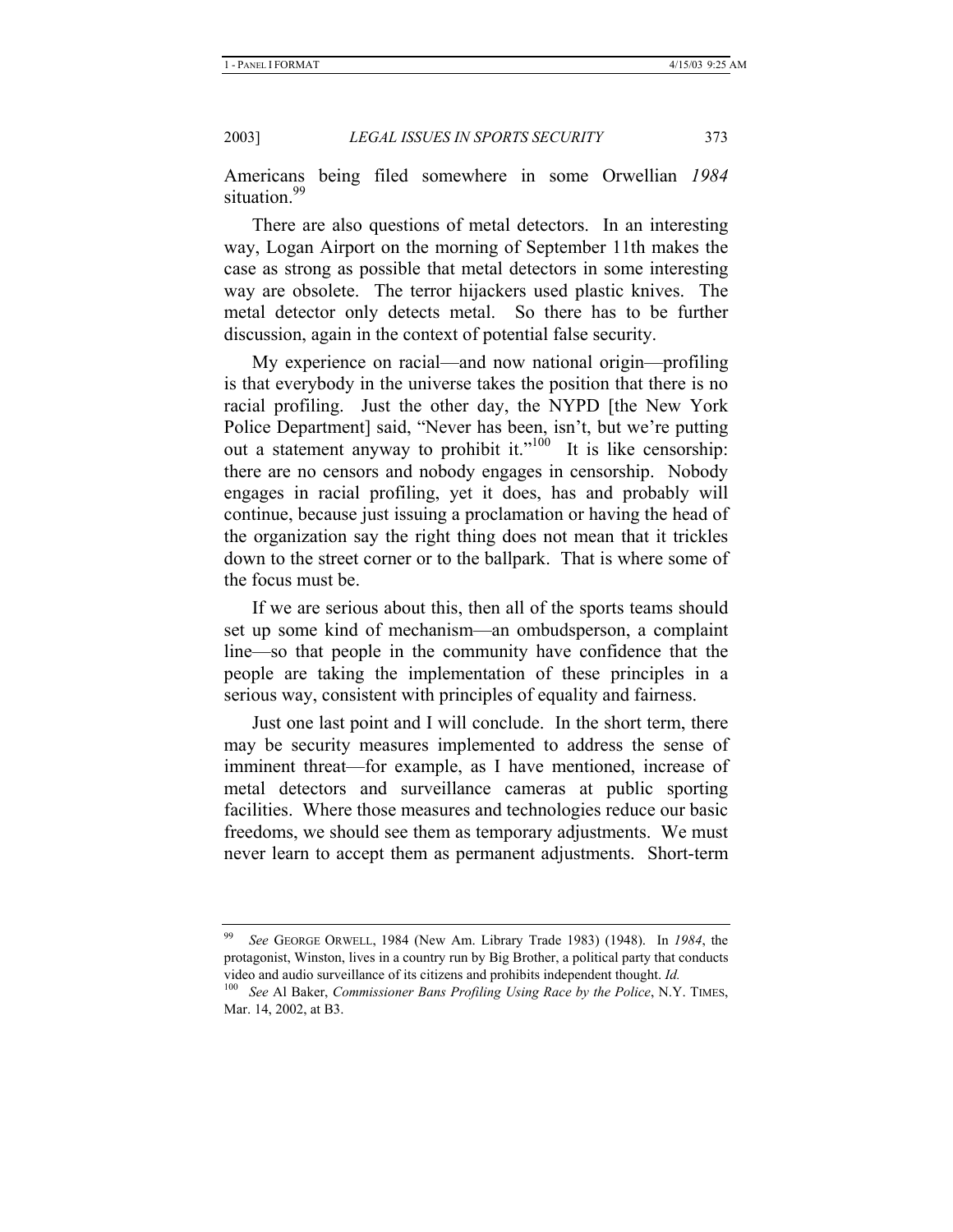Americans being filed somewhere in some Orwellian *1984* situation.[99]

There are also questions of metal detectors. In an interesting way, Logan Airport on the morning of September 11th makes the case as strong as possible that metal detectors in some interesting way are obsolete. The terror hijackers used plastic knives. The metal detector only detects metal. So there has to be further discussion, again in the context of potential false security.

My experience on racial—and now national origin—profiling is that everybody in the universe takes the position that there is no racial profiling. Just the other day, the NYPD [the New York Police Department] said, "Never has been, isn't, but we're putting out a statement anyway to prohibit it."[100] It is like censorship: there are no censors and nobody engages in censorship. Nobody engages in racial profiling, yet it does, has and probably will continue, because just issuing a proclamation or having the head of the organization say the right thing does not mean that it trickles down to the street corner or to the ballpark. That is where some of the focus must be.

If we are serious about this, then all of the sports teams should set up some kind of mechanism—an ombudsperson, a complaint line—so that people in the community have confidence that the people are taking the implementation of these principles in a serious way, consistent with principles of equality and fairness.

Just one last point and I will conclude. In the short term, there may be security measures implemented to address the sense of imminent threat—for example, as I have mentioned, increase of metal detectors and surveillance cameras at public sporting facilities. Where those measures and technologies reduce our basic freedoms, we should see them as temporary adjustments. We must never learn to accept them as permanent adjustments. Short-term

---

[99] *See* GEORGE ORWELL, 1984 (New Am. Library Trade 1983) (1948). In *1984*, the protagonist, Winston, lives in a country run by Big Brother, a political party that conducts video and audio surveillance of its citizens and prohibits independent thought. *Id.*

[100] *See* Al Baker, *Commissioner Bans Profiling Using Race by the Police*, N.Y. TIMES, Mar. 14, 2002, at B3.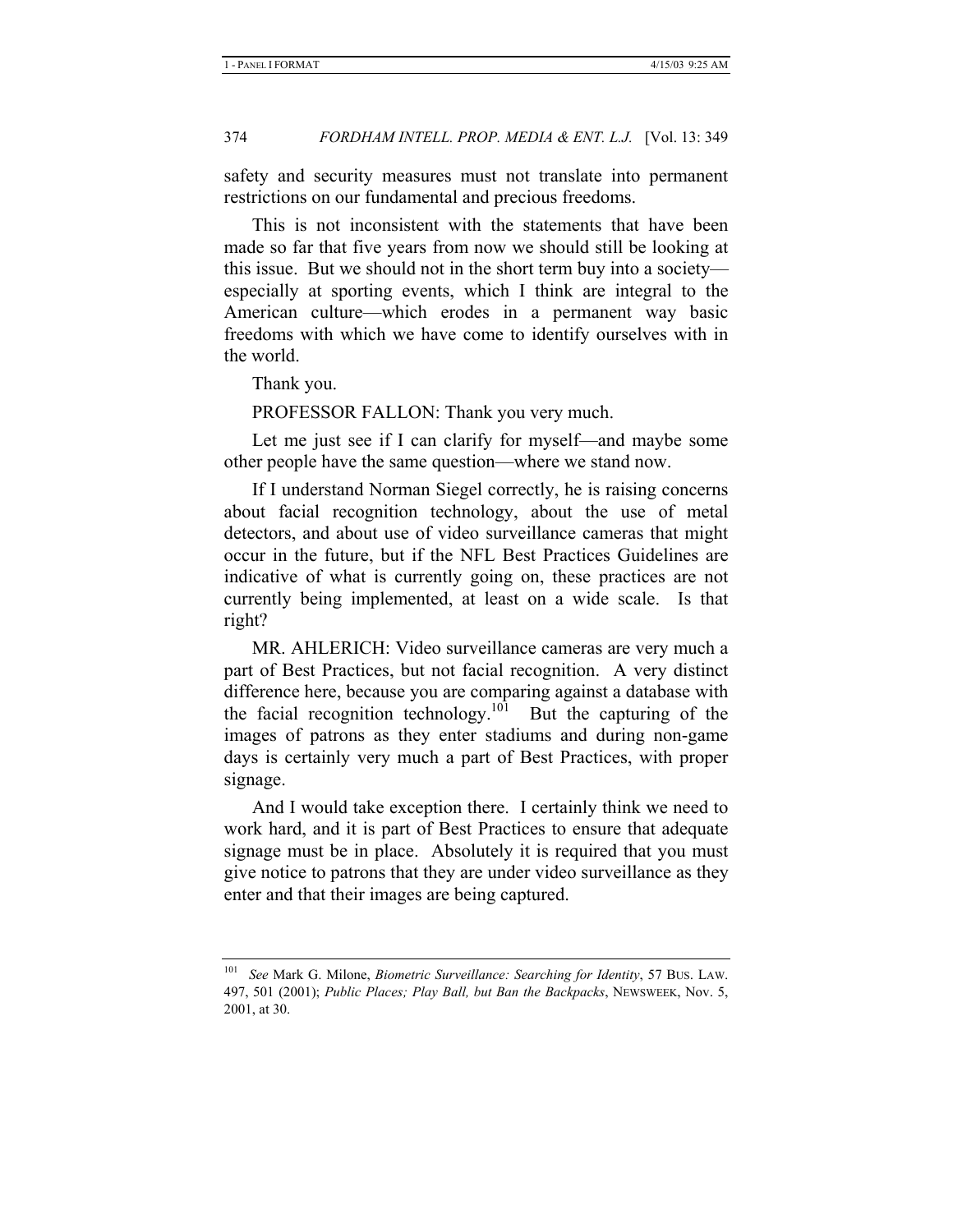safety and security measures must not translate into permanent restrictions on our fundamental and precious freedoms.

This is not inconsistent with the statements that have been made so far that five years from now we should still be looking at this issue. But we should not in the short term buy into a society—especially at sporting events, which I think are integral to the American culture—which erodes in a permanent way basic freedoms with which we have come to identify ourselves with in the world.

Thank you.

PROFESSOR FALLON: Thank you very much.

Let me just see if I can clarify for myself—and maybe some other people have the same question—where we stand now.

If I understand Norman Siegel correctly, he is raising concerns about facial recognition technology, about the use of metal detectors, and about use of video surveillance cameras that might occur in the future, but if the NFL Best Practices Guidelines are indicative of what is currently going on, these practices are not currently being implemented, at least on a wide scale. Is that right?

MR. AHLERICH: Video surveillance cameras are very much a part of Best Practices, but not facial recognition. A very distinct difference here, because you are comparing against a database with the facial recognition technology.[101] But the capturing of the images of patrons as they enter stadiums and during non-game days is certainly very much a part of Best Practices, with proper signage.

And I would take exception there. I certainly think we need to work hard, and it is part of Best Practices to ensure that adequate signage must be in place. Absolutely it is required that you must give notice to patrons that they are under video surveillance as they enter and that their images are being captured.

---

[101] *See* Mark G. Milone, *Biometric Surveillance: Searching for Identity*, 57 BUS. LAW. 497, 501 (2001); *Public Places; Play Ball, but Ban the Backpacks*, NEWSWEEK, Nov. 5, 2001, at 30.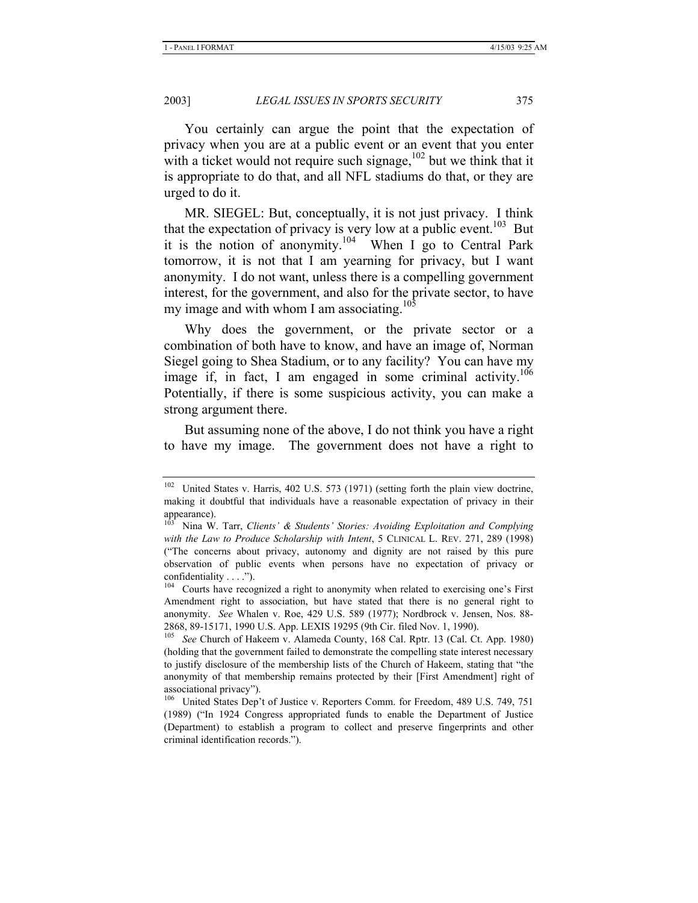You certainly can argue the point that the expectation of privacy when you are at a public event or an event that you enter with a ticket would not require such signage,[102] but we think that it is appropriate to do that, and all NFL stadiums do that, or they are urged to do it.

MR. SIEGEL: But, conceptually, it is not just privacy. I think that the expectation of privacy is very low at a public event.[103] But it is the notion of anonymity.[104] When I go to Central Park tomorrow, it is not that I am yearning for privacy, but I want anonymity. I do not want, unless there is a compelling government interest, for the government, and also for the private sector, to have my image and with whom I am associating.[105]

Why does the government, or the private sector or a combination of both have to know, and have an image of, Norman Siegel going to Shea Stadium, or to any facility? You can have my image if, in fact, I am engaged in some criminal activity.[106] Potentially, if there is some suspicious activity, you can make a strong argument there.

But assuming none of the above, I do not think you have a right to have my image. The government does not have a right to

---

[102] United States v. Harris, 402 U.S. 573 (1971) (setting forth the plain view doctrine, making it doubtful that individuals have a reasonable expectation of privacy in their appearance).

[103] Nina W. Tarr, *Clients' & Students' Stories: Avoiding Exploitation and Complying with the Law to Produce Scholarship with Intent*, 5 CLINICAL L. REV. 271, 289 (1998) ("The concerns about privacy, autonomy and dignity are not raised by this pure observation of public events when persons have no expectation of privacy or confidentiality . . . .").

[104] Courts have recognized a right to anonymity when related to exercising one's First Amendment right to association, but have stated that there is no general right to anonymity. *See* Whalen v. Roe, 429 U.S. 589 (1977); Nordbrock v. Jensen, Nos. 88-2868, 89-15171, 1990 U.S. App. LEXIS 19295 (9th Cir. filed Nov. 1, 1990).

[105] *See* Church of Hakeem v. Alameda County, 168 Cal. Rptr. 13 (Cal. Ct. App. 1980) (holding that the government failed to demonstrate the compelling state interest necessary to justify disclosure of the membership lists of the Church of Hakeem, stating that "the anonymity of that membership remains protected by their [First Amendment] right of associational privacy").

[106] United States Dep't of Justice v. Reporters Comm. for Freedom, 489 U.S. 749, 751 (1989) ("In 1924 Congress appropriated funds to enable the Department of Justice (Department) to establish a program to collect and preserve fingerprints and other criminal identification records.").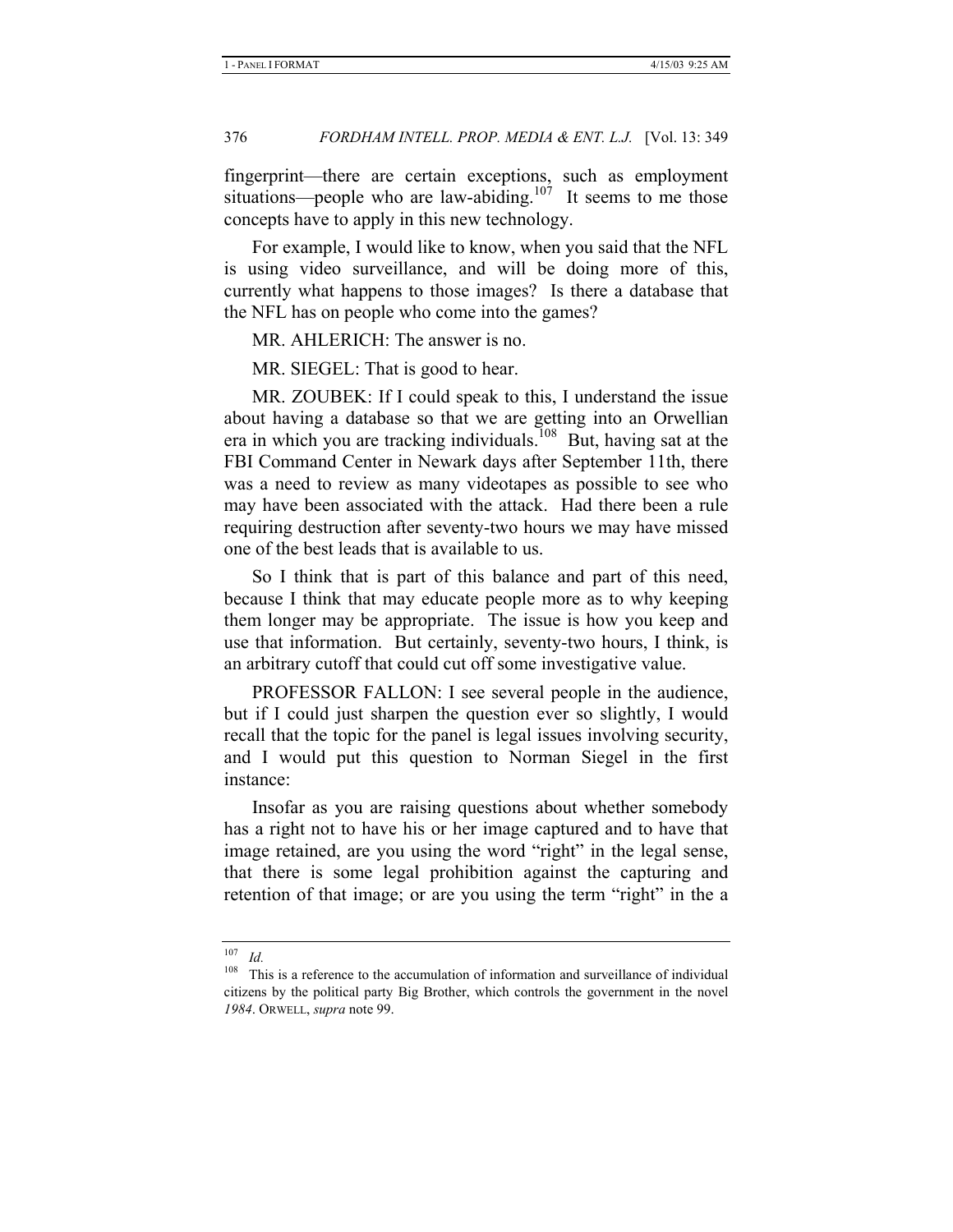fingerprint—there are certain exceptions, such as employment situations—people who are law-abiding.[107] It seems to me those concepts have to apply in this new technology.

For example, I would like to know, when you said that the NFL is using video surveillance, and will be doing more of this, currently what happens to those images? Is there a database that the NFL has on people who come into the games?

MR. AHLERICH: The answer is no.

MR. SIEGEL: That is good to hear.

MR. ZOUBEK: If I could speak to this, I understand the issue about having a database so that we are getting into an Orwellian era in which you are tracking individuals.[108] But, having sat at the FBI Command Center in Newark days after September 11th, there was a need to review as many videotapes as possible to see who may have been associated with the attack. Had there been a rule requiring destruction after seventy-two hours we may have missed one of the best leads that is available to us.

So I think that is part of this balance and part of this need, because I think that may educate people more as to why keeping them longer may be appropriate. The issue is how you keep and use that information. But certainly, seventy-two hours, I think, is an arbitrary cutoff that could cut off some investigative value.

PROFESSOR FALLON: I see several people in the audience, but if I could just sharpen the question ever so slightly, I would recall that the topic for the panel is legal issues involving security, and I would put this question to Norman Siegel in the first instance:

Insofar as you are raising questions about whether somebody has a right not to have his or her image captured and to have that image retained, are you using the word "right" in the legal sense, that there is some legal prohibition against the capturing and retention of that image; or are you using the term "right" in the a

---

[107] *Id.*

[108] This is a reference to the accumulation of information and surveillance of individual citizens by the political party Big Brother, which controls the government in the novel *1984*. ORWELL, *supra* note 99.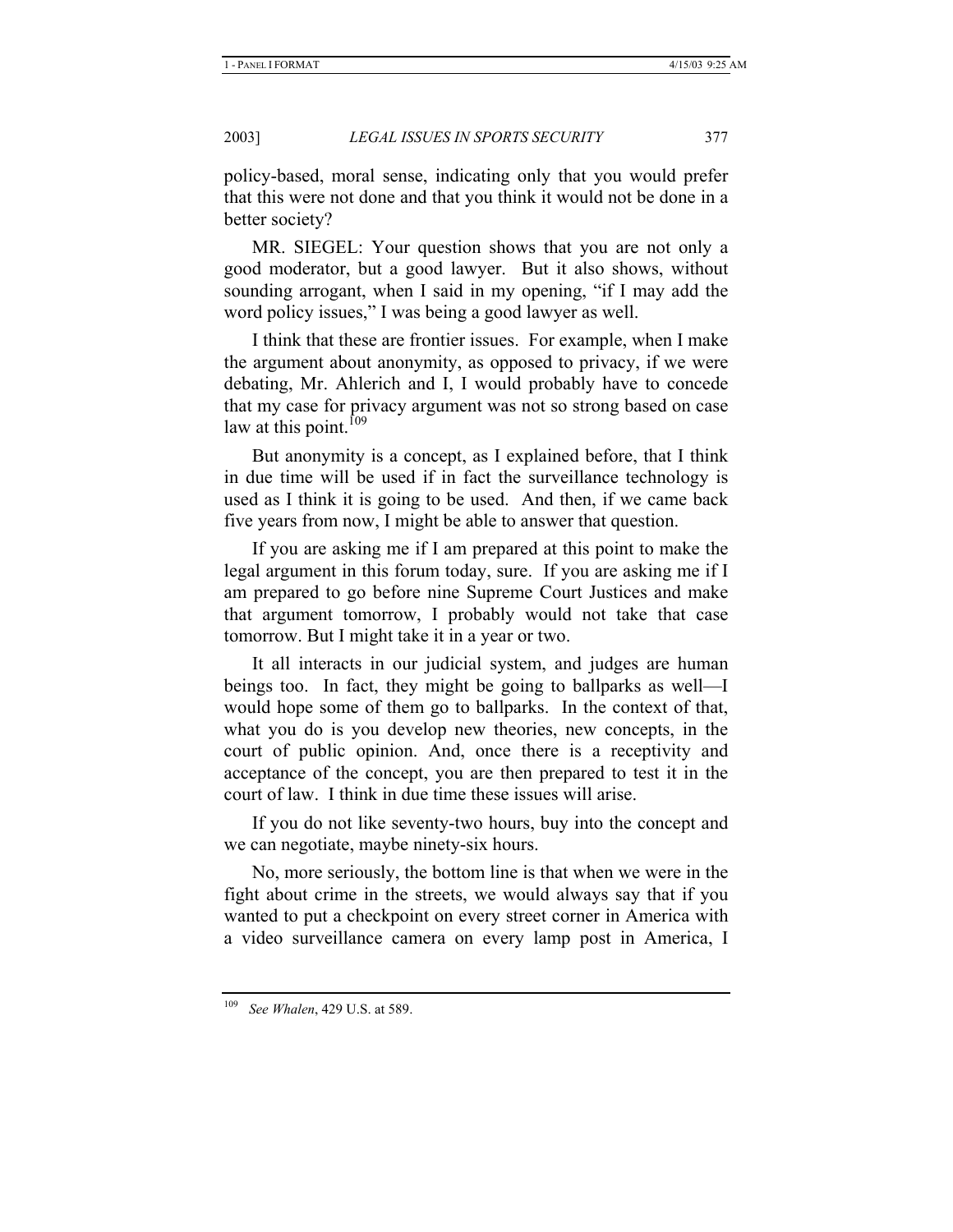policy-based, moral sense, indicating only that you would prefer that this were not done and that you think it would not be done in a better society?

MR. SIEGEL: Your question shows that you are not only a good moderator, but a good lawyer. But it also shows, without sounding arrogant, when I said in my opening, "if I may add the word policy issues," I was being a good lawyer as well.

I think that these are frontier issues. For example, when I make the argument about anonymity, as opposed to privacy, if we were debating, Mr. Ahlerich and I, I would probably have to concede that my case for privacy argument was not so strong based on case law at this point.[109]

But anonymity is a concept, as I explained before, that I think in due time will be used if in fact the surveillance technology is used as I think it is going to be used. And then, if we came back five years from now, I might be able to answer that question.

If you are asking me if I am prepared at this point to make the legal argument in this forum today, sure. If you are asking me if I am prepared to go before nine Supreme Court Justices and make that argument tomorrow, I probably would not take that case tomorrow. But I might take it in a year or two.

It all interacts in our judicial system, and judges are human beings too. In fact, they might be going to ballparks as well—I would hope some of them go to ballparks. In the context of that, what you do is you develop new theories, new concepts, in the court of public opinion. And, once there is a receptivity and acceptance of the concept, you are then prepared to test it in the court of law. I think in due time these issues will arise.

If you do not like seventy-two hours, buy into the concept and we can negotiate, maybe ninety-six hours.

No, more seriously, the bottom line is that when we were in the fight about crime in the streets, we would always say that if you wanted to put a checkpoint on every street corner in America with a video surveillance camera on every lamp post in America, I

---

[109] *See Whalen*, 429 U.S. at 589.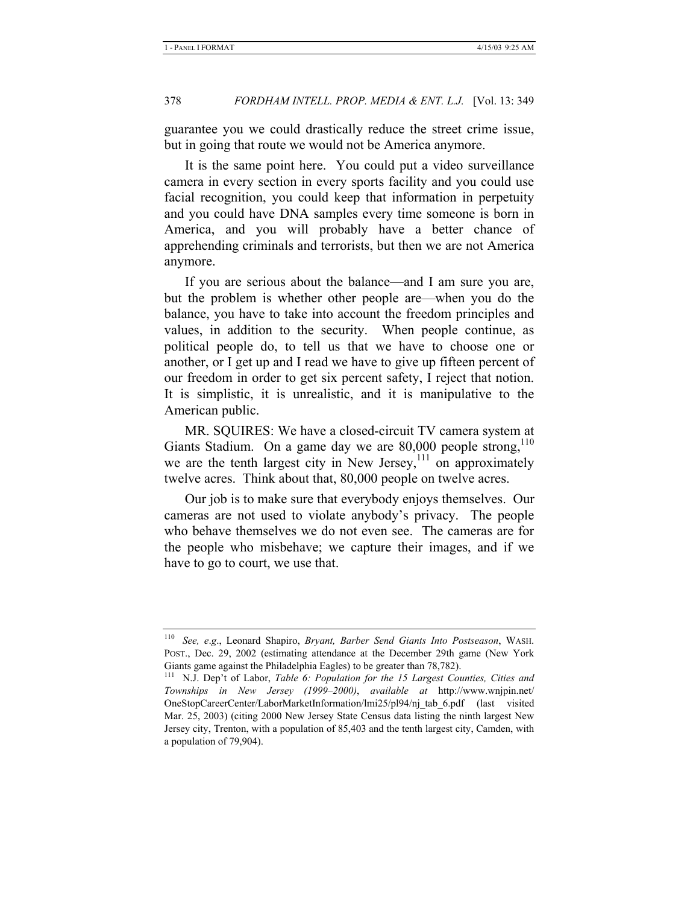guarantee you we could drastically reduce the street crime issue, but in going that route we would not be America anymore.

It is the same point here. You could put a video surveillance camera in every section in every sports facility and you could use facial recognition, you could keep that information in perpetuity and you could have DNA samples every time someone is born in America, and you will probably have a better chance of apprehending criminals and terrorists, but then we are not America anymore.

If you are serious about the balance—and I am sure you are, but the problem is whether other people are—when you do the balance, you have to take into account the freedom principles and values, in addition to the security. When people continue, as political people do, to tell us that we have to choose one or another, or I get up and I read we have to give up fifteen percent of our freedom in order to get six percent safety, I reject that notion. It is simplistic, it is unrealistic, and it is manipulative to the American public.

MR. SQUIRES: We have a closed-circuit TV camera system at Giants Stadium. On a game day we are 80,000 people strong,[110] we are the tenth largest city in New Jersey,[111] on approximately twelve acres. Think about that, 80,000 people on twelve acres.

Our job is to make sure that everybody enjoys themselves. Our cameras are not used to violate anybody's privacy. The people who behave themselves we do not even see. The cameras are for the people who misbehave; we capture their images, and if we have to go to court, we use that.

---

[110] *See, e.g.*, Leonard Shapiro, *Bryant, Barber Send Giants Into Postseason*, WASH. POST., Dec. 29, 2002 (estimating attendance at the December 29th game (New York Giants game against the Philadelphia Eagles) to be greater than 78,782).

[111] N.J. Dep't of Labor, *Table 6: Population for the 15 Largest Counties, Cities and Townships in New Jersey (1999–2000)*, *available at* http://www.wnjpin.net/OneStopCareerCenter/LaborMarketInformation/lmi25/pl94/nj_tab_6.pdf (last visited Mar. 25, 2003) (citing 2000 New Jersey State Census data listing the ninth largest New Jersey city, Trenton, with a population of 85,403 and the tenth largest city, Camden, with a population of 79,904).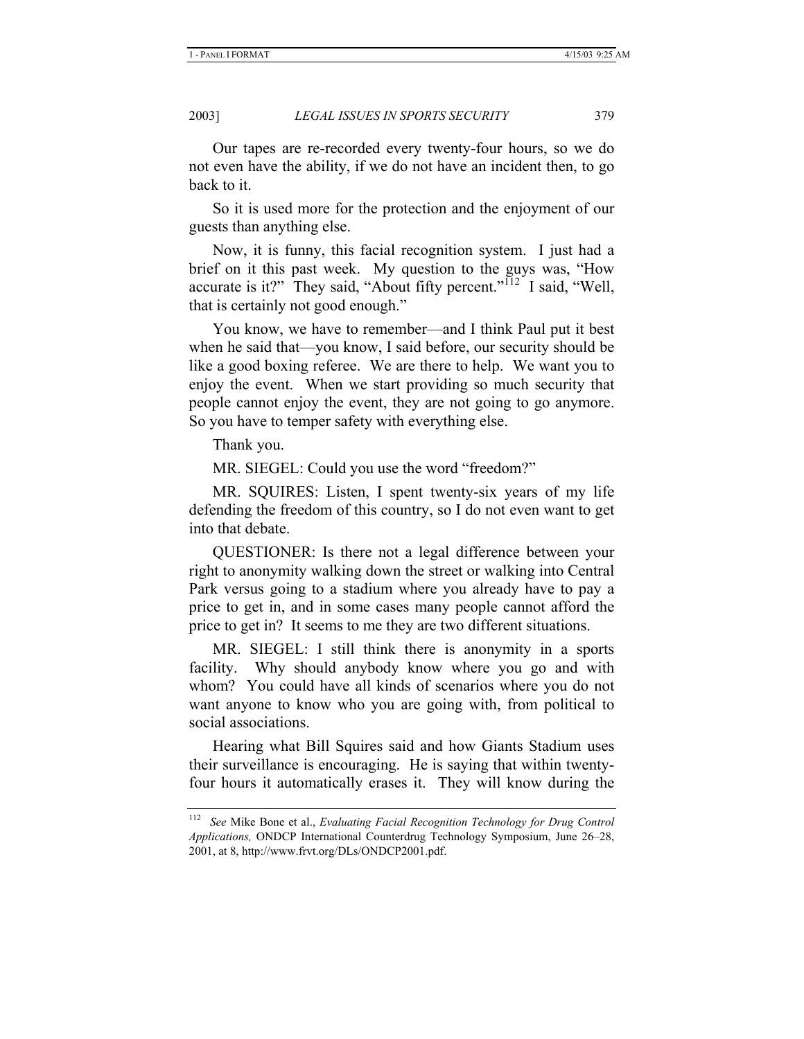Our tapes are re-recorded every twenty-four hours, so we do not even have the ability, if we do not have an incident then, to go back to it.

So it is used more for the protection and the enjoyment of our guests than anything else.

Now, it is funny, this facial recognition system. I just had a brief on it this past week. My question to the guys was, "How accurate is it?" They said, "About fifty percent."[112] I said, "Well, that is certainly not good enough."

You know, we have to remember—and I think Paul put it best when he said that—you know, I said before, our security should be like a good boxing referee. We are there to help. We want you to enjoy the event. When we start providing so much security that people cannot enjoy the event, they are not going to go anymore. So you have to temper safety with everything else.

Thank you.

MR. SIEGEL: Could you use the word "freedom?"

MR. SQUIRES: Listen, I spent twenty-six years of my life defending the freedom of this country, so I do not even want to get into that debate.

QUESTIONER: Is there not a legal difference between your right to anonymity walking down the street or walking into Central Park versus going to a stadium where you already have to pay a price to get in, and in some cases many people cannot afford the price to get in? It seems to me they are two different situations.

MR. SIEGEL: I still think there is anonymity in a sports facility. Why should anybody know where you go and with whom? You could have all kinds of scenarios where you do not want anyone to know who you are going with, from political to social associations.

Hearing what Bill Squires said and how Giants Stadium uses their surveillance is encouraging. He is saying that within twenty-four hours it automatically erases it. They will know during the

---

[112] *See* Mike Bone et al., *Evaluating Facial Recognition Technology for Drug Control Applications,* ONDCP International Counterdrug Technology Symposium, June 26–28, 2001, at 8, http://www.frvt.org/DLs/ONDCP2001.pdf.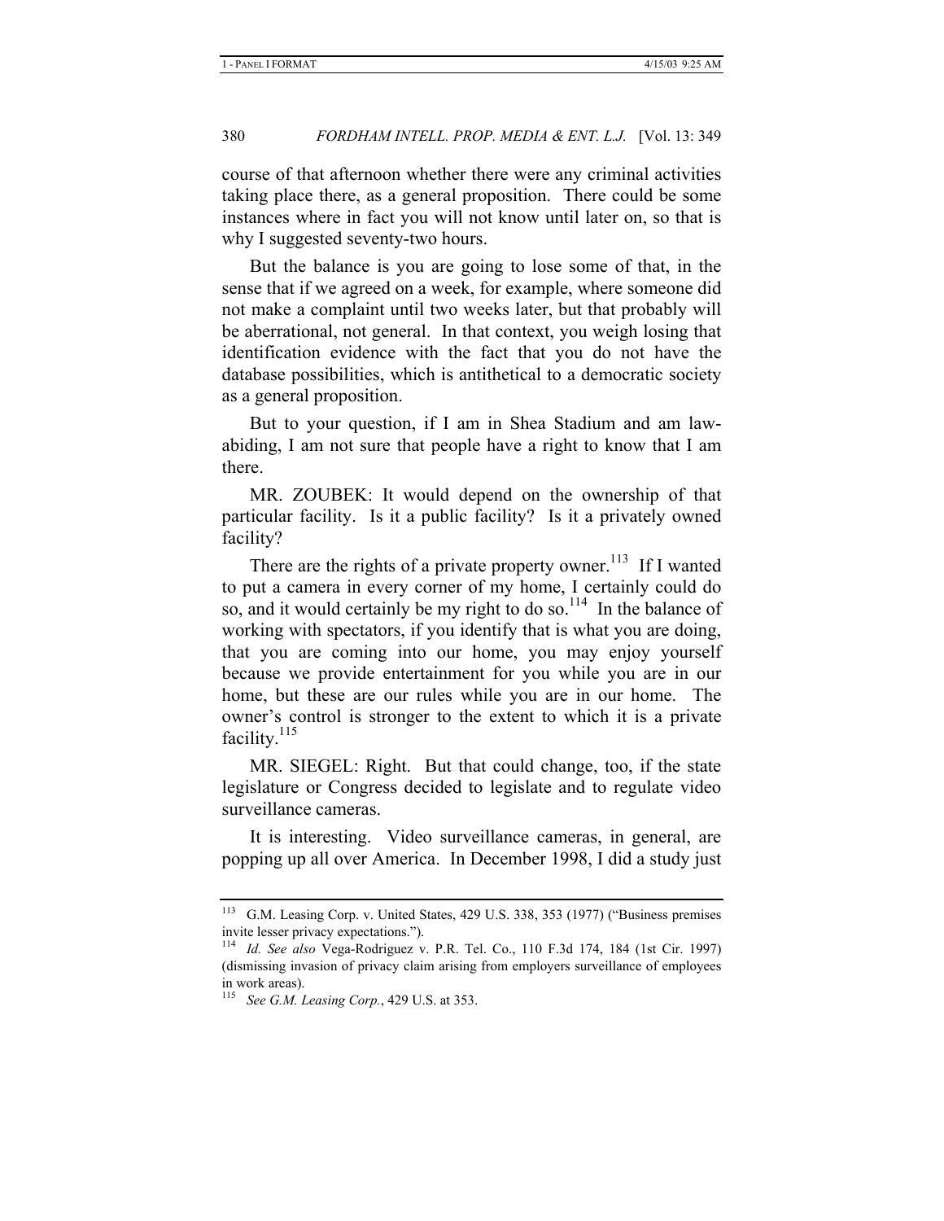course of that afternoon whether there were any criminal activities taking place there, as a general proposition. There could be some instances where in fact you will not know until later on, so that is why I suggested seventy-two hours.

But the balance is you are going to lose some of that, in the sense that if we agreed on a week, for example, where someone did not make a complaint until two weeks later, but that probably will be aberrational, not general. In that context, you weigh losing that identification evidence with the fact that you do not have the database possibilities, which is antithetical to a democratic society as a general proposition.

But to your question, if I am in Shea Stadium and am law-abiding, I am not sure that people have a right to know that I am there.

MR. ZOUBEK: It would depend on the ownership of that particular facility. Is it a public facility? Is it a privately owned facility?

There are the rights of a private property owner.[113] If I wanted to put a camera in every corner of my home, I certainly could do so, and it would certainly be my right to do so.[114] In the balance of working with spectators, if you identify that is what you are doing, that you are coming into our home, you may enjoy yourself because we provide entertainment for you while you are in our home, but these are our rules while you are in our home. The owner's control is stronger to the extent to which it is a private facility.[115]

MR. SIEGEL: Right. But that could change, too, if the state legislature or Congress decided to legislate and to regulate video surveillance cameras.

It is interesting. Video surveillance cameras, in general, are popping up all over America. In December 1998, I did a study just

---

[113] G.M. Leasing Corp. v. United States, 429 U.S. 338, 353 (1977) ("Business premises invite lesser privacy expectations.").

[114] *Id. See also* Vega-Rodriguez v. P.R. Tel. Co., 110 F.3d 174, 184 (1st Cir. 1997) (dismissing invasion of privacy claim arising from employers surveillance of employees in work areas).

[115] *See G.M. Leasing Corp.*, 429 U.S. at 353.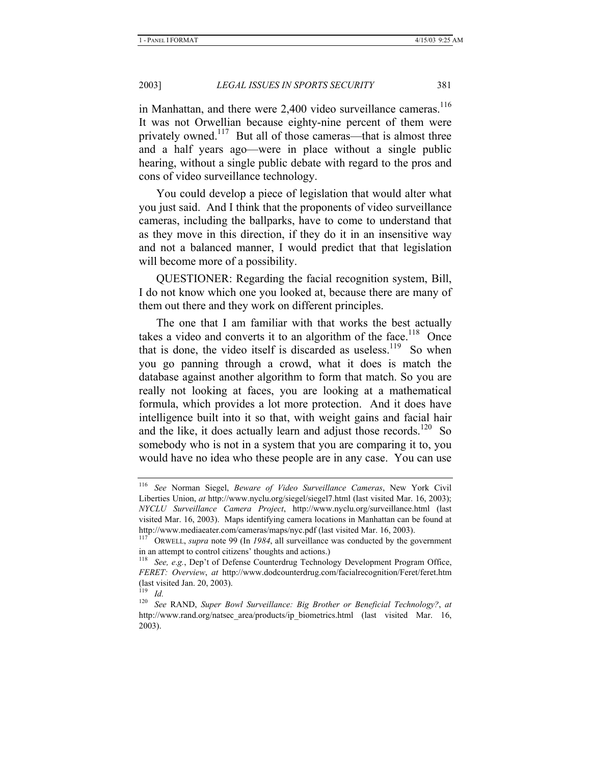in Manhattan, and there were 2,400 video surveillance cameras.[116] It was not Orwellian because eighty-nine percent of them were privately owned.[117] But all of those cameras—that is almost three and a half years ago—were in place without a single public hearing, without a single public debate with regard to the pros and cons of video surveillance technology.

You could develop a piece of legislation that would alter what you just said. And I think that the proponents of video surveillance cameras, including the ballparks, have to come to understand that as they move in this direction, if they do it in an insensitive way and not a balanced manner, I would predict that that legislation will become more of a possibility.

QUESTIONER: Regarding the facial recognition system, Bill, I do not know which one you looked at, because there are many of them out there and they work on different principles.

The one that I am familiar with that works the best actually takes a video and converts it to an algorithm of the face.[118] Once that is done, the video itself is discarded as useless.[119] So when you go panning through a crowd, what it does is match the database against another algorithm to form that match. So you are really not looking at faces, you are looking at a mathematical formula, which provides a lot more protection. And it does have intelligence built into it so that, with weight gains and facial hair and the like, it does actually learn and adjust those records.[120] So somebody who is not in a system that you are comparing it to, you would have no idea who these people are in any case. You can use

---

[116] *See* Norman Siegel, *Beware of Video Surveillance Cameras*, New York Civil Liberties Union, *at* http://www.nyclu.org/siegel/siegel7.html (last visited Mar. 16, 2003); *NYCLU Surveillance Camera Project*, http://www.nyclu.org/surveillance.html (last visited Mar. 16, 2003). Maps identifying camera locations in Manhattan can be found at http://www.mediaeater.com/cameras/maps/nyc.pdf (last visited Mar. 16, 2003).

[117] ORWELL, *supra* note 99 (In *1984*, all surveillance was conducted by the government in an attempt to control citizens' thoughts and actions.)

[118] *See, e.g.*, Dep't of Defense Counterdrug Technology Development Program Office, *FERET: Overview*, *at* http://www.dodcounterdrug.com/facialrecognition/Feret/feret.htm (last visited Jan. 20, 2003).

[119] *Id.*

[120] *See* RAND, *Super Bowl Surveillance: Big Brother or Beneficial Technology?*, *at* http://www.rand.org/natsec_area/products/ip_biometrics.html (last visited Mar. 16, 2003).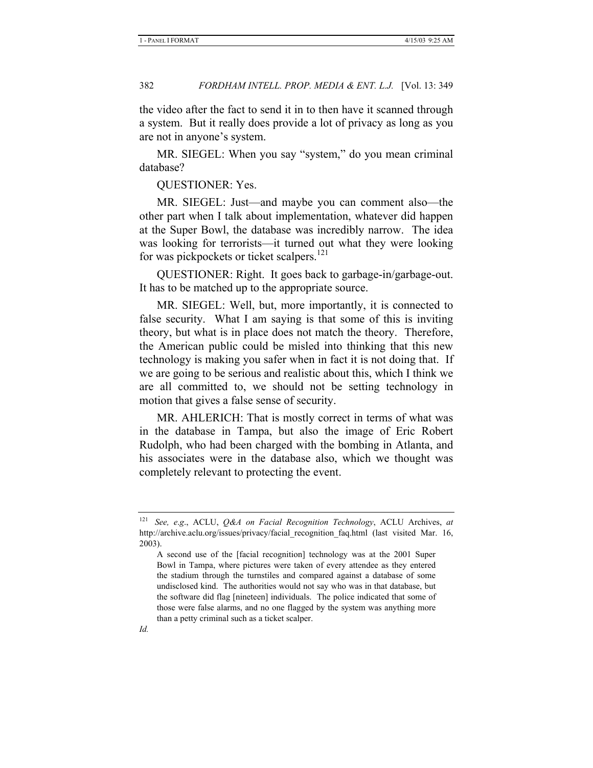the video after the fact to send it in to then have it scanned through a system. But it really does provide a lot of privacy as long as you are not in anyone's system.

MR. SIEGEL: When you say "system," do you mean criminal database?

QUESTIONER: Yes.

MR. SIEGEL: Just—and maybe you can comment also—the other part when I talk about implementation, whatever did happen at the Super Bowl, the database was incredibly narrow. The idea was looking for terrorists—it turned out what they were looking for was pickpockets or ticket scalpers.[121]

QUESTIONER: Right. It goes back to garbage-in/garbage-out. It has to be matched up to the appropriate source.

MR. SIEGEL: Well, but, more importantly, it is connected to false security. What I am saying is that some of this is inviting theory, but what is in place does not match the theory. Therefore, the American public could be misled into thinking that this new technology is making you safer when in fact it is not doing that. If we are going to be serious and realistic about this, which I think we are all committed to, we should not be setting technology in motion that gives a false sense of security.

MR. AHLERICH: That is mostly correct in terms of what was in the database in Tampa, but also the image of Eric Robert Rudolph, who had been charged with the bombing in Atlanta, and his associates were in the database also, which we thought was completely relevant to protecting the event.

---

[121] *See, e.g.*, ACLU, *Q&A on Facial Recognition Technology*, ACLU Archives, *at* http://archive.aclu.org/issues/privacy/facial_recognition_faq.html (last visited Mar. 16, 2003).

> A second use of the [facial recognition] technology was at the 2001 Super Bowl in Tampa, where pictures were taken of every attendee as they entered the stadium through the turnstiles and compared against a database of some undisclosed kind. The authorities would not say who was in that database, but the software did flag [nineteen] individuals. The police indicated that some of those were false alarms, and no one flagged by the system was anything more than a petty criminal such as a ticket scalper.

*Id.*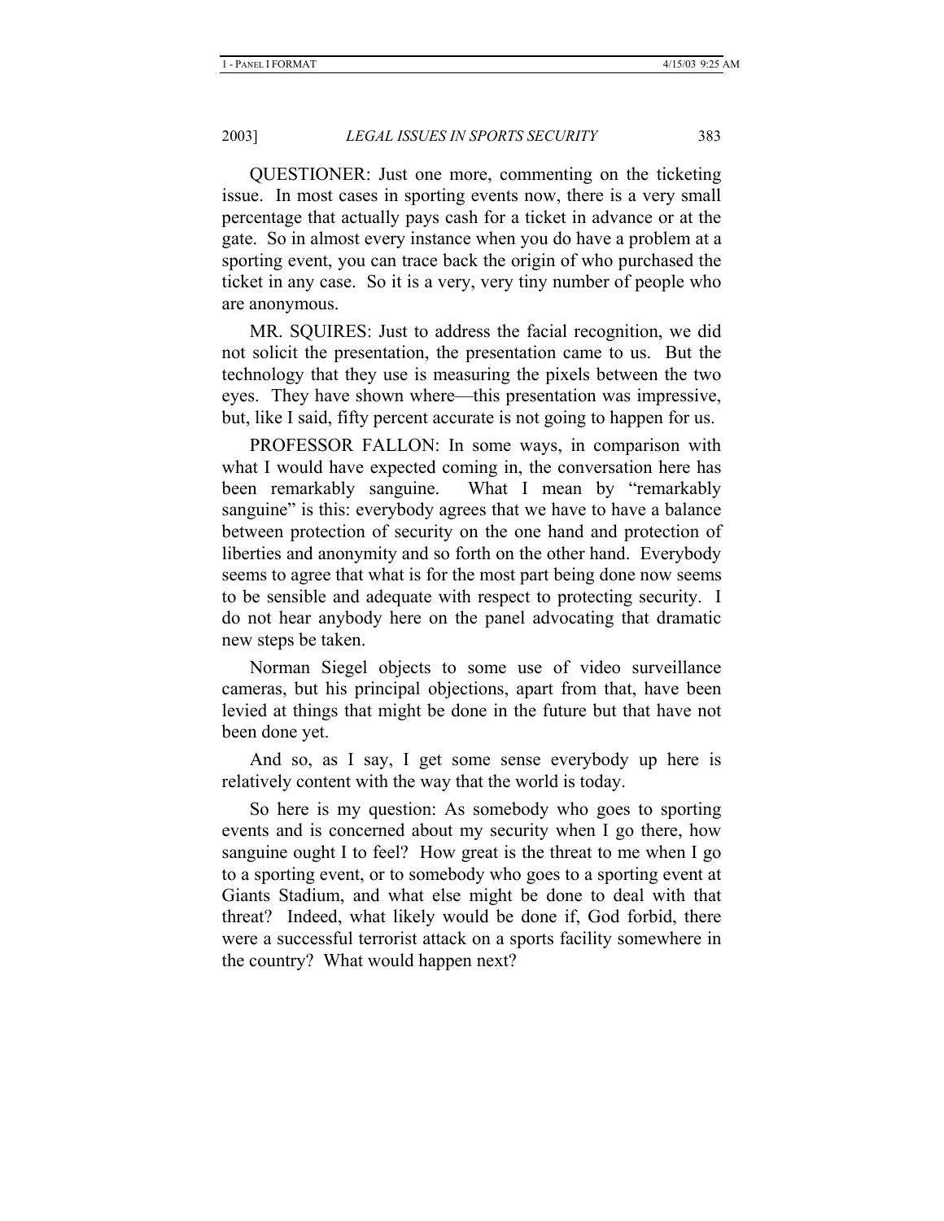QUESTIONER: Just one more, commenting on the ticketing issue. In most cases in sporting events now, there is a very small percentage that actually pays cash for a ticket in advance or at the gate. So in almost every instance when you do have a problem at a sporting event, you can trace back the origin of who purchased the ticket in any case. So it is a very, very tiny number of people who are anonymous.

MR. SQUIRES: Just to address the facial recognition, we did not solicit the presentation, the presentation came to us. But the technology that they use is measuring the pixels between the two eyes. They have shown where—this presentation was impressive, but, like I said, fifty percent accurate is not going to happen for us.

PROFESSOR FALLON: In some ways, in comparison with what I would have expected coming in, the conversation here has been remarkably sanguine. What I mean by "remarkably sanguine" is this: everybody agrees that we have to have a balance between protection of security on the one hand and protection of liberties and anonymity and so forth on the other hand. Everybody seems to agree that what is for the most part being done now seems to be sensible and adequate with respect to protecting security. I do not hear anybody here on the panel advocating that dramatic new steps be taken.

Norman Siegel objects to some use of video surveillance cameras, but his principal objections, apart from that, have been levied at things that might be done in the future but that have not been done yet.

And so, as I say, I get some sense everybody up here is relatively content with the way that the world is today.

So here is my question: As somebody who goes to sporting events and is concerned about my security when I go there, how sanguine ought I to feel? How great is the threat to me when I go to a sporting event, or to somebody who goes to a sporting event at Giants Stadium, and what else might be done to deal with that threat? Indeed, what likely would be done if, God forbid, there were a successful terrorist attack on a sports facility somewhere in the country? What would happen next?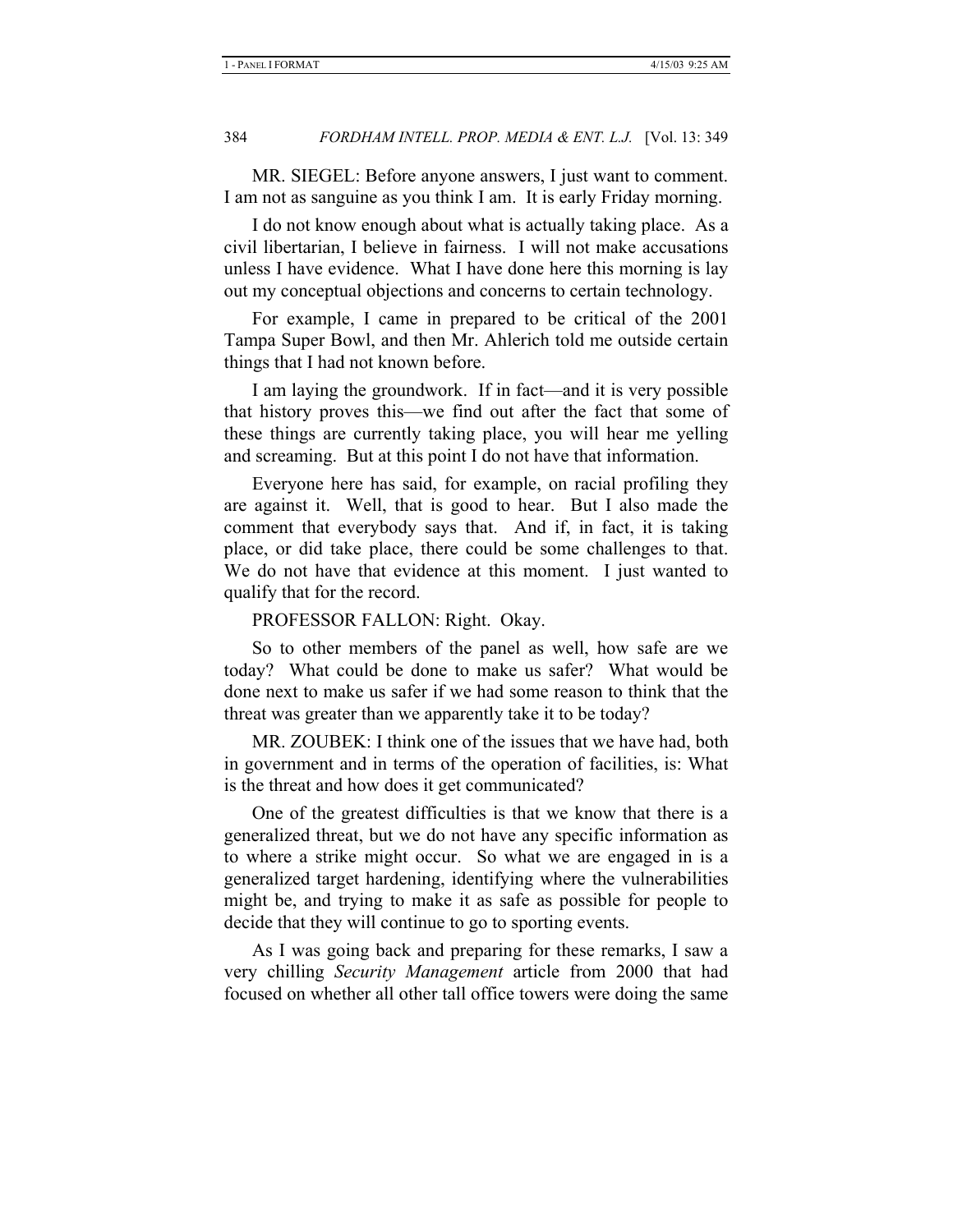MR. SIEGEL: Before anyone answers, I just want to comment. I am not as sanguine as you think I am. It is early Friday morning.

I do not know enough about what is actually taking place. As a civil libertarian, I believe in fairness. I will not make accusations unless I have evidence. What I have done here this morning is lay out my conceptual objections and concerns to certain technology.

For example, I came in prepared to be critical of the 2001 Tampa Super Bowl, and then Mr. Ahlerich told me outside certain things that I had not known before.

I am laying the groundwork. If in fact—and it is very possible that history proves this—we find out after the fact that some of these things are currently taking place, you will hear me yelling and screaming. But at this point I do not have that information.

Everyone here has said, for example, on racial profiling they are against it. Well, that is good to hear. But I also made the comment that everybody says that. And if, in fact, it is taking place, or did take place, there could be some challenges to that. We do not have that evidence at this moment. I just wanted to qualify that for the record.

PROFESSOR FALLON: Right. Okay.

So to other members of the panel as well, how safe are we today? What could be done to make us safer? What would be done next to make us safer if we had some reason to think that the threat was greater than we apparently take it to be today?

MR. ZOUBEK: I think one of the issues that we have had, both in government and in terms of the operation of facilities, is: What is the threat and how does it get communicated?

One of the greatest difficulties is that we know that there is a generalized threat, but we do not have any specific information as to where a strike might occur. So what we are engaged in is a generalized target hardening, identifying where the vulnerabilities might be, and trying to make it as safe as possible for people to decide that they will continue to go to sporting events.

As I was going back and preparing for these remarks, I saw a very chilling *Security Management* article from 2000 that had focused on whether all other tall office towers were doing the same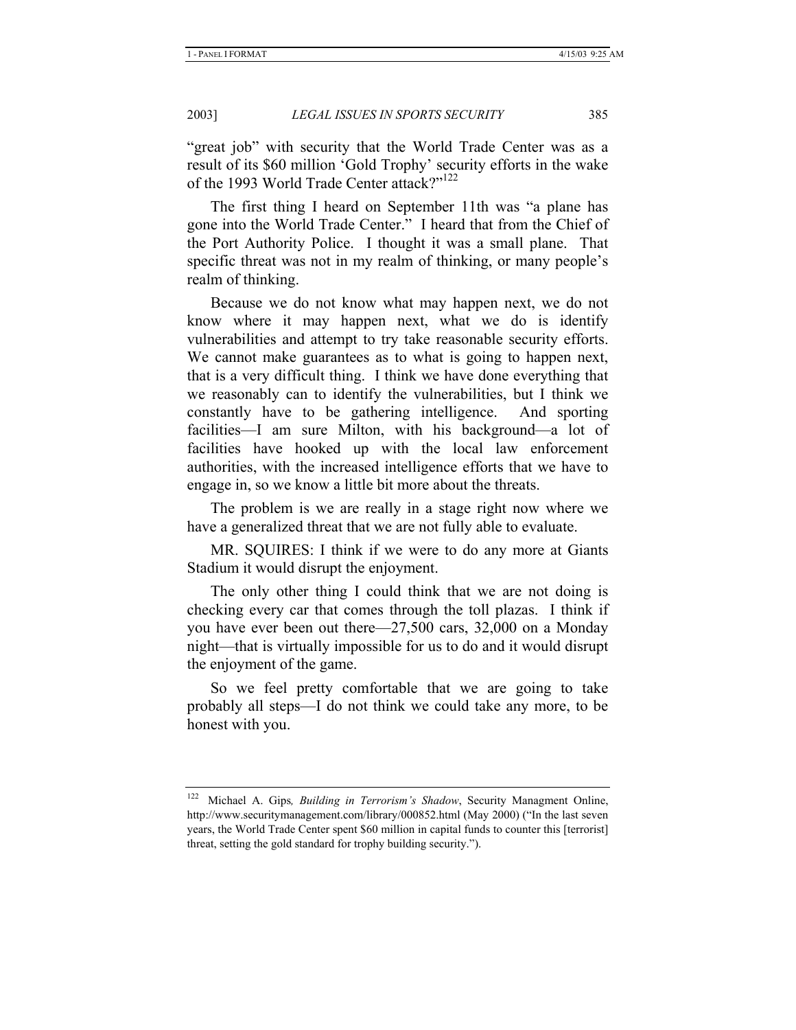"great job" with security that the World Trade Center was as a result of its $60 million 'Gold Trophy' security efforts in the wake of the 1993 World Trade Center attack?"[122]

The first thing I heard on September 11th was "a plane has gone into the World Trade Center." I heard that from the Chief of the Port Authority Police. I thought it was a small plane. That specific threat was not in my realm of thinking, or many people's realm of thinking.

Because we do not know what may happen next, we do not know where it may happen next, what we do is identify vulnerabilities and attempt to try take reasonable security efforts. We cannot make guarantees as to what is going to happen next, that is a very difficult thing. I think we have done everything that we reasonably can to identify the vulnerabilities, but I think we constantly have to be gathering intelligence. And sporting facilities—I am sure Milton, with his background—a lot of facilities have hooked up with the local law enforcement authorities, with the increased intelligence efforts that we have to engage in, so we know a little bit more about the threats.

The problem is we are really in a stage right now where we have a generalized threat that we are not fully able to evaluate.

MR. SQUIRES: I think if we were to do any more at Giants Stadium it would disrupt the enjoyment.

The only other thing I could think that we are not doing is checking every car that comes through the toll plazas. I think if you have ever been out there—27,500 cars, 32,000 on a Monday night—that is virtually impossible for us to do and it would disrupt the enjoyment of the game.

So we feel pretty comfortable that we are going to take probably all steps—I do not think we could take any more, to be honest with you.

---

[122] Michael A. Gips*, Building in Terrorism's Shadow*, Security Managment Online, http://www.securitymanagement.com/library/000852.html (May 2000) ("In the last seven years, the World Trade Center spent $60 million in capital funds to counter this [terrorist] threat, setting the gold standard for trophy building security.").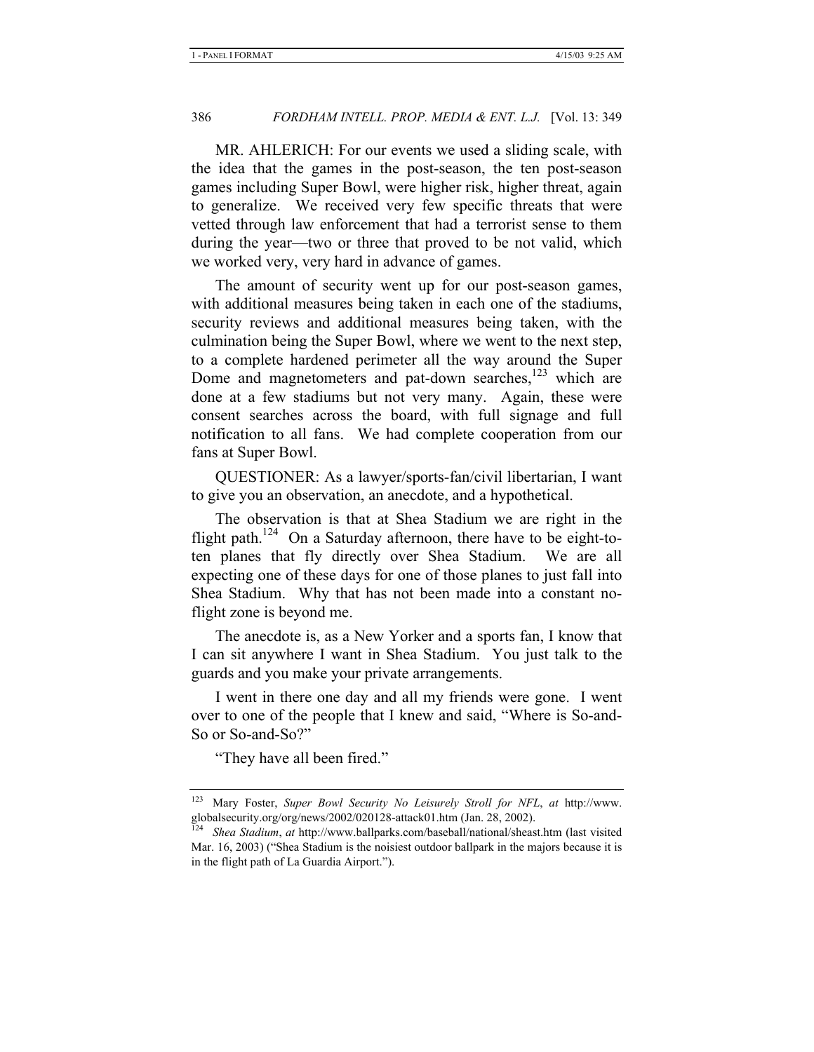MR. AHLERICH: For our events we used a sliding scale, with the idea that the games in the post-season, the ten post-season games including Super Bowl, were higher risk, higher threat, again to generalize. We received very few specific threats that were vetted through law enforcement that had a terrorist sense to them during the year—two or three that proved to be not valid, which we worked very, very hard in advance of games.

The amount of security went up for our post-season games, with additional measures being taken in each one of the stadiums, security reviews and additional measures being taken, with the culmination being the Super Bowl, where we went to the next step, to a complete hardened perimeter all the way around the Super Dome and magnetometers and pat-down searches,[123] which are done at a few stadiums but not very many. Again, these were consent searches across the board, with full signage and full notification to all fans. We had complete cooperation from our fans at Super Bowl.

QUESTIONER: As a lawyer/sports-fan/civil libertarian, I want to give you an observation, an anecdote, and a hypothetical.

The observation is that at Shea Stadium we are right in the flight path.[124] On a Saturday afternoon, there have to be eight-to-ten planes that fly directly over Shea Stadium. We are all expecting one of these days for one of those planes to just fall into Shea Stadium. Why that has not been made into a constant no-flight zone is beyond me.

The anecdote is, as a New Yorker and a sports fan, I know that I can sit anywhere I want in Shea Stadium. You just talk to the guards and you make your private arrangements.

I went in there one day and all my friends were gone. I went over to one of the people that I knew and said, "Where is So-and-So or So-and-So?"

"They have all been fired."

---

[123] Mary Foster, *Super Bowl Security No Leisurely Stroll for NFL*, *at* http://www.globalsecurity.org/org/news/2002/020128-attack01.htm (Jan. 28, 2002).

[124] *Shea Stadium*, *at* http://www.ballparks.com/baseball/national/sheast.htm (last visited Mar. 16, 2003) ("Shea Stadium is the noisiest outdoor ballpark in the majors because it is in the flight path of La Guardia Airport.").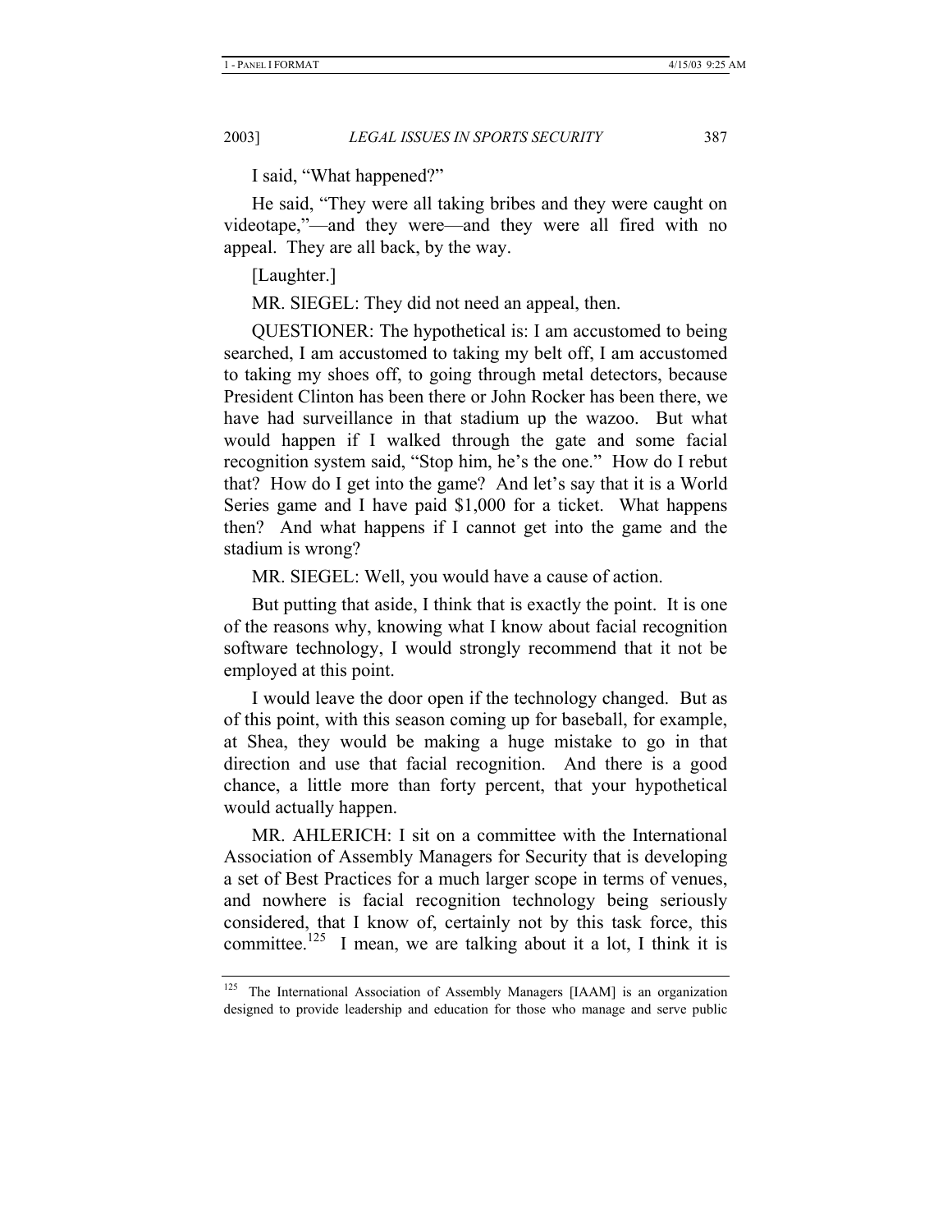I said, "What happened?"

He said, "They were all taking bribes and they were caught on videotape,"—and they were—and they were all fired with no appeal. They are all back, by the way.

[Laughter.]

MR. SIEGEL: They did not need an appeal, then.

QUESTIONER: The hypothetical is: I am accustomed to being searched, I am accustomed to taking my belt off, I am accustomed to taking my shoes off, to going through metal detectors, because President Clinton has been there or John Rocker has been there, we have had surveillance in that stadium up the wazoo. But what would happen if I walked through the gate and some facial recognition system said, "Stop him, he's the one." How do I rebut that? How do I get into the game? And let's say that it is a World Series game and I have paid $1,000 for a ticket. What happens then? And what happens if I cannot get into the game and the stadium is wrong?

MR. SIEGEL: Well, you would have a cause of action.

But putting that aside, I think that is exactly the point. It is one of the reasons why, knowing what I know about facial recognition software technology, I would strongly recommend that it not be employed at this point.

I would leave the door open if the technology changed. But as of this point, with this season coming up for baseball, for example, at Shea, they would be making a huge mistake to go in that direction and use that facial recognition. And there is a good chance, a little more than forty percent, that your hypothetical would actually happen.

MR. AHLERICH: I sit on a committee with the International Association of Assembly Managers for Security that is developing a set of Best Practices for a much larger scope in terms of venues, and nowhere is facial recognition technology being seriously considered, that I know of, certainly not by this task force, this committee.[125] I mean, we are talking about it a lot, I think it is

---

[125] The International Association of Assembly Managers [IAAM] is an organization designed to provide leadership and education for those who manage and serve public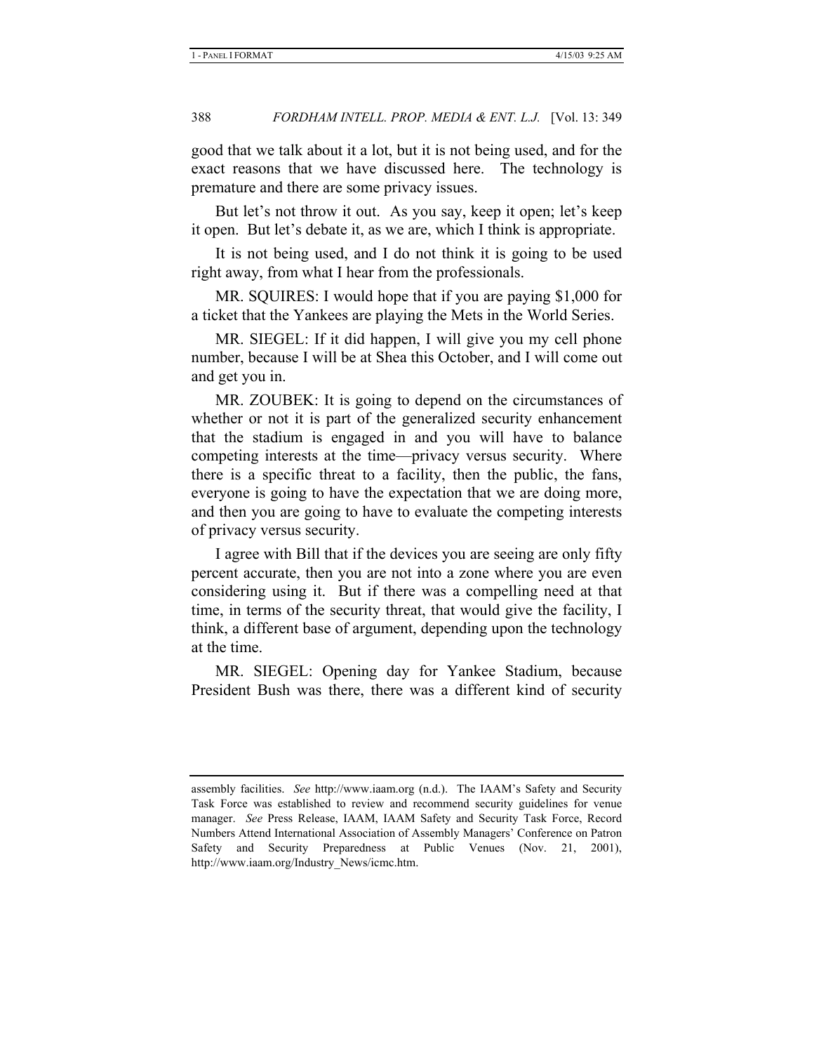good that we talk about it a lot, but it is not being used, and for the exact reasons that we have discussed here. The technology is premature and there are some privacy issues.

But let's not throw it out. As you say, keep it open; let's keep it open. But let's debate it, as we are, which I think is appropriate.

It is not being used, and I do not think it is going to be used right away, from what I hear from the professionals.

MR. SQUIRES: I would hope that if you are paying $1,000 for a ticket that the Yankees are playing the Mets in the World Series.

MR. SIEGEL: If it did happen, I will give you my cell phone number, because I will be at Shea this October, and I will come out and get you in.

MR. ZOUBEK: It is going to depend on the circumstances of whether or not it is part of the generalized security enhancement that the stadium is engaged in and you will have to balance competing interests at the time—privacy versus security. Where there is a specific threat to a facility, then the public, the fans, everyone is going to have the expectation that we are doing more, and then you are going to have to evaluate the competing interests of privacy versus security.

I agree with Bill that if the devices you are seeing are only fifty percent accurate, then you are not into a zone where you are even considering using it. But if there was a compelling need at that time, in terms of the security threat, that would give the facility, I think, a different base of argument, depending upon the technology at the time.

MR. SIEGEL: Opening day for Yankee Stadium, because President Bush was there, there was a different kind of security

---

assembly facilities. *See* http://www.iaam.org (n.d.). The IAAM's Safety and Security Task Force was established to review and recommend security guidelines for venue manager. *See* Press Release, IAAM, IAAM Safety and Security Task Force, Record Numbers Attend International Association of Assembly Managers' Conference on Patron Safety and Security Preparedness at Public Venues (Nov. 21, 2001), http://www.iaam.org/Industry_News/icmc.htm.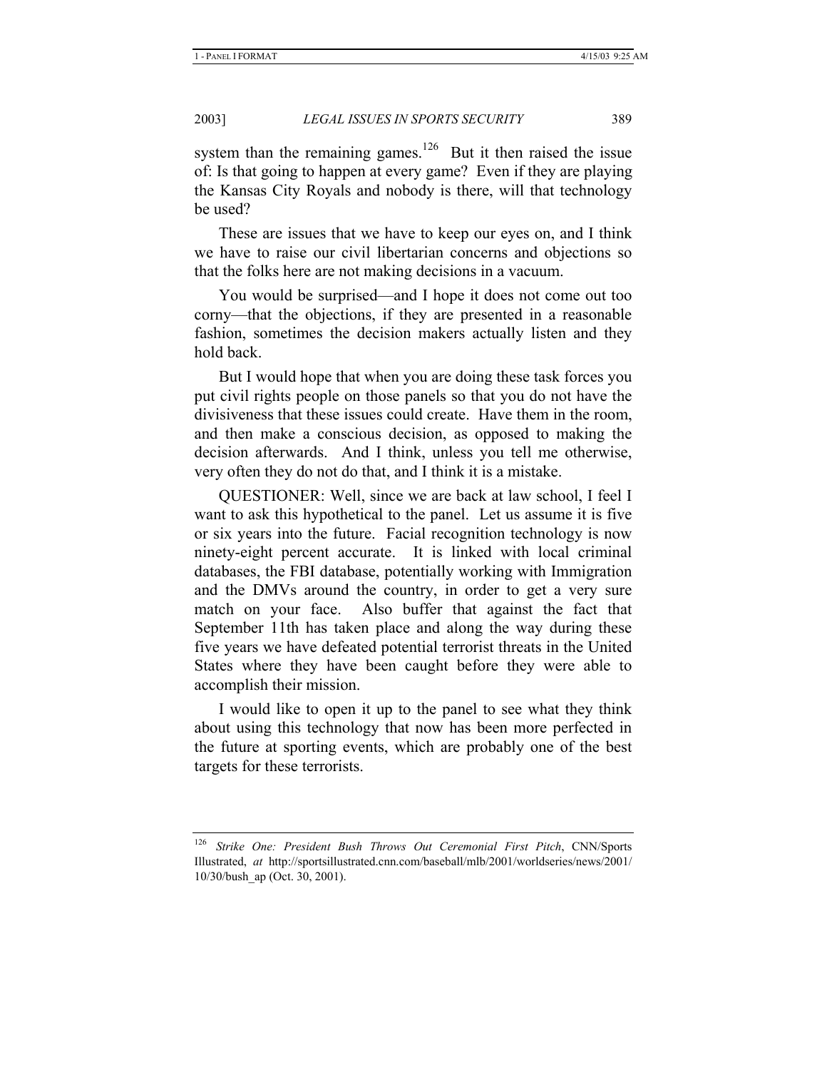system than the remaining games.[126] But it then raised the issue of: Is that going to happen at every game? Even if they are playing the Kansas City Royals and nobody is there, will that technology be used?

These are issues that we have to keep our eyes on, and I think we have to raise our civil libertarian concerns and objections so that the folks here are not making decisions in a vacuum.

You would be surprised—and I hope it does not come out too corny—that the objections, if they are presented in a reasonable fashion, sometimes the decision makers actually listen and they hold back.

But I would hope that when you are doing these task forces you put civil rights people on those panels so that you do not have the divisiveness that these issues could create. Have them in the room, and then make a conscious decision, as opposed to making the decision afterwards. And I think, unless you tell me otherwise, very often they do not do that, and I think it is a mistake.

QUESTIONER: Well, since we are back at law school, I feel I want to ask this hypothetical to the panel. Let us assume it is five or six years into the future. Facial recognition technology is now ninety-eight percent accurate. It is linked with local criminal databases, the FBI database, potentially working with Immigration and the DMVs around the country, in order to get a very sure match on your face. Also buffer that against the fact that September 11th has taken place and along the way during these five years we have defeated potential terrorist threats in the United States where they have been caught before they were able to accomplish their mission.

I would like to open it up to the panel to see what they think about using this technology that now has been more perfected in the future at sporting events, which are probably one of the best targets for these terrorists.

---

[126] *Strike One: President Bush Throws Out Ceremonial First Pitch*, CNN/Sports Illustrated, *at* http://sportsillustrated.cnn.com/baseball/mlb/2001/worldseries/news/2001/10/30/bush_ap (Oct. 30, 2001).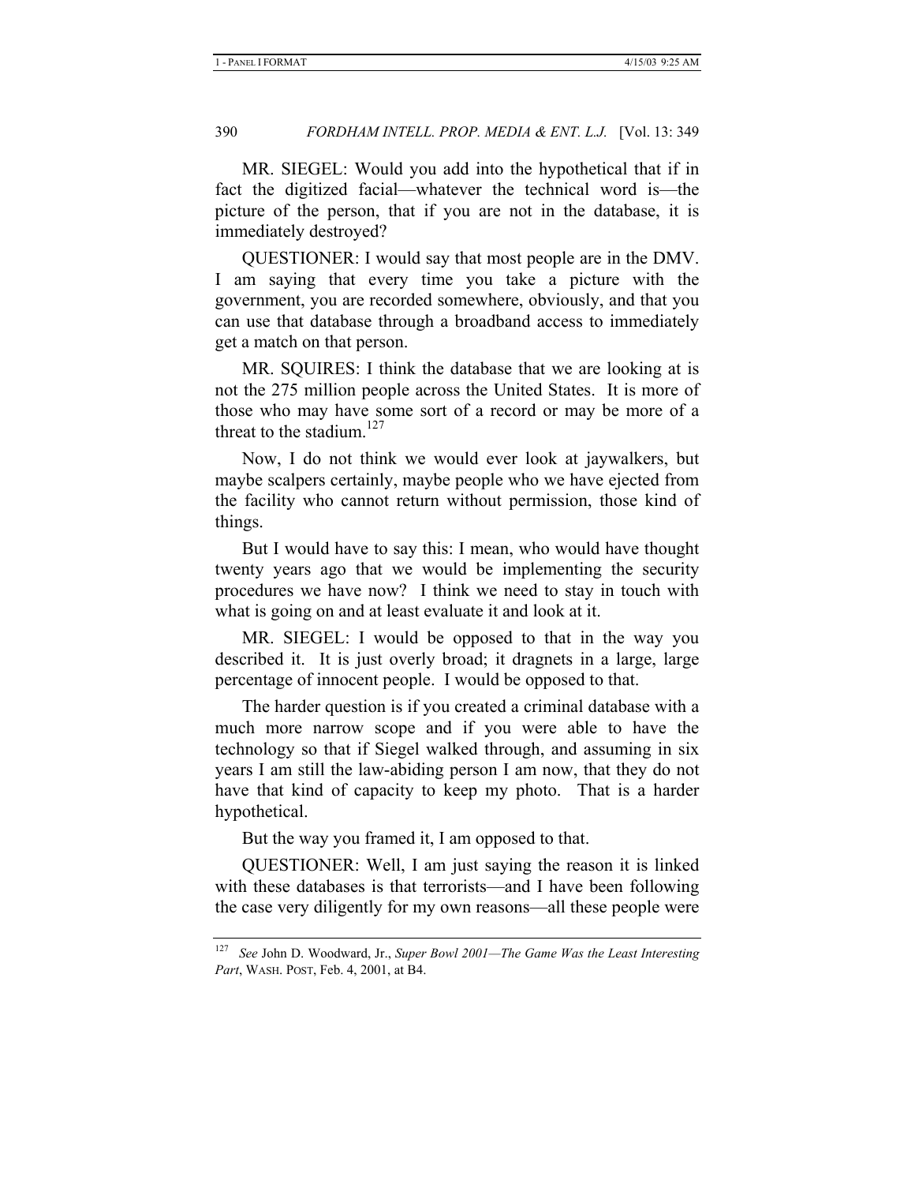MR. SIEGEL: Would you add into the hypothetical that if in fact the digitized facial—whatever the technical word is—the picture of the person, that if you are not in the database, it is immediately destroyed?

QUESTIONER: I would say that most people are in the DMV. I am saying that every time you take a picture with the government, you are recorded somewhere, obviously, and that you can use that database through a broadband access to immediately get a match on that person.

MR. SQUIRES: I think the database that we are looking at is not the 275 million people across the United States. It is more of those who may have some sort of a record or may be more of a threat to the stadium.[127]

Now, I do not think we would ever look at jaywalkers, but maybe scalpers certainly, maybe people who we have ejected from the facility who cannot return without permission, those kind of things.

But I would have to say this: I mean, who would have thought twenty years ago that we would be implementing the security procedures we have now? I think we need to stay in touch with what is going on and at least evaluate it and look at it.

MR. SIEGEL: I would be opposed to that in the way you described it. It is just overly broad; it dragnets in a large, large percentage of innocent people. I would be opposed to that.

The harder question is if you created a criminal database with a much more narrow scope and if you were able to have the technology so that if Siegel walked through, and assuming in six years I am still the law-abiding person I am now, that they do not have that kind of capacity to keep my photo. That is a harder hypothetical.

But the way you framed it, I am opposed to that.

QUESTIONER: Well, I am just saying the reason it is linked with these databases is that terrorists—and I have been following the case very diligently for my own reasons—all these people were

---

[127] *See* John D. Woodward, Jr., *Super Bowl 2001—The Game Was the Least Interesting Part*, WASH. POST, Feb. 4, 2001, at B4.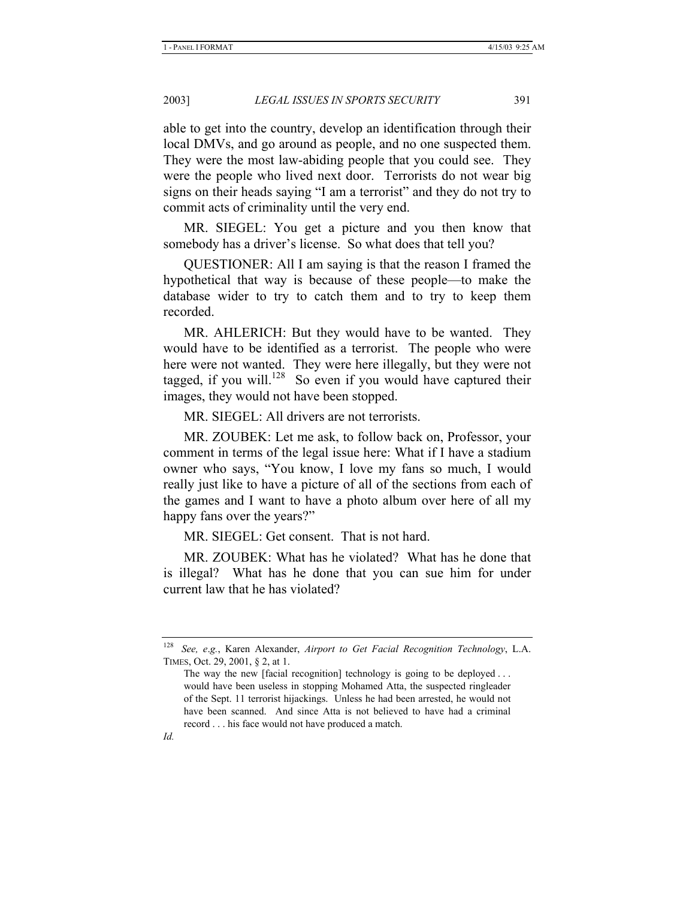able to get into the country, develop an identification through their local DMVs, and go around as people, and no one suspected them. They were the most law-abiding people that you could see. They were the people who lived next door. Terrorists do not wear big signs on their heads saying "I am a terrorist" and they do not try to commit acts of criminality until the very end.

MR. SIEGEL: You get a picture and you then know that somebody has a driver's license. So what does that tell you?

QUESTIONER: All I am saying is that the reason I framed the hypothetical that way is because of these people—to make the database wider to try to catch them and to try to keep them recorded.

MR. AHLERICH: But they would have to be wanted. They would have to be identified as a terrorist. The people who were here were not wanted. They were here illegally, but they were not tagged, if you will.[128] So even if you would have captured their images, they would not have been stopped.

MR. SIEGEL: All drivers are not terrorists.

MR. ZOUBEK: Let me ask, to follow back on, Professor, your comment in terms of the legal issue here: What if I have a stadium owner who says, "You know, I love my fans so much, I would really just like to have a picture of all of the sections from each of the games and I want to have a photo album over here of all my happy fans over the years?"

MR. SIEGEL: Get consent. That is not hard.

MR. ZOUBEK: What has he violated? What has he done that is illegal? What has he done that you can sue him for under current law that he has violated?

---

[128] *See, e.g.*, Karen Alexander, *Airport to Get Facial Recognition Technology*, L.A. TIMES, Oct. 29, 2001, § 2, at 1.

> The way the new [facial recognition] technology is going to be deployed . . . would have been useless in stopping Mohamed Atta, the suspected ringleader of the Sept. 11 terrorist hijackings. Unless he had been arrested, he would not have been scanned. And since Atta is not believed to have had a criminal record . . . his face would not have produced a match.

*Id.*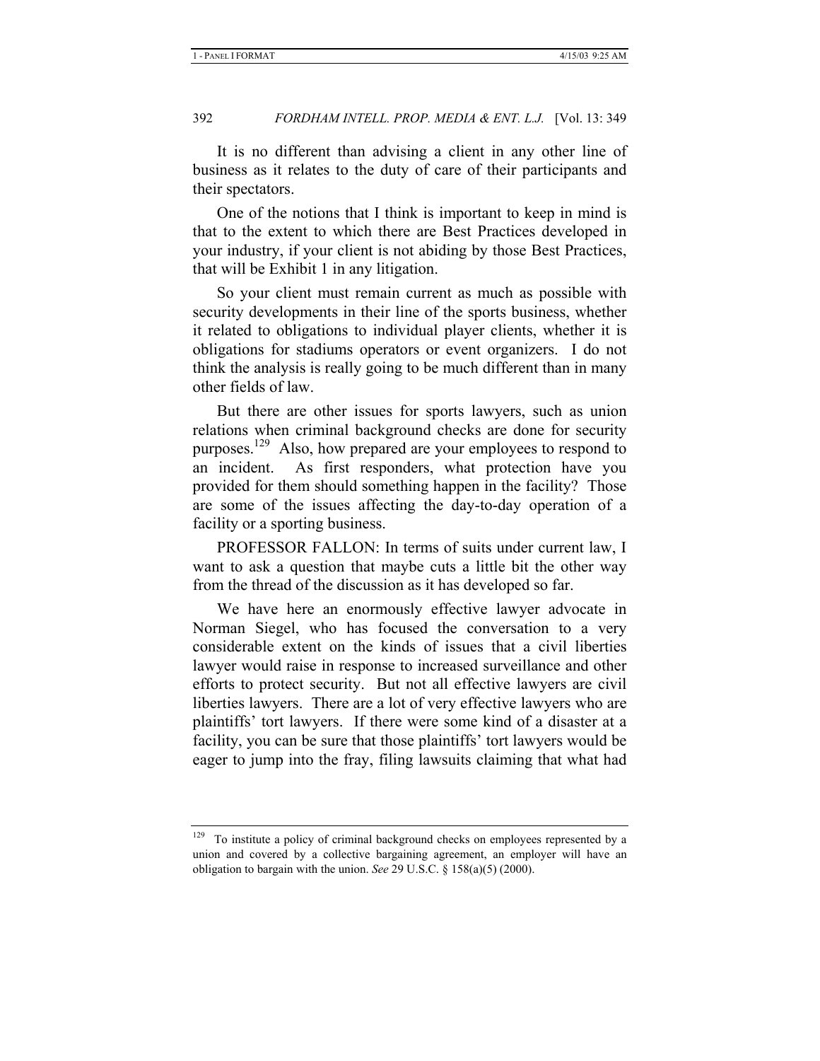It is no different than advising a client in any other line of business as it relates to the duty of care of their participants and their spectators.

One of the notions that I think is important to keep in mind is that to the extent to which there are Best Practices developed in your industry, if your client is not abiding by those Best Practices, that will be Exhibit 1 in any litigation.

So your client must remain current as much as possible with security developments in their line of the sports business, whether it related to obligations to individual player clients, whether it is obligations for stadiums operators or event organizers. I do not think the analysis is really going to be much different than in many other fields of law.

But there are other issues for sports lawyers, such as union relations when criminal background checks are done for security purposes.[129] Also, how prepared are your employees to respond to an incident. As first responders, what protection have you provided for them should something happen in the facility? Those are some of the issues affecting the day-to-day operation of a facility or a sporting business.

PROFESSOR FALLON: In terms of suits under current law, I want to ask a question that maybe cuts a little bit the other way from the thread of the discussion as it has developed so far.

We have here an enormously effective lawyer advocate in Norman Siegel, who has focused the conversation to a very considerable extent on the kinds of issues that a civil liberties lawyer would raise in response to increased surveillance and other efforts to protect security. But not all effective lawyers are civil liberties lawyers. There are a lot of very effective lawyers who are plaintiffs' tort lawyers. If there were some kind of a disaster at a facility, you can be sure that those plaintiffs' tort lawyers would be eager to jump into the fray, filing lawsuits claiming that what had

---

[129] To institute a policy of criminal background checks on employees represented by a union and covered by a collective bargaining agreement, an employer will have an obligation to bargain with the union. *See* 29 U.S.C. § 158(a)(5) (2000).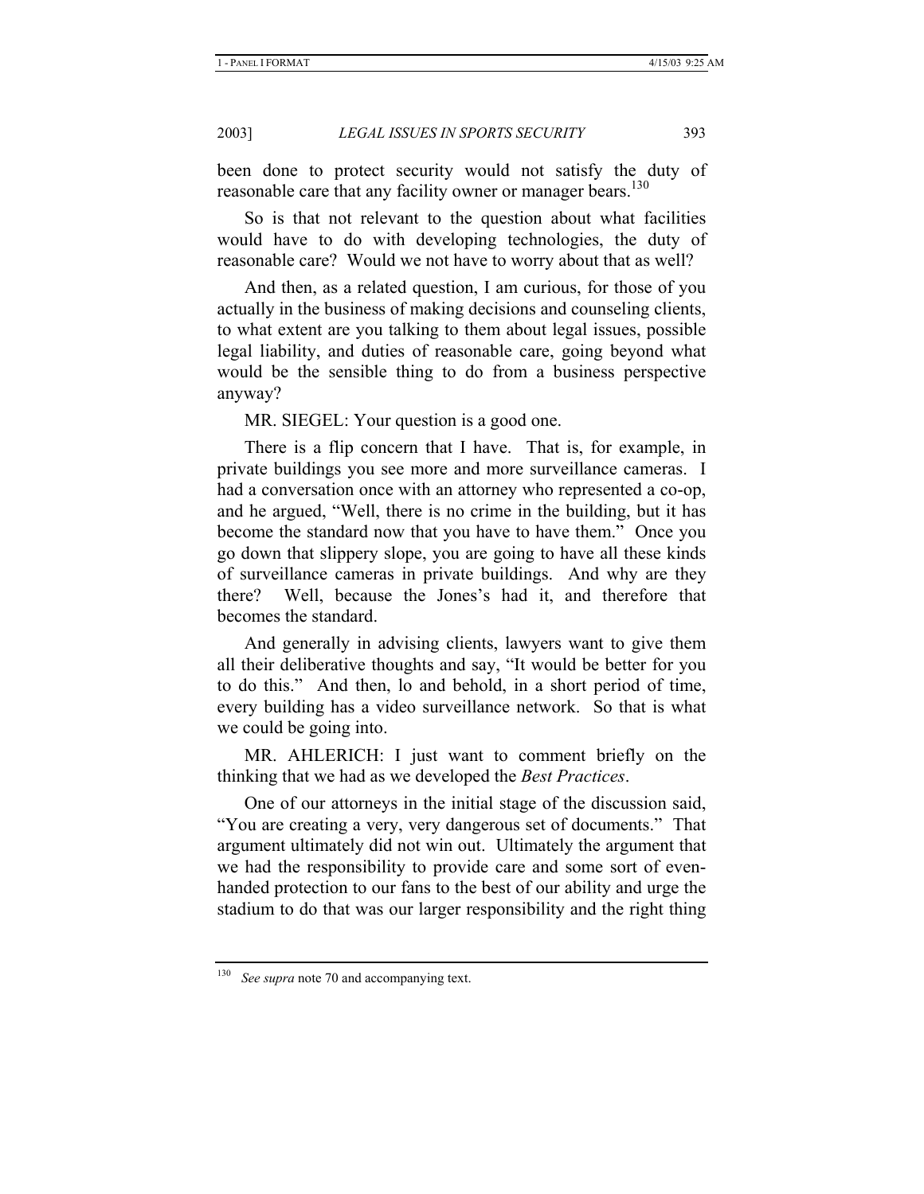been done to protect security would not satisfy the duty of reasonable care that any facility owner or manager bears.[130]

So is that not relevant to the question about what facilities would have to do with developing technologies, the duty of reasonable care? Would we not have to worry about that as well?

And then, as a related question, I am curious, for those of you actually in the business of making decisions and counseling clients, to what extent are you talking to them about legal issues, possible legal liability, and duties of reasonable care, going beyond what would be the sensible thing to do from a business perspective anyway?

MR. SIEGEL: Your question is a good one.

There is a flip concern that I have. That is, for example, in private buildings you see more and more surveillance cameras. I had a conversation once with an attorney who represented a co-op, and he argued, "Well, there is no crime in the building, but it has become the standard now that you have to have them." Once you go down that slippery slope, you are going to have all these kinds of surveillance cameras in private buildings. And why are they there? Well, because the Jones's had it, and therefore that becomes the standard.

And generally in advising clients, lawyers want to give them all their deliberative thoughts and say, "It would be better for you to do this." And then, lo and behold, in a short period of time, every building has a video surveillance network. So that is what we could be going into.

MR. AHLERICH: I just want to comment briefly on the thinking that we had as we developed the *Best Practices*.

One of our attorneys in the initial stage of the discussion said, "You are creating a very, very dangerous set of documents." That argument ultimately did not win out. Ultimately the argument that we had the responsibility to provide care and some sort of even-handed protection to our fans to the best of our ability and urge the stadium to do that was our larger responsibility and the right thing

---

[130] *See supra* note 70 and accompanying text.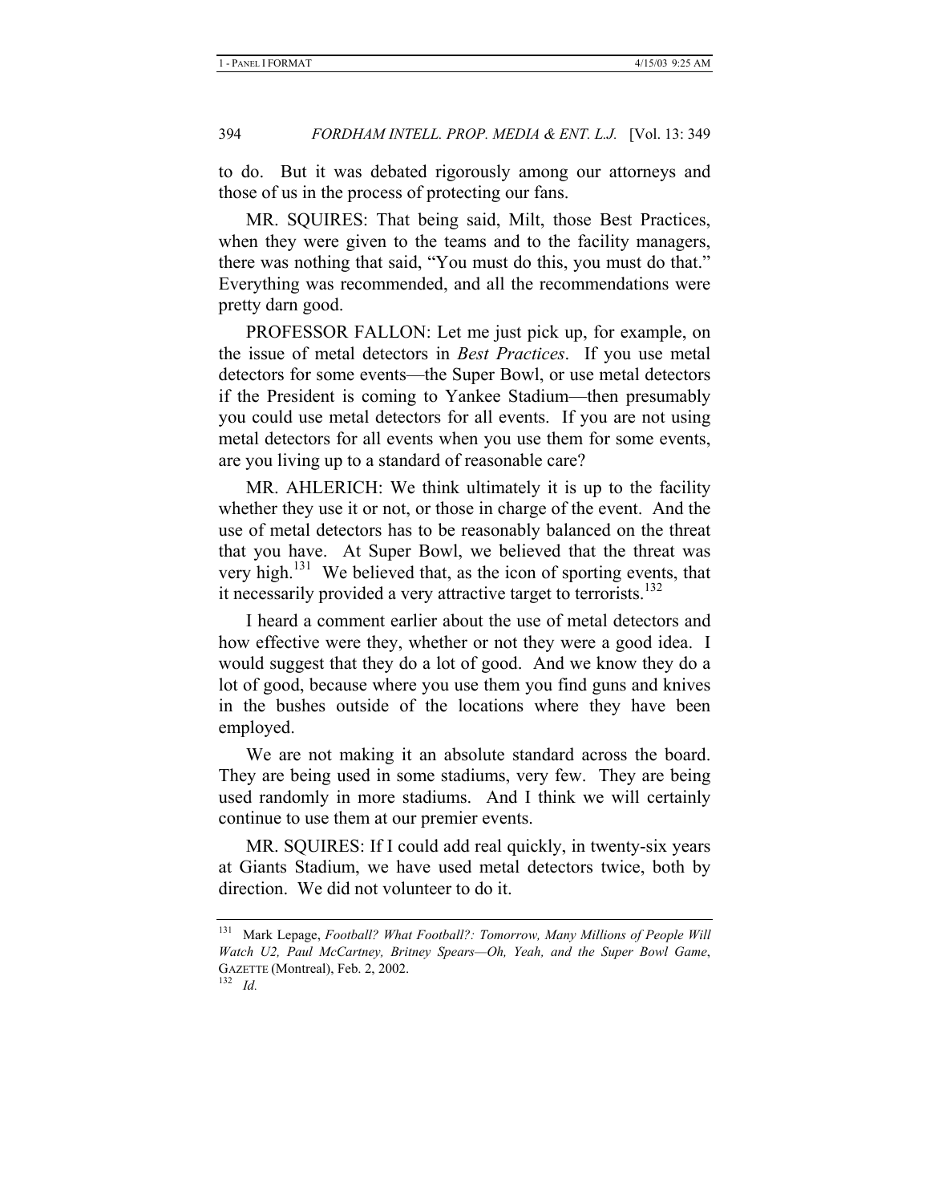to do. But it was debated rigorously among our attorneys and those of us in the process of protecting our fans.

MR. SQUIRES: That being said, Milt, those Best Practices, when they were given to the teams and to the facility managers, there was nothing that said, "You must do this, you must do that." Everything was recommended, and all the recommendations were pretty darn good.

PROFESSOR FALLON: Let me just pick up, for example, on the issue of metal detectors in *Best Practices*. If you use metal detectors for some events—the Super Bowl, or use metal detectors if the President is coming to Yankee Stadium—then presumably you could use metal detectors for all events. If you are not using metal detectors for all events when you use them for some events, are you living up to a standard of reasonable care?

MR. AHLERICH: We think ultimately it is up to the facility whether they use it or not, or those in charge of the event. And the use of metal detectors has to be reasonably balanced on the threat that you have. At Super Bowl, we believed that the threat was very high.[131] We believed that, as the icon of sporting events, that it necessarily provided a very attractive target to terrorists.[132]

I heard a comment earlier about the use of metal detectors and how effective were they, whether or not they were a good idea. I would suggest that they do a lot of good. And we know they do a lot of good, because where you use them you find guns and knives in the bushes outside of the locations where they have been employed.

We are not making it an absolute standard across the board. They are being used in some stadiums, very few. They are being used randomly in more stadiums. And I think we will certainly continue to use them at our premier events.

MR. SQUIRES: If I could add real quickly, in twenty-six years at Giants Stadium, we have used metal detectors twice, both by direction. We did not volunteer to do it.

---

[131] Mark Lepage, *Football? What Football?: Tomorrow, Many Millions of People Will Watch U2, Paul McCartney, Britney Spears—Oh, Yeah, and the Super Bowl Game*, GAZETTE (Montreal), Feb. 2, 2002.

[132] *Id.*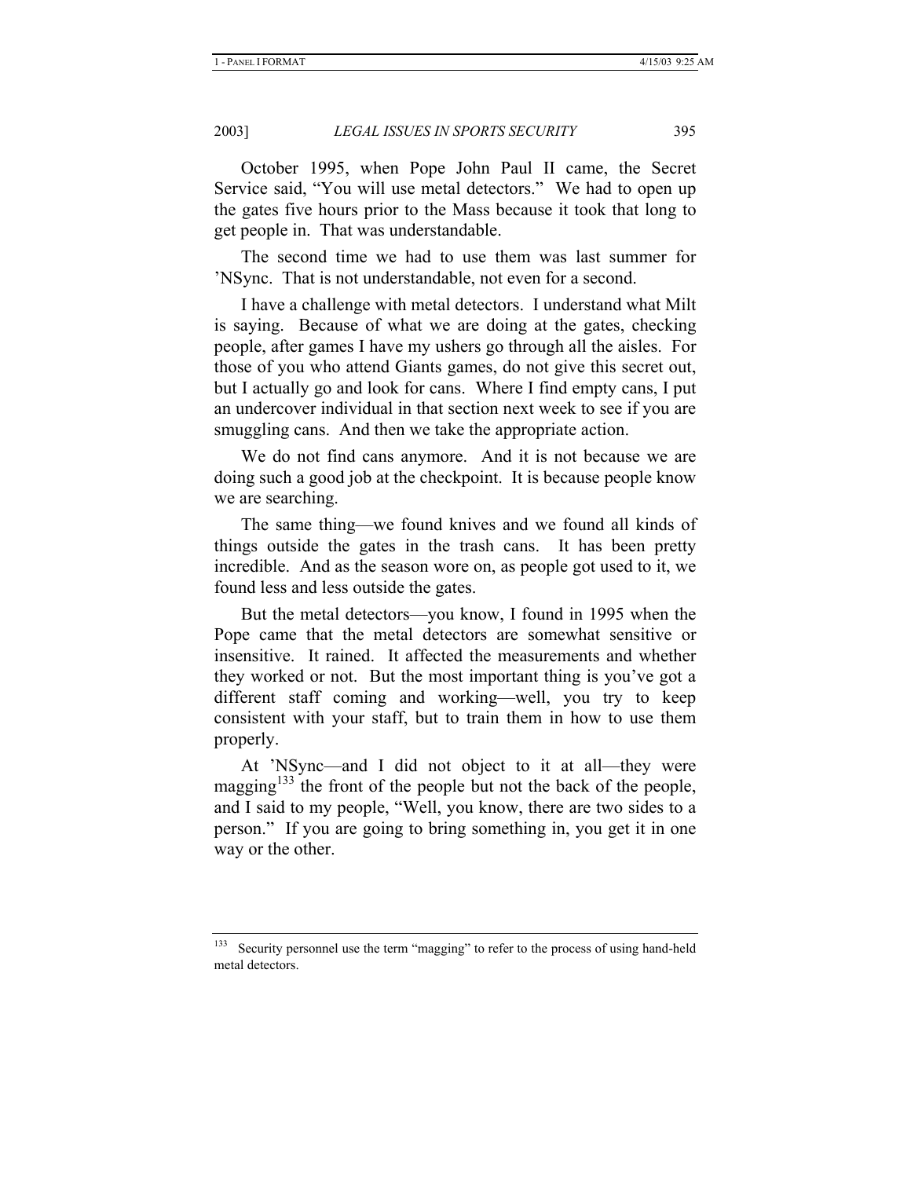October 1995, when Pope John Paul II came, the Secret Service said, "You will use metal detectors." We had to open up the gates five hours prior to the Mass because it took that long to get people in. That was understandable.

The second time we had to use them was last summer for 'NSync. That is not understandable, not even for a second.

I have a challenge with metal detectors. I understand what Milt is saying. Because of what we are doing at the gates, checking people, after games I have my ushers go through all the aisles. For those of you who attend Giants games, do not give this secret out, but I actually go and look for cans. Where I find empty cans, I put an undercover individual in that section next week to see if you are smuggling cans. And then we take the appropriate action.

We do not find cans anymore. And it is not because we are doing such a good job at the checkpoint. It is because people know we are searching.

The same thing—we found knives and we found all kinds of things outside the gates in the trash cans. It has been pretty incredible. And as the season wore on, as people got used to it, we found less and less outside the gates.

But the metal detectors—you know, I found in 1995 when the Pope came that the metal detectors are somewhat sensitive or insensitive. It rained. It affected the measurements and whether they worked or not. But the most important thing is you've got a different staff coming and working—well, you try to keep consistent with your staff, but to train them in how to use them properly.

At 'NSync—and I did not object to it at all—they were magging[133] the front of the people but not the back of the people, and I said to my people, "Well, you know, there are two sides to a person." If you are going to bring something in, you get it in one way or the other.

---

[133] Security personnel use the term "magging" to refer to the process of using hand-held metal detectors.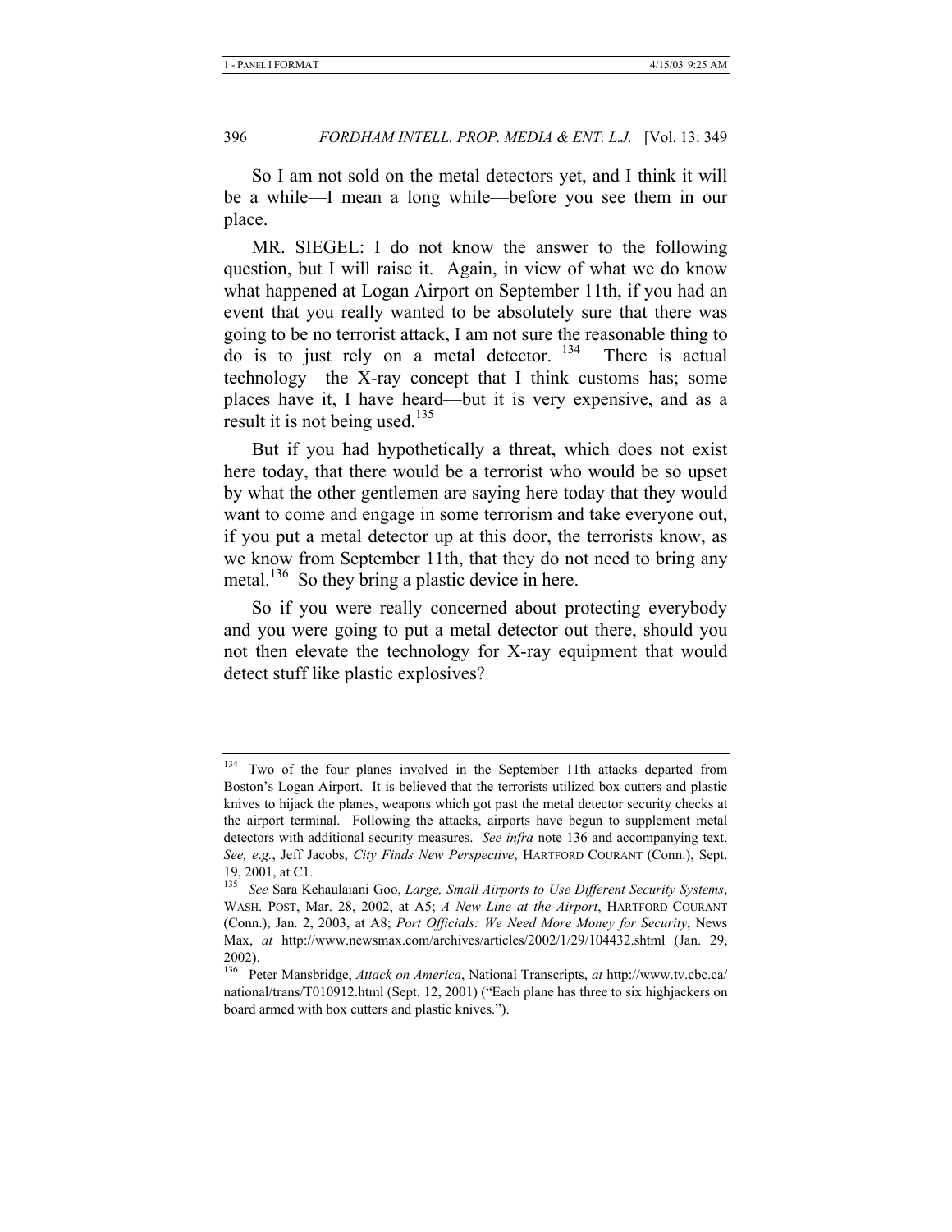So I am not sold on the metal detectors yet, and I think it will be a while—I mean a long while—before you see them in our place.

MR. SIEGEL: I do not know the answer to the following question, but I will raise it. Again, in view of what we do know what happened at Logan Airport on September 11th, if you had an event that you really wanted to be absolutely sure that there was going to be no terrorist attack, I am not sure the reasonable thing to do is to just rely on a metal detector.[134] There is actual technology—the X-ray concept that I think customs has; some places have it, I have heard—but it is very expensive, and as a result it is not being used.[135]

But if you had hypothetically a threat, which does not exist here today, that there would be a terrorist who would be so upset by what the other gentlemen are saying here today that they would want to come and engage in some terrorism and take everyone out, if you put a metal detector up at this door, the terrorists know, as we know from September 11th, that they do not need to bring any metal.[136] So they bring a plastic device in here.

So if you were really concerned about protecting everybody and you were going to put a metal detector out there, should you not then elevate the technology for X-ray equipment that would detect stuff like plastic explosives?

---

[134] Two of the four planes involved in the September 11th attacks departed from Boston's Logan Airport. It is believed that the terrorists utilized box cutters and plastic knives to hijack the planes, weapons which got past the metal detector security checks at the airport terminal. Following the attacks, airports have begun to supplement metal detectors with additional security measures. *See infra* note 136 and accompanying text. *See, e.g.*, Jeff Jacobs, *City Finds New Perspective*, HARTFORD COURANT (Conn.), Sept. 19, 2001, at C1.

[135] *See* Sara Kehaulaiani Goo, *Large, Small Airports to Use Different Security Systems*, WASH. POST, Mar. 28, 2002, at A5; *A New Line at the Airport*, HARTFORD COURANT (Conn.), Jan. 2, 2003, at A8; *Port Officials: We Need More Money for Security*, News Max, *at* http://www.newsmax.com/archives/articles/2002/1/29/104432.shtml (Jan. 29, 2002).

[136] Peter Mansbridge, *Attack on America*, National Transcripts, *at* http://www.tv.cbc.ca/national/trans/T010912.html (Sept. 12, 2001) ("Each plane has three to six highjackers on board armed with box cutters and plastic knives.").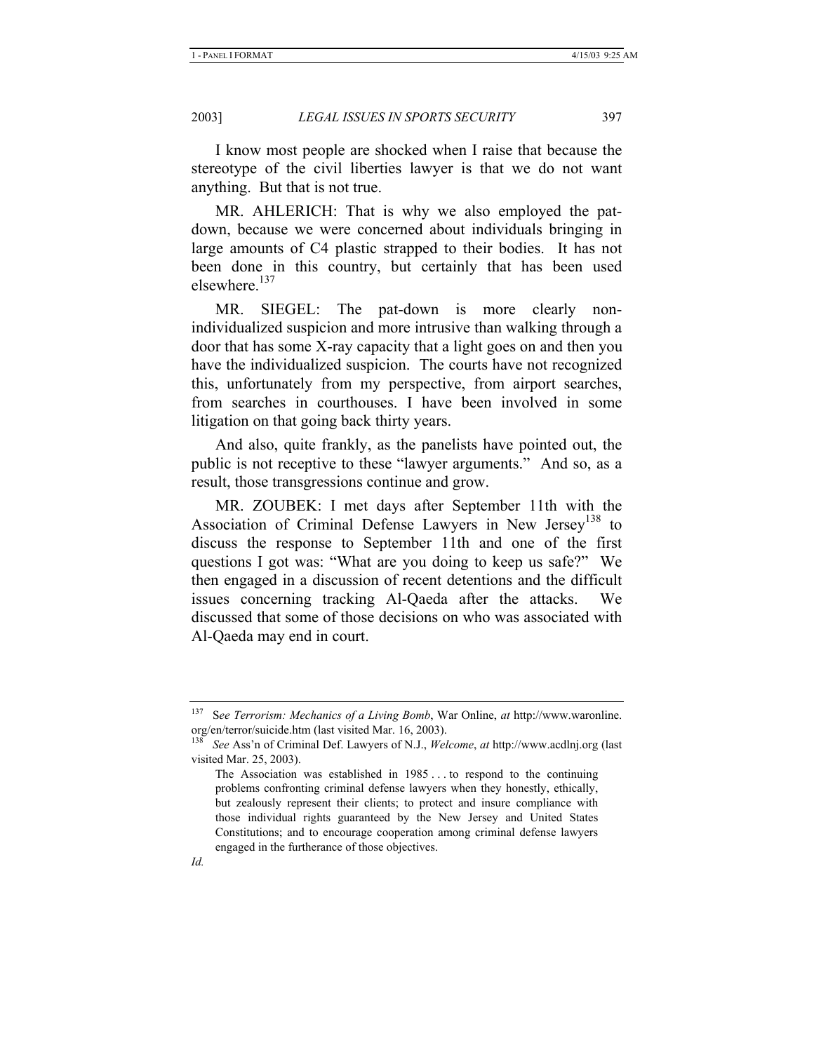I know most people are shocked when I raise that because the stereotype of the civil liberties lawyer is that we do not want anything. But that is not true.

MR. AHLERICH: That is why we also employed the pat-down, because we were concerned about individuals bringing in large amounts of C4 plastic strapped to their bodies. It has not been done in this country, but certainly that has been used elsewhere.[137]

MR. SIEGEL: The pat-down is more clearly non-individualized suspicion and more intrusive than walking through a door that has some X-ray capacity that a light goes on and then you have the individualized suspicion. The courts have not recognized this, unfortunately from my perspective, from airport searches, from searches in courthouses. I have been involved in some litigation on that going back thirty years.

And also, quite frankly, as the panelists have pointed out, the public is not receptive to these "lawyer arguments." And so, as a result, those transgressions continue and grow.

MR. ZOUBEK: I met days after September 11th with the Association of Criminal Defense Lawyers in New Jersey[138] to discuss the response to September 11th and one of the first questions I got was: "What are you doing to keep us safe?" We then engaged in a discussion of recent detentions and the difficult issues concerning tracking Al-Qaeda after the attacks. We discussed that some of those decisions on who was associated with Al-Qaeda may end in court.

---

[137] S*ee Terrorism: Mechanics of a Living Bomb*, War Online, *at* http://www.waronline.org/en/terror/suicide.htm (last visited Mar. 16, 2003).

[138] *See* Ass'n of Criminal Def. Lawyers of N.J., *Welcome*, *at* http://www.acdlnj.org (last visited Mar. 25, 2003).

> The Association was established in 1985 . . . to respond to the continuing problems confronting criminal defense lawyers when they honestly, ethically, but zealously represent their clients; to protect and insure compliance with those individual rights guaranteed by the New Jersey and United States Constitutions; and to encourage cooperation among criminal defense lawyers engaged in the furtherance of those objectives.

*Id.*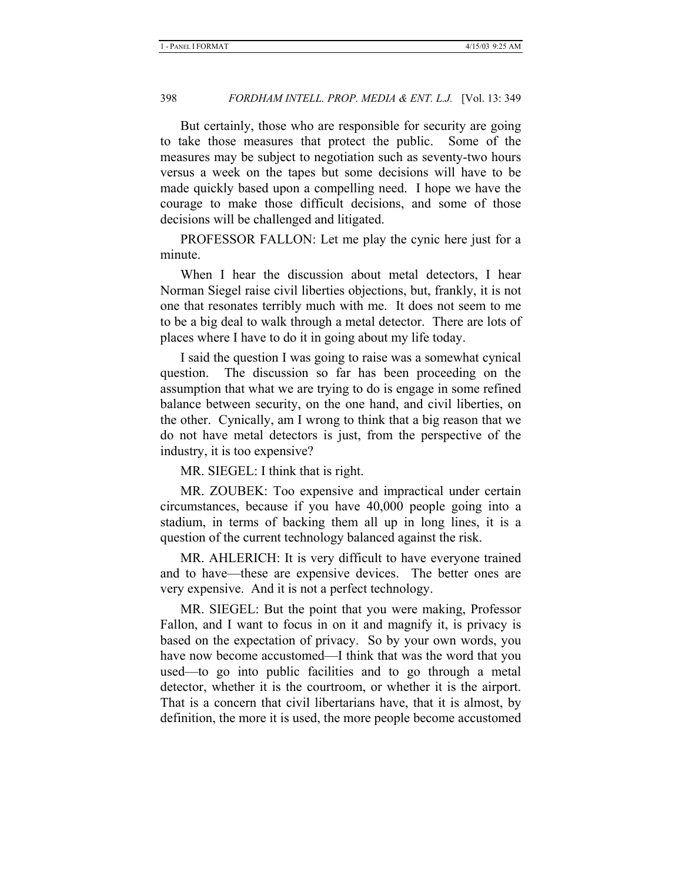But certainly, those who are responsible for security are going to take those measures that protect the public. Some of the measures may be subject to negotiation such as seventy-two hours versus a week on the tapes but some decisions will have to be made quickly based upon a compelling need. I hope we have the courage to make those difficult decisions, and some of those decisions will be challenged and litigated.

PROFESSOR FALLON: Let me play the cynic here just for a minute.

When I hear the discussion about metal detectors, I hear Norman Siegel raise civil liberties objections, but, frankly, it is not one that resonates terribly much with me. It does not seem to me to be a big deal to walk through a metal detector. There are lots of places where I have to do it in going about my life today.

I said the question I was going to raise was a somewhat cynical question. The discussion so far has been proceeding on the assumption that what we are trying to do is engage in some refined balance between security, on the one hand, and civil liberties, on the other. Cynically, am I wrong to think that a big reason that we do not have metal detectors is just, from the perspective of the industry, it is too expensive?

MR. SIEGEL: I think that is right.

MR. ZOUBEK: Too expensive and impractical under certain circumstances, because if you have 40,000 people going into a stadium, in terms of backing them all up in long lines, it is a question of the current technology balanced against the risk.

MR. AHLERICH: It is very difficult to have everyone trained and to have—these are expensive devices. The better ones are very expensive. And it is not a perfect technology.

MR. SIEGEL: But the point that you were making, Professor Fallon, and I want to focus in on it and magnify it, is privacy is based on the expectation of privacy. So by your own words, you have now become accustomed—I think that was the word that you used—to go into public facilities and to go through a metal detector, whether it is the courtroom, or whether it is the airport. That is a concern that civil libertarians have, that it is almost, by definition, the more it is used, the more people become accustomed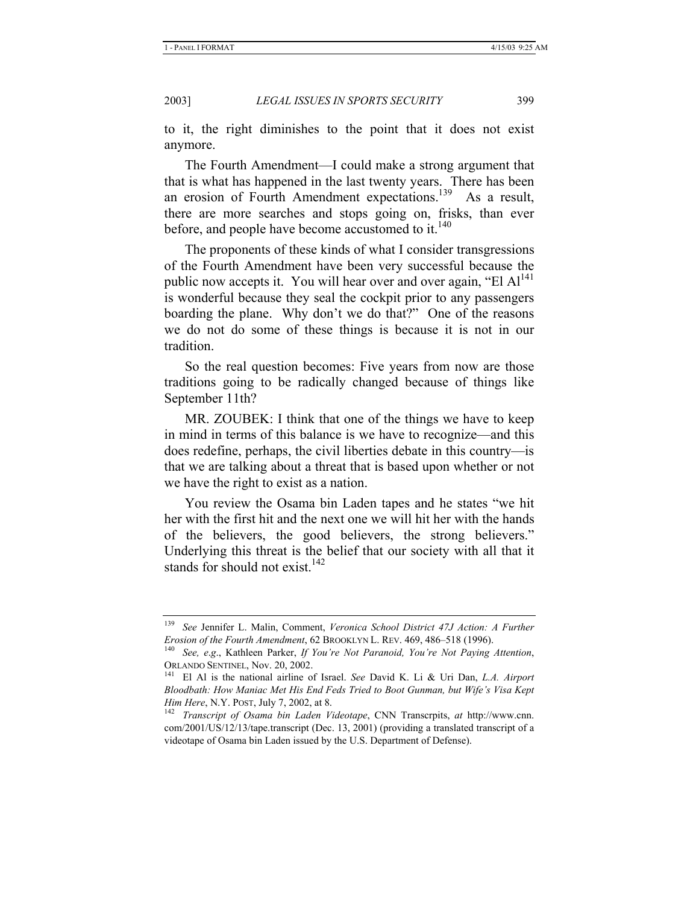to it, the right diminishes to the point that it does not exist anymore.

The Fourth Amendment—I could make a strong argument that that is what has happened in the last twenty years. There has been an erosion of Fourth Amendment expectations.[139] As a result, there are more searches and stops going on, frisks, than ever before, and people have become accustomed to it.[140]

The proponents of these kinds of what I consider transgressions of the Fourth Amendment have been very successful because the public now accepts it. You will hear over and over again, "El Al[141] is wonderful because they seal the cockpit prior to any passengers boarding the plane. Why don't we do that?" One of the reasons we do not do some of these things is because it is not in our tradition.

So the real question becomes: Five years from now are those traditions going to be radically changed because of things like September 11th?

MR. ZOUBEK: I think that one of the things we have to keep in mind in terms of this balance is we have to recognize—and this does redefine, perhaps, the civil liberties debate in this country—is that we are talking about a threat that is based upon whether or not we have the right to exist as a nation.

You review the Osama bin Laden tapes and he states "we hit her with the first hit and the next one we will hit her with the hands of the believers, the good believers, the strong believers." Underlying this threat is the belief that our society with all that it stands for should not exist.[142]

---

[139] *See* Jennifer L. Malin, Comment, *Veronica School District 47J Action: A Further Erosion of the Fourth Amendment*, 62 BROOKLYN L. REV. 469, 486–518 (1996).

[140] *See, e.g*., Kathleen Parker, *If You're Not Paranoid, You're Not Paying Attention*, ORLANDO SENTINEL, Nov. 20, 2002.

[141] El Al is the national airline of Israel. *See* David K. Li & Uri Dan, *L.A. Airport Bloodbath: How Maniac Met His End Feds Tried to Boot Gunman, but Wife's Visa Kept Him Here*, N.Y. POST, July 7, 2002, at 8.

[142] *Transcript of Osama bin Laden Videotape*, CNN Transcrpits, *at* http://www.cnn.com/2001/US/12/13/tape.transcript (Dec. 13, 2001) (providing a translated transcript of a videotape of Osama bin Laden issued by the U.S. Department of Defense).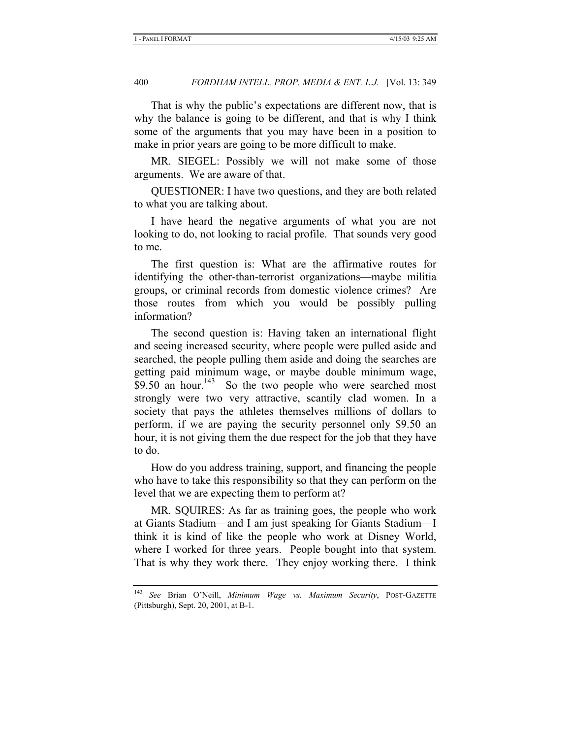That is why the public's expectations are different now, that is why the balance is going to be different, and that is why I think some of the arguments that you may have been in a position to make in prior years are going to be more difficult to make.

MR. SIEGEL: Possibly we will not make some of those arguments. We are aware of that.

QUESTIONER: I have two questions, and they are both related to what you are talking about.

I have heard the negative arguments of what you are not looking to do, not looking to racial profile. That sounds very good to me.

The first question is: What are the affirmative routes for identifying the other-than-terrorist organizations—maybe militia groups, or criminal records from domestic violence crimes? Are those routes from which you would be possibly pulling information?

The second question is: Having taken an international flight and seeing increased security, where people were pulled aside and searched, the people pulling them aside and doing the searches are getting paid minimum wage, or maybe double minimum wage, $9.50 an hour.[143] So the two people who were searched most strongly were two very attractive, scantily clad women. In a society that pays the athletes themselves millions of dollars to perform, if we are paying the security personnel only $9.50 an hour, it is not giving them the due respect for the job that they have to do.

How do you address training, support, and financing the people who have to take this responsibility so that they can perform on the level that we are expecting them to perform at?

MR. SQUIRES: As far as training goes, the people who work at Giants Stadium—and I am just speaking for Giants Stadium—I think it is kind of like the people who work at Disney World, where I worked for three years. People bought into that system. That is why they work there. They enjoy working there. I think

---

[143] *See* Brian O'Neill, *Minimum Wage vs. Maximum Security*, POST-GAZETTE (Pittsburgh), Sept. 20, 2001, at B-1.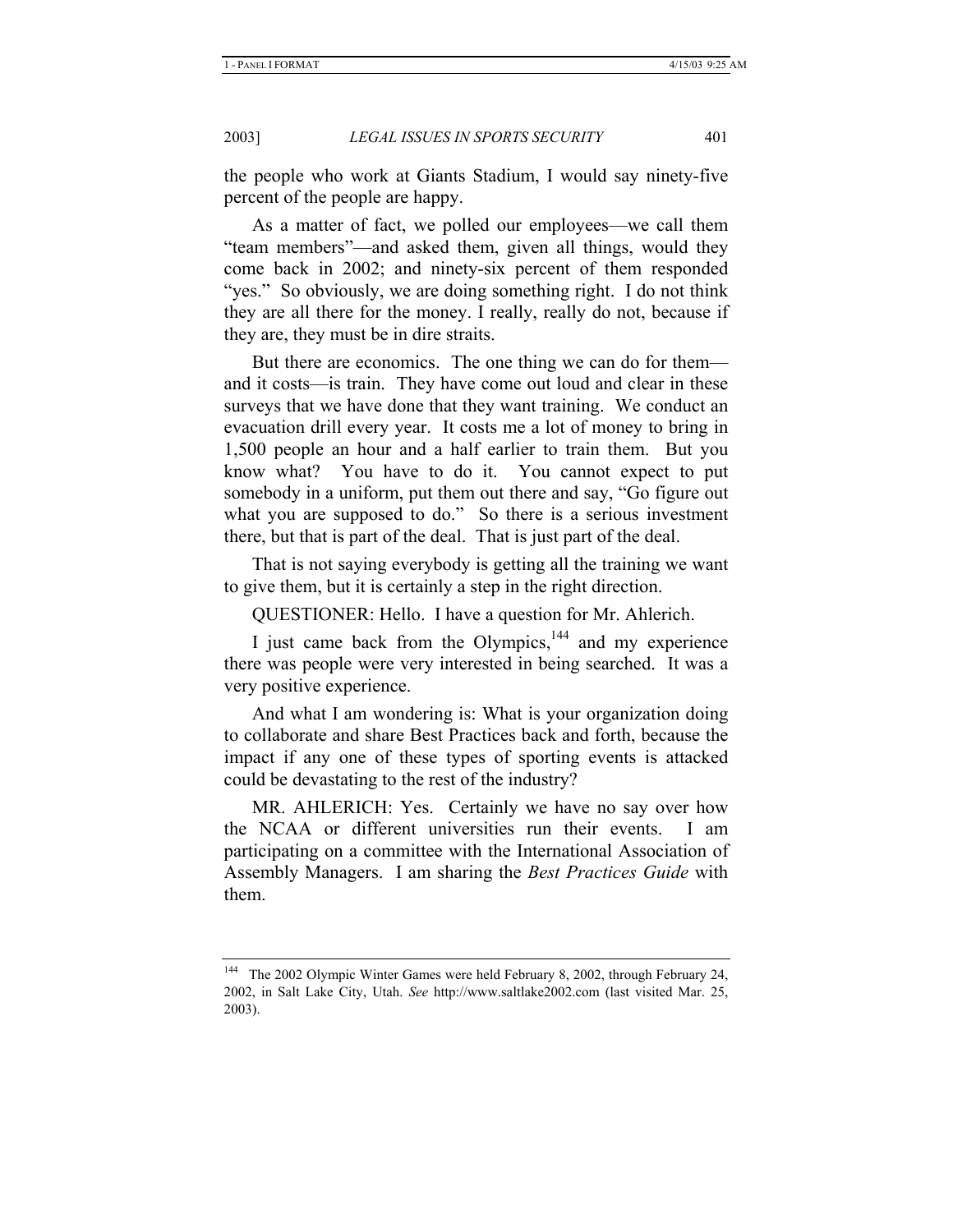the people who work at Giants Stadium, I would say ninety-five percent of the people are happy.

As a matter of fact, we polled our employees—we call them "team members"—and asked them, given all things, would they come back in 2002; and ninety-six percent of them responded "yes." So obviously, we are doing something right. I do not think they are all there for the money. I really, really do not, because if they are, they must be in dire straits.

But there are economics. The one thing we can do for them—and it costs—is train. They have come out loud and clear in these surveys that we have done that they want training. We conduct an evacuation drill every year. It costs me a lot of money to bring in 1,500 people an hour and a half earlier to train them. But you know what? You have to do it. You cannot expect to put somebody in a uniform, put them out there and say, "Go figure out what you are supposed to do." So there is a serious investment there, but that is part of the deal. That is just part of the deal.

That is not saying everybody is getting all the training we want to give them, but it is certainly a step in the right direction.

QUESTIONER: Hello. I have a question for Mr. Ahlerich.

I just came back from the Olympics,[144] and my experience there was people were very interested in being searched. It was a very positive experience.

And what I am wondering is: What is your organization doing to collaborate and share Best Practices back and forth, because the impact if any one of these types of sporting events is attacked could be devastating to the rest of the industry?

MR. AHLERICH: Yes. Certainly we have no say over how the NCAA or different universities run their events. I am participating on a committee with the International Association of Assembly Managers. I am sharing the *Best Practices Guide* with them.

---

[144] The 2002 Olympic Winter Games were held February 8, 2002, through February 24, 2002, in Salt Lake City, Utah. *See* http://www.saltlake2002.com (last visited Mar. 25, 2003).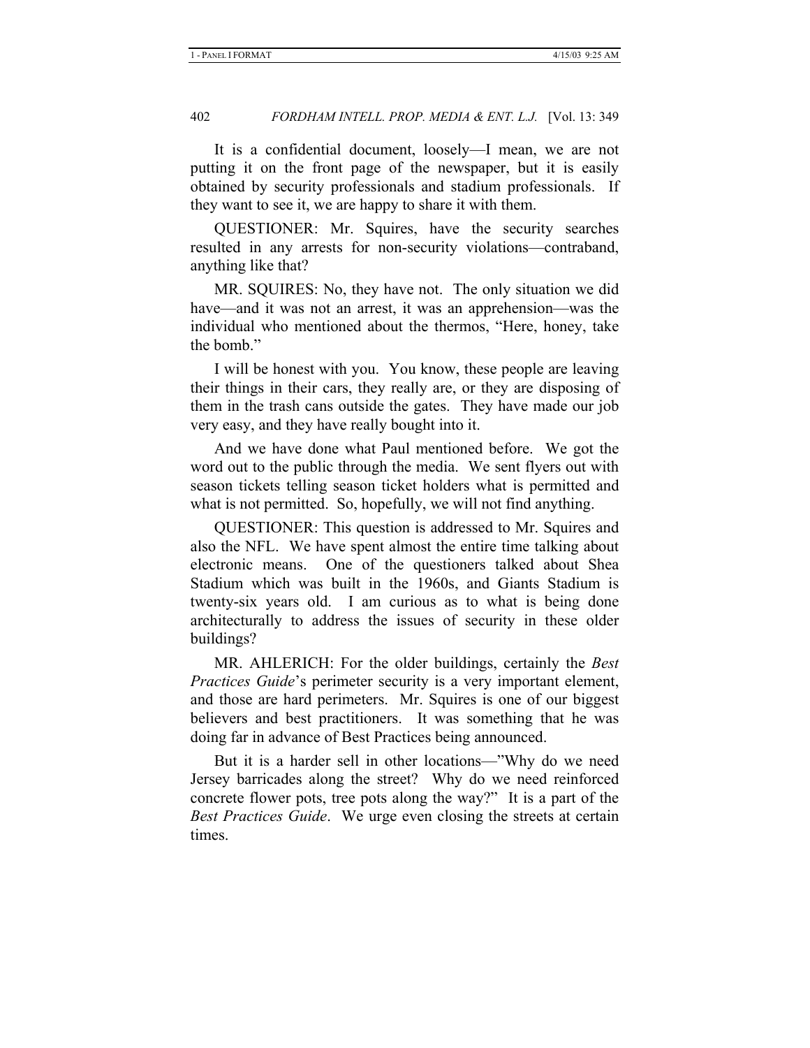It is a confidential document, loosely—I mean, we are not putting it on the front page of the newspaper, but it is easily obtained by security professionals and stadium professionals. If they want to see it, we are happy to share it with them.

QUESTIONER: Mr. Squires, have the security searches resulted in any arrests for non-security violations—contraband, anything like that?

MR. SQUIRES: No, they have not. The only situation we did have—and it was not an arrest, it was an apprehension—was the individual who mentioned about the thermos, "Here, honey, take the bomb."

I will be honest with you. You know, these people are leaving their things in their cars, they really are, or they are disposing of them in the trash cans outside the gates. They have made our job very easy, and they have really bought into it.

And we have done what Paul mentioned before. We got the word out to the public through the media. We sent flyers out with season tickets telling season ticket holders what is permitted and what is not permitted. So, hopefully, we will not find anything.

QUESTIONER: This question is addressed to Mr. Squires and also the NFL. We have spent almost the entire time talking about electronic means. One of the questioners talked about Shea Stadium which was built in the 1960s, and Giants Stadium is twenty-six years old. I am curious as to what is being done architecturally to address the issues of security in these older buildings?

MR. AHLERICH: For the older buildings, certainly the *Best Practices Guide*'s perimeter security is a very important element, and those are hard perimeters. Mr. Squires is one of our biggest believers and best practitioners. It was something that he was doing far in advance of Best Practices being announced.

But it is a harder sell in other locations—"Why do we need Jersey barricades along the street? Why do we need reinforced concrete flower pots, tree pots along the way?" It is a part of the *Best Practices Guide*. We urge even closing the streets at certain times.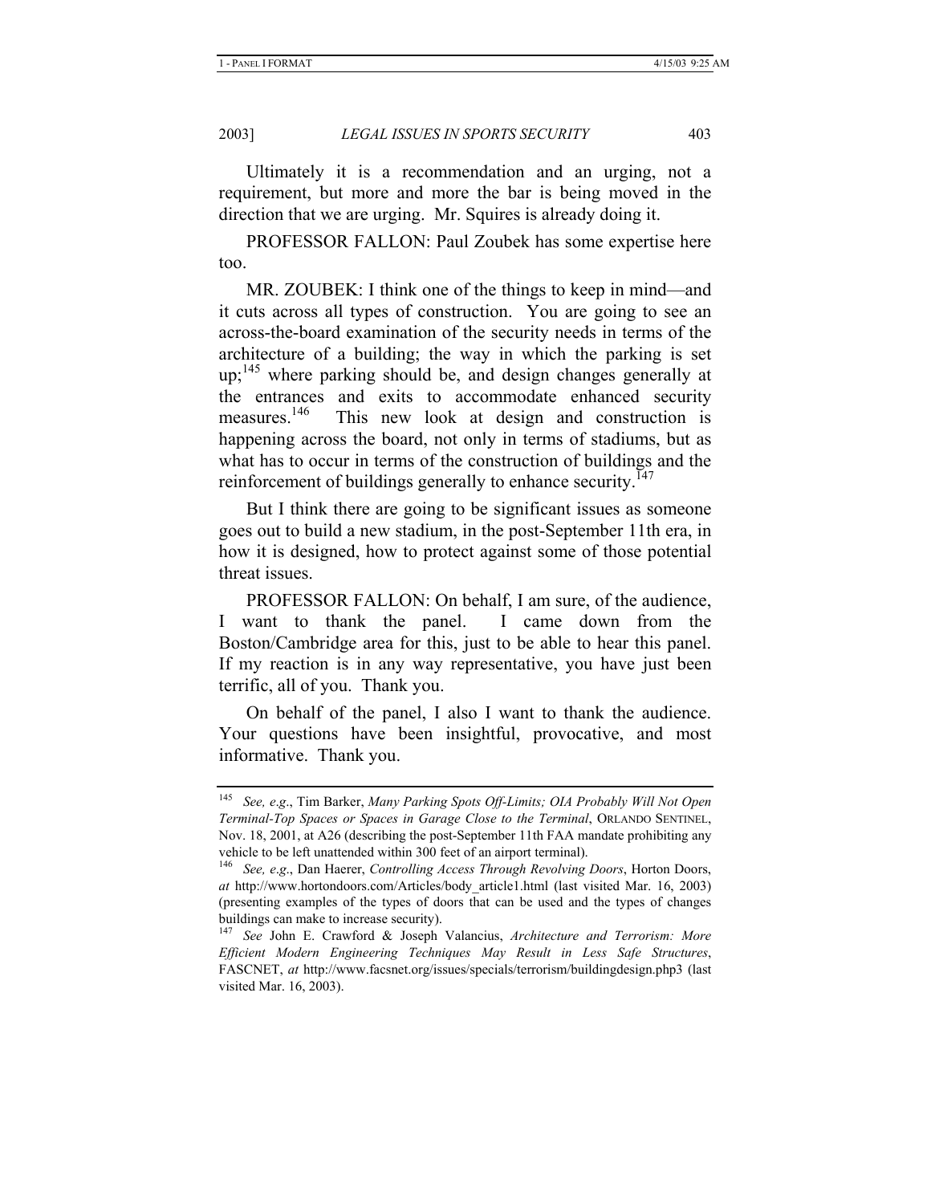Ultimately it is a recommendation and an urging, not a requirement, but more and more the bar is being moved in the direction that we are urging. Mr. Squires is already doing it.

PROFESSOR FALLON: Paul Zoubek has some expertise here too.

MR. ZOUBEK: I think one of the things to keep in mind—and it cuts across all types of construction. You are going to see an across-the-board examination of the security needs in terms of the architecture of a building; the way in which the parking is set up;[145] where parking should be, and design changes generally at the entrances and exits to accommodate enhanced security measures.[146] This new look at design and construction is happening across the board, not only in terms of stadiums, but as what has to occur in terms of the construction of buildings and the reinforcement of buildings generally to enhance security.[147]

But I think there are going to be significant issues as someone goes out to build a new stadium, in the post-September 11th era, in how it is designed, how to protect against some of those potential threat issues.

PROFESSOR FALLON: On behalf, I am sure, of the audience, I want to thank the panel. I came down from the Boston/Cambridge area for this, just to be able to hear this panel. If my reaction is in any way representative, you have just been terrific, all of you. Thank you.

On behalf of the panel, I also I want to thank the audience. Your questions have been insightful, provocative, and most informative. Thank you.

---

[145] *See, e.g*., Tim Barker, *Many Parking Spots Off-Limits; OIA Probably Will Not Open Terminal-Top Spaces or Spaces in Garage Close to the Terminal*, ORLANDO SENTINEL, Nov. 18, 2001, at A26 (describing the post-September 11th FAA mandate prohibiting any vehicle to be left unattended within 300 feet of an airport terminal).

[146] *See, e.g*., Dan Haerer, *Controlling Access Through Revolving Doors*, Horton Doors, *at* http://www.hortondoors.com/Articles/body_article1.html (last visited Mar. 16, 2003) (presenting examples of the types of doors that can be used and the types of changes buildings can make to increase security).

[147] *See* John E. Crawford & Joseph Valancius, *Architecture and Terrorism: More Efficient Modern Engineering Techniques May Result in Less Safe Structures*, FASCNET, *at* http://www.facsnet.org/issues/specials/terrorism/buildingdesign.php3 (last visited Mar. 16, 2003).